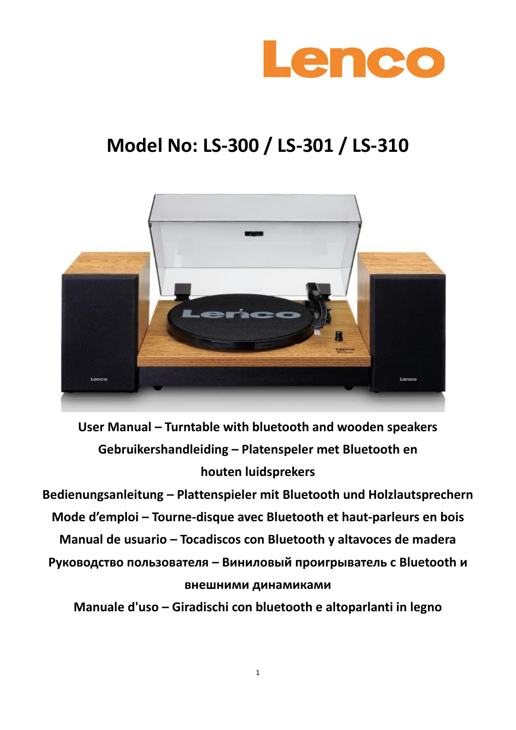Lenco

# Model No: LS-300 / LS-301 / LS-310

**User Manual – Turntable with bluetooth and wooden speakers**

**Gebruikershandleiding – Platenspeler met Bluetooth en houten luidsprekers**

**Bedienungsanleitung – Plattenspieler mit Bluetooth und Holzlautsprechern**

**Mode d'emploi – Tourne-disque avec Bluetooth et haut-parleurs en bois**

**Manual de usuario – Tocadiscos con Bluetooth y altavoces de madera**

**Руководство пользователя – Виниловый проигрыватель с Bluetooth и внешними динамиками**

**Manuale d'uso – Giradischi con bluetooth e altoparlanti in legno**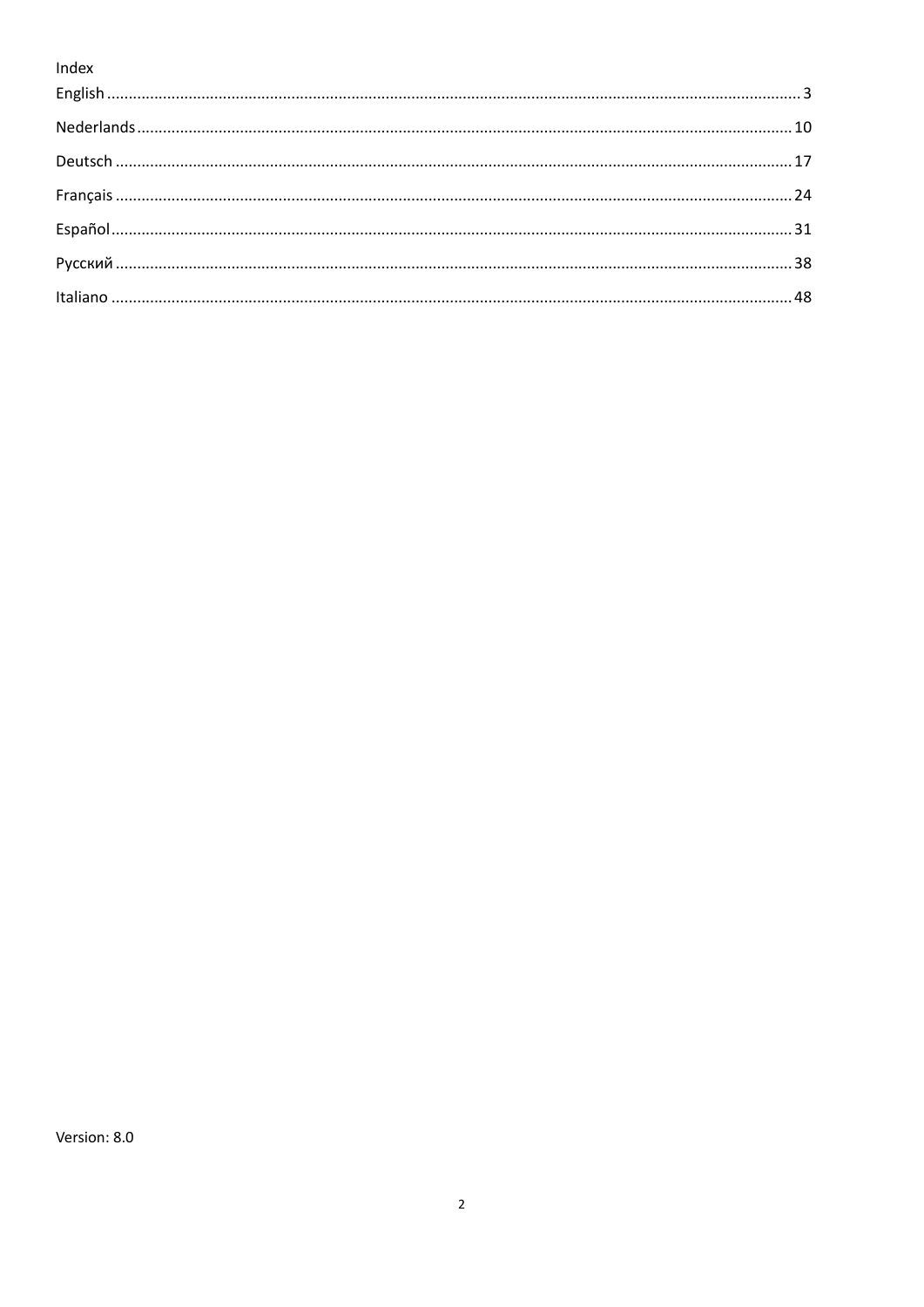Index

English ........................................................ 3

Nederlands ........................................................ 10

Deutsch ........................................................ 17

Français ........................................................ 24

Español ........................................................ 31

Русский ........................................................ 38

Italiano ........................................................ 48

Version: 8.0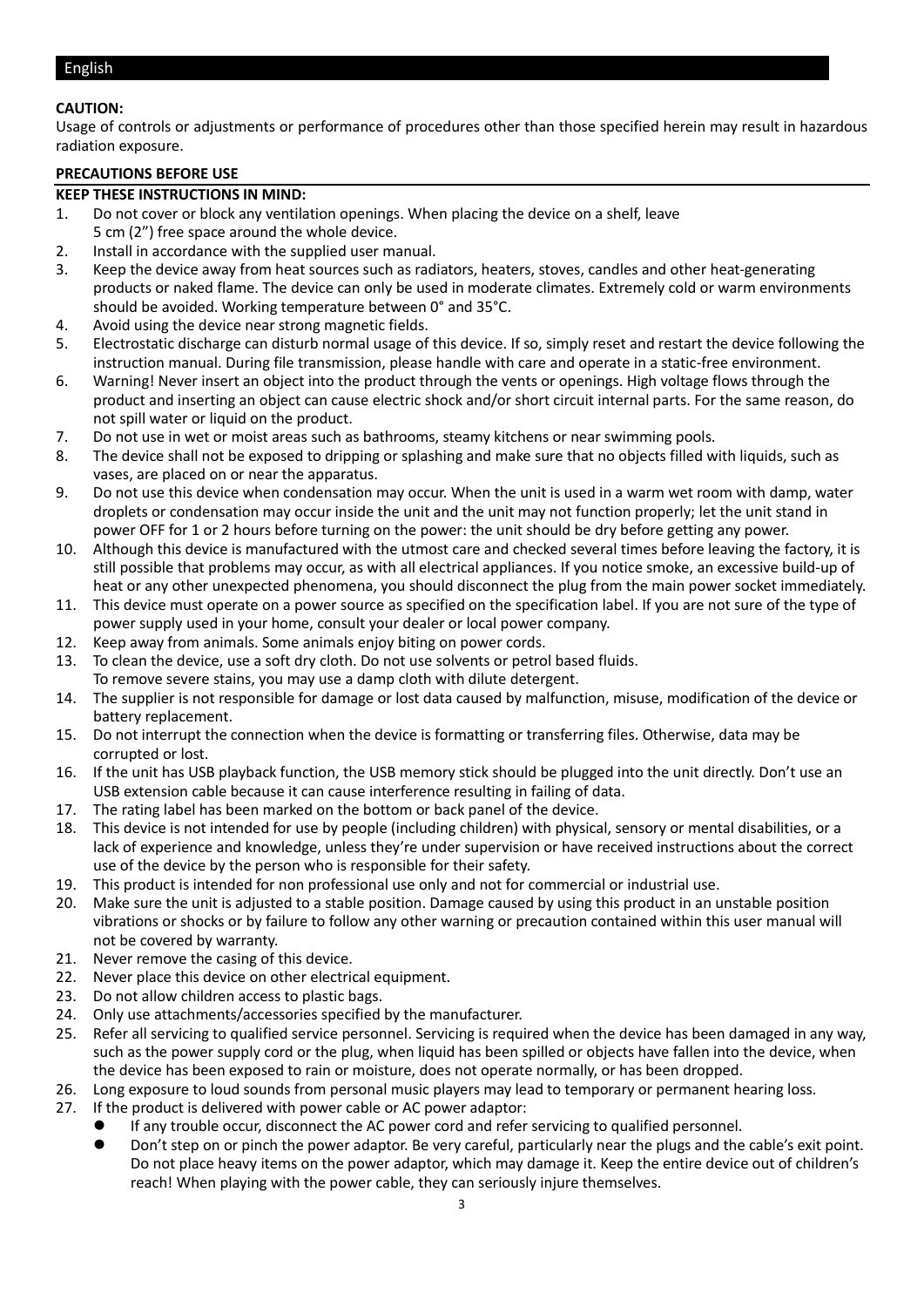English

**CAUTION:**
Usage of controls or adjustments or performance of procedures other than those specified herein may result in hazardous radiation exposure.

**PRECAUTIONS BEFORE USE**

**KEEP THESE INSTRUCTIONS IN MIND:**

1. Do not cover or block any ventilation openings. When placing the device on a shelf, leave 5 cm (2”) free space around the whole device.
2. Install in accordance with the supplied user manual.
3. Keep the device away from heat sources such as radiators, heaters, stoves, candles and other heat-generating products or naked flame. The device can only be used in moderate climates. Extremely cold or warm environments should be avoided. Working temperature between 0° and 35°C.
4. Avoid using the device near strong magnetic fields.
5. Electrostatic discharge can disturb normal usage of this device. If so, simply reset and restart the device following the instruction manual. During file transmission, please handle with care and operate in a static-free environment.
6. Warning! Never insert an object into the product through the vents or openings. High voltage flows through the product and inserting an object can cause electric shock and/or short circuit internal parts. For the same reason, do not spill water or liquid on the product.
7. Do not use in wet or moist areas such as bathrooms, steamy kitchens or near swimming pools.
8. The device shall not be exposed to dripping or splashing and make sure that no objects filled with liquids, such as vases, are placed on or near the apparatus.
9. Do not use this device when condensation may occur. When the unit is used in a warm wet room with damp, water droplets or condensation may occur inside the unit and the unit may not function properly; let the unit stand in power OFF for 1 or 2 hours before turning on the power: the unit should be dry before getting any power.
10. Although this device is manufactured with the utmost care and checked several times before leaving the factory, it is still possible that problems may occur, as with all electrical appliances. If you notice smoke, an excessive build-up of heat or any other unexpected phenomena, you should disconnect the plug from the main power socket immediately.
11. This device must operate on a power source as specified on the specification label. If you are not sure of the type of power supply used in your home, consult your dealer or local power company.
12. Keep away from animals. Some animals enjoy biting on power cords.
13. To clean the device, use a soft dry cloth. Do not use solvents or petrol based fluids. To remove severe stains, you may use a damp cloth with dilute detergent.
14. The supplier is not responsible for damage or lost data caused by malfunction, misuse, modification of the device or battery replacement.
15. Do not interrupt the connection when the device is formatting or transferring files. Otherwise, data may be corrupted or lost.
16. If the unit has USB playback function, the USB memory stick should be plugged into the unit directly. Don’t use an USB extension cable because it can cause interference resulting in failing of data.
17. The rating label has been marked on the bottom or back panel of the device.
18. This device is not intended for use by people (including children) with physical, sensory or mental disabilities, or a lack of experience and knowledge, unless they’re under supervision or have received instructions about the correct use of the device by the person who is responsible for their safety.
19. This product is intended for non professional use only and not for commercial or industrial use.
20. Make sure the unit is adjusted to a stable position. Damage caused by using this product in an unstable position vibrations or shocks or by failure to follow any other warning or precaution contained within this user manual will not be covered by warranty.
21. Never remove the casing of this device.
22. Never place this device on other electrical equipment.
23. Do not allow children access to plastic bags.
24. Only use attachments/accessories specified by the manufacturer.
25. Refer all servicing to qualified service personnel. Servicing is required when the device has been damaged in any way, such as the power supply cord or the plug, when liquid has been spilled or objects have fallen into the device, when the device has been exposed to rain or moisture, does not operate normally, or has been dropped.
26. Long exposure to loud sounds from personal music players may lead to temporary or permanent hearing loss.
27. If the product is delivered with power cable or AC power adaptor:
    - If any trouble occur, disconnect the AC power cord and refer servicing to qualified personnel.
    - Don’t step on or pinch the power adaptor. Be very careful, particularly near the plugs and the cable’s exit point. Do not place heavy items on the power adaptor, which may damage it. Keep the entire device out of children’s reach! When playing with the power cable, they can seriously injure themselves.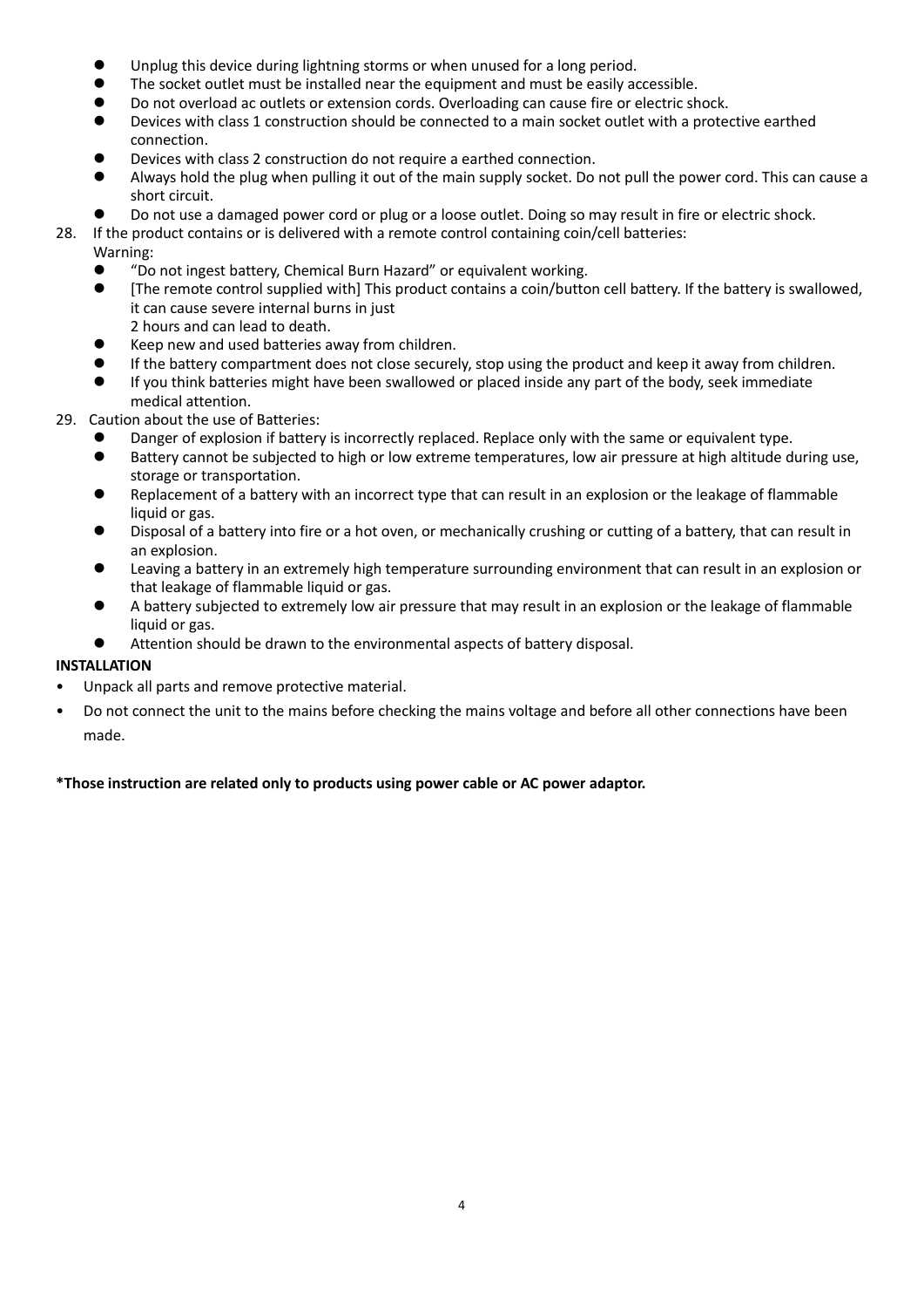- Unplug this device during lightning storms or when unused for a long period.
- The socket outlet must be installed near the equipment and must be easily accessible.
- Do not overload ac outlets or extension cords. Overloading can cause fire or electric shock.
- Devices with class 1 construction should be connected to a main socket outlet with a protective earthed connection.
- Devices with class 2 construction do not require a earthed connection.
- Always hold the plug when pulling it out of the main supply socket. Do not pull the power cord. This can cause a short circuit.
- Do not use a damaged power cord or plug or a loose outlet. Doing so may result in fire or electric shock.

28. If the product contains or is delivered with a remote control containing coin/cell batteries:
    Warning:
    - "Do not ingest battery, Chemical Burn Hazard" or equivalent working.
    - [The remote control supplied with] This product contains a coin/button cell battery. If the battery is swallowed, it can cause severe internal burns in just
      2 hours and can lead to death.
    - Keep new and used batteries away from children.
    - If the battery compartment does not close securely, stop using the product and keep it away from children.
    - If you think batteries might have been swallowed or placed inside any part of the body, seek immediate medical attention.
29. Caution about the use of Batteries:
    - Danger of explosion if battery is incorrectly replaced. Replace only with the same or equivalent type.
    - Battery cannot be subjected to high or low extreme temperatures, low air pressure at high altitude during use, storage or transportation.
    - Replacement of a battery with an incorrect type that can result in an explosion or the leakage of flammable liquid or gas.
    - Disposal of a battery into fire or a hot oven, or mechanically crushing or cutting of a battery, that can result in an explosion.
    - Leaving a battery in an extremely high temperature surrounding environment that can result in an explosion or that leakage of flammable liquid or gas.
    - A battery subjected to extremely low air pressure that may result in an explosion or the leakage of flammable liquid or gas.
    - Attention should be drawn to the environmental aspects of battery disposal.

**INSTALLATION**

- Unpack all parts and remove protective material.
- Do not connect the unit to the mains before checking the mains voltage and before all other connections have been made.

**\*Those instruction are related only to products using power cable or AC power adaptor.**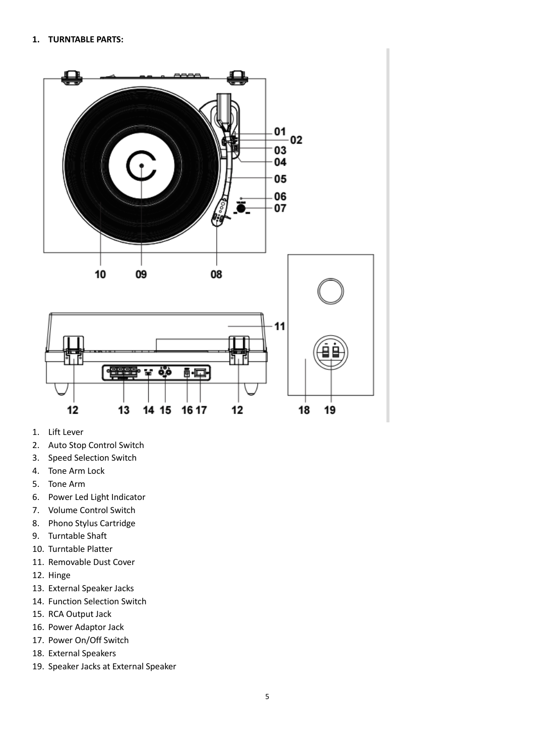**1. TURNTABLE PARTS:**

1. Lift Lever
2. Auto Stop Control Switch
3. Speed Selection Switch
4. Tone Arm Lock
5. Tone Arm
6. Power Led Light Indicator
7. Volume Control Switch
8. Phono Stylus Cartridge
9. Turntable Shaft
10. Turntable Platter
11. Removable Dust Cover
12. Hinge
13. External Speaker Jacks
14. Function Selection Switch
15. RCA Output Jack
16. Power Adaptor Jack
17. Power On/Off Switch
18. External Speakers
19. Speaker Jacks at External Speaker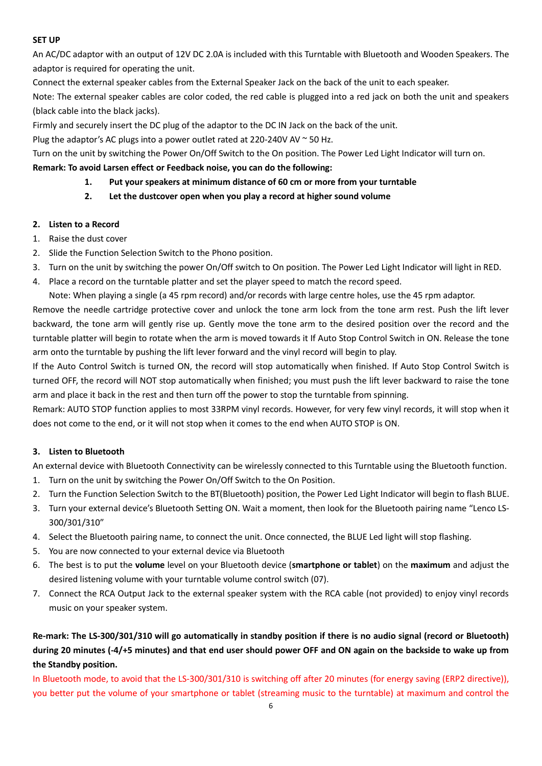**SET UP**

An AC/DC adaptor with an output of 12V DC 2.0A is included with this Turntable with Bluetooth and Wooden Speakers. The adaptor is required for operating the unit.

Connect the external speaker cables from the External Speaker Jack on the back of the unit to each speaker.

Note: The external speaker cables are color coded, the red cable is plugged into a red jack on both the unit and speakers (black cable into the black jacks).

Firmly and securely insert the DC plug of the adaptor to the DC IN Jack on the back of the unit.

Plug the adaptor's AC plugs into a power outlet rated at 220-240V AV ~ 50 Hz.

Turn on the unit by switching the Power On/Off Switch to the On position. The Power Led Light Indicator will turn on.

**Remark: To avoid Larsen effect or Feedback noise, you can do the following:**

1. **Put your speakers at minimum distance of 60 cm or more from your turntable**
2. **Let the dustcover open when you play a record at higher sound volume**

**2. Listen to a Record**

1. Raise the dust cover
2. Slide the Function Selection Switch to the Phono position.
3. Turn on the unit by switching the power On/Off switch to On position. The Power Led Light Indicator will light in RED.
4. Place a record on the turntable platter and set the player speed to match the record speed.
   Note: When playing a single (a 45 rpm record) and/or records with large centre holes, use the 45 rpm adaptor.

Remove the needle cartridge protective cover and unlock the tone arm lock from the tone arm rest. Push the lift lever backward, the tone arm will gently rise up. Gently move the tone arm to the desired position over the record and the turntable platter will begin to rotate when the arm is moved towards it If Auto Stop Control Switch in ON. Release the tone arm onto the turntable by pushing the lift lever forward and the vinyl record will begin to play.

If the Auto Control Switch is turned ON, the record will stop automatically when finished. If Auto Stop Control Switch is turned OFF, the record will NOT stop automatically when finished; you must push the lift lever backward to raise the tone arm and place it back in the rest and then turn off the power to stop the turntable from spinning.

Remark: AUTO STOP function applies to most 33RPM vinyl records. However, for very few vinyl records, it will stop when it does not come to the end, or it will not stop when it comes to the end when AUTO STOP is ON.

**3. Listen to Bluetooth**

An external device with Bluetooth Connectivity can be wirelessly connected to this Turntable using the Bluetooth function.

1. Turn on the unit by switching the Power On/Off Switch to the On Position.
2. Turn the Function Selection Switch to the BT(Bluetooth) position, the Power Led Light Indicator will begin to flash BLUE.
3. Turn your external device's Bluetooth Setting ON. Wait a moment, then look for the Bluetooth pairing name "Lenco LS-300/301/310"
4. Select the Bluetooth pairing name, to connect the unit. Once connected, the BLUE Led light will stop flashing.
5. You are now connected to your external device via Bluetooth
6. The best is to put the **volume** level on your Bluetooth device (**smartphone or tablet**) on the **maximum** and adjust the desired listening volume with your turntable volume control switch (07).
7. Connect the RCA Output Jack to the external speaker system with the RCA cable (not provided) to enjoy vinyl records music on your speaker system.

**Re-mark: The LS-300/301/310 will go automatically in standby position if there is no audio signal (record or Bluetooth) during 20 minutes (-4/+5 minutes) and that end user should power OFF and ON again on the backside to wake up from the Standby position.**

In Bluetooth mode, to avoid that the LS-300/301/310 is switching off after 20 minutes (for energy saving (ERP2 directive)), you better put the volume of your smartphone or tablet (streaming music to the turntable) at maximum and control the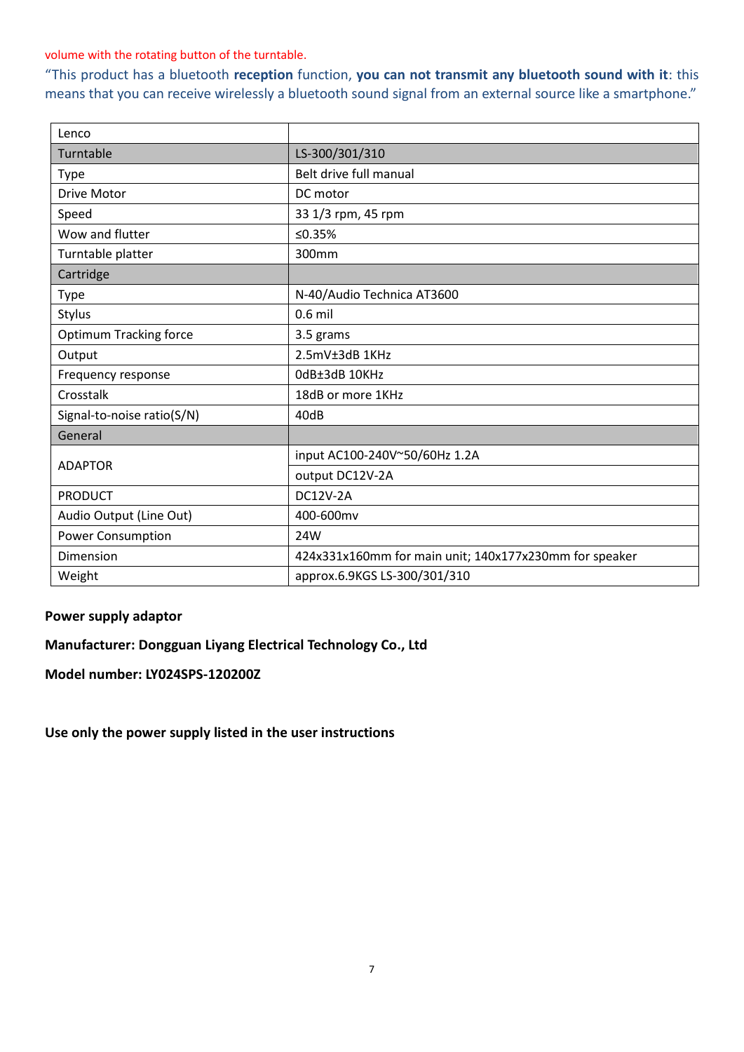volume with the rotating button of the turntable.

"This product has a bluetooth **reception** function, **you can not transmit any bluetooth sound with it**: this means that you can receive wirelessly a bluetooth sound signal from an external source like a smartphone."

| Lenco | |
|---|---|
| Turntable | LS-300/301/310 |
| Type | Belt drive full manual |
| Drive Motor | DC motor |
| Speed | 33 1/3 rpm, 45 rpm |
| Wow and flutter | ≤0.35% |
| Turntable platter | 300mm |
| Cartridge | |
| Type | N-40/Audio Technica AT3600 |
| Stylus | 0.6 mil |
| Optimum Tracking force | 3.5 grams |
| Output | 2.5mV±3dB 1KHz |
| Frequency response | 0dB±3dB 10KHz |
| Crosstalk | 18dB or more 1KHz |
| Signal-to-noise ratio(S/N) | 40dB |
| General | |
| ADAPTOR | input AC100-240V~50/60Hz 1.2A |
| | output DC12V-2A |
| PRODUCT | DC12V-2A |
| Audio Output (Line Out) | 400-600mv |
| Power Consumption | 24W |
| Dimension | 424x331x160mm for main unit; 140x177x230mm for speaker |
| Weight | approx.6.9KGS LS-300/301/310 |

**Power supply adaptor**

**Manufacturer: Dongguan Liyang Electrical Technology Co., Ltd**

**Model number: LY024SPS-120200Z**

**Use only the power supply listed in the user instructions**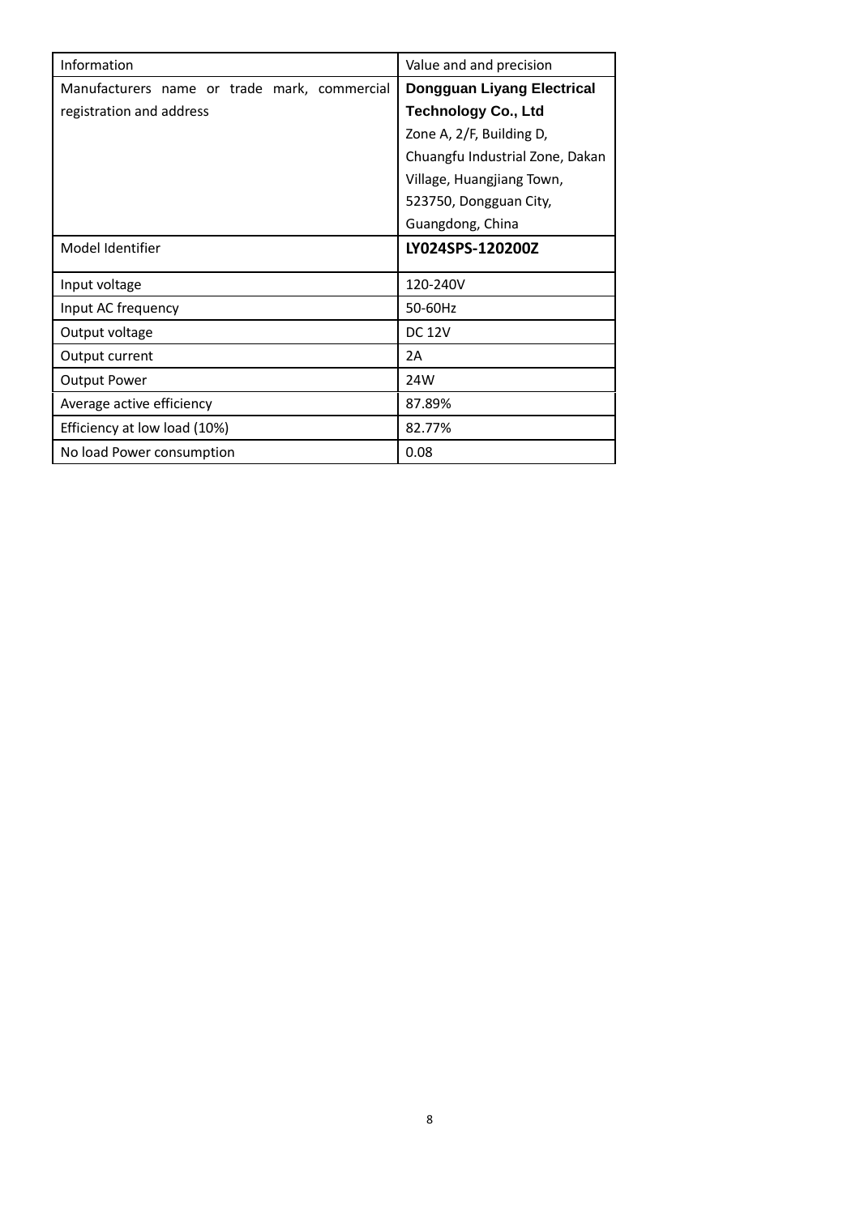| Information | Value and and precision |
| --- | --- |
| Manufacturers name or trade mark, commercial registration and address | **Dongguan Liyang Electrical Technology Co., Ltd** Zone A, 2/F, Building D, Chuangfu Industrial Zone, Dakan Village, Huangjiang Town, 523750, Dongguan City, Guangdong, China |
| Model Identifier | **LY024SPS-120200Z** |
| Input voltage | 120-240V |
| Input AC frequency | 50-60Hz |
| Output voltage | DC 12V |
| Output current | 2A |
| Output Power | 24W |
| Average active efficiency | 87.89% |
| Efficiency at low load (10%) | 82.77% |
| No load Power consumption | 0.08 |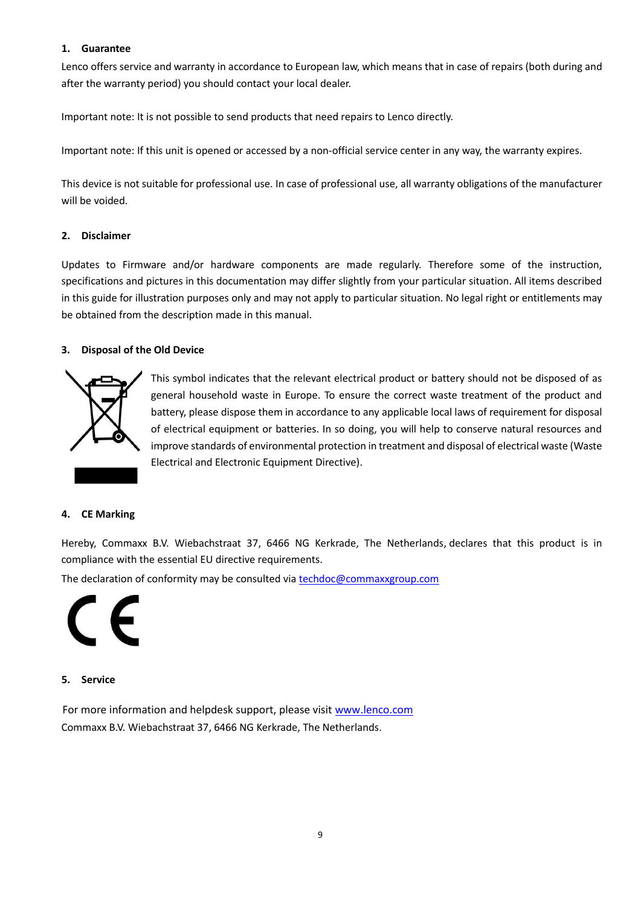## 1. Guarantee

Lenco offers service and warranty in accordance to European law, which means that in case of repairs (both during and after the warranty period) you should contact your local dealer.

Important note: It is not possible to send products that need repairs to Lenco directly.

Important note: If this unit is opened or accessed by a non-official service center in any way, the warranty expires.

This device is not suitable for professional use. In case of professional use, all warranty obligations of the manufacturer will be voided.

## 2. Disclaimer

Updates to Firmware and/or hardware components are made regularly. Therefore some of the instruction, specifications and pictures in this documentation may differ slightly from your particular situation. All items described in this guide for illustration purposes only and may not apply to particular situation. No legal right or entitlements may be obtained from the description made in this manual.

## 3. Disposal of the Old Device

This symbol indicates that the relevant electrical product or battery should not be disposed of as general household waste in Europe. To ensure the correct waste treatment of the product and battery, please dispose them in accordance to any applicable local laws of requirement for disposal of electrical equipment or batteries. In so doing, you will help to conserve natural resources and improve standards of environmental protection in treatment and disposal of electrical waste (Waste Electrical and Electronic Equipment Directive).

## 4. CE Marking

Hereby, Commaxx B.V. Wiebachstraat 37, 6466 NG Kerkrade, The Netherlands, declares that this product is in compliance with the essential EU directive requirements.

The declaration of conformity may be consulted via techdoc@commaxxgroup.com

## 5. Service

For more information and helpdesk support, please visit www.lenco.com
Commaxx B.V. Wiebachstraat 37, 6466 NG Kerkrade, The Netherlands.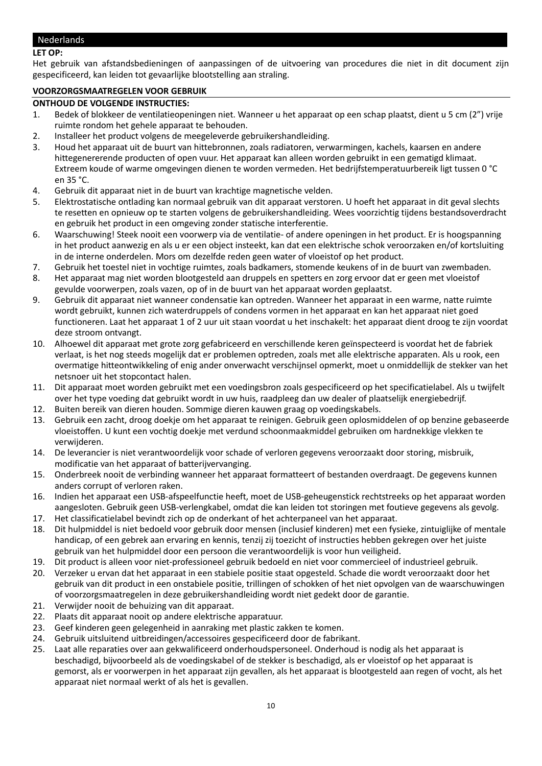## Nederlands

**LET OP:**

Het gebruik van afstandsbedieningen of aanpassingen of de uitvoering van procedures die niet in dit document zijn gespecificeerd, kan leiden tot gevaarlijke blootstelling aan straling.

**VOORZORGSMAATREGELEN VOOR GEBRUIK**

**ONTHOUD DE VOLGENDE INSTRUCTIES:**

1. Bedek of blokkeer de ventilatieopeningen niet. Wanneer u het apparaat op een schap plaatst, dient u 5 cm (2”) vrije ruimte rondom het gehele apparaat te behouden.
2. Installeer het product volgens de meegeleverde gebruikershandleiding.
3. Houd het apparaat uit de buurt van hittebronnen, zoals radiatoren, verwarmingen, kachels, kaarsen en andere hittegenererende producten of open vuur. Het apparaat kan alleen worden gebruikt in een gematigd klimaat. Extreem koude of warme omgevingen dienen te worden vermeden. Het bedrijfstemperatuurbereik ligt tussen 0 °C en 35 °C.
4. Gebruik dit apparaat niet in de buurt van krachtige magnetische velden.
5. Elektrostatische ontlading kan normaal gebruik van dit apparaat verstoren. U hoeft het apparaat in dit geval slechts te resetten en opnieuw op te starten volgens de gebruikershandleiding. Wees voorzichtig tijdens bestandsoverdracht en gebruik het product in een omgeving zonder statische interferentie.
6. Waarschuwing! Steek nooit een voorwerp via de ventilatie- of andere openingen in het product. Er is hoogspanning in het product aanwezig en als u er een object insteekt, kan dat een elektrische schok veroorzaken en/of kortsluiting in de interne onderdelen. Mors om dezelfde reden geen water of vloeistof op het product.
7. Gebruik het toestel niet in vochtige ruimtes, zoals badkamers, stomende keukens of in de buurt van zwembaden.
8. Het apparaat mag niet worden blootgesteld aan druppels en spetters en zorg ervoor dat er geen met vloeistof gevulde voorwerpen, zoals vazen, op of in de buurt van het apparaat worden geplaatst.
9. Gebruik dit apparaat niet wanneer condensatie kan optreden. Wanneer het apparaat in een warme, natte ruimte wordt gebruikt, kunnen zich waterdruppels of condens vormen in het apparaat en kan het apparaat niet goed functioneren. Laat het apparaat 1 of 2 uur uit staan voordat u het inschakelt: het apparaat dient droog te zijn voordat deze stroom ontvangt.
10. Alhoewel dit apparaat met grote zorg gefabriceerd en verschillende keren geïnspecteerd is voordat het de fabriek verlaat, is het nog steeds mogelijk dat er problemen optreden, zoals met alle elektrische apparaten. Als u rook, een overmatige hitteontwikkeling of enig ander onverwacht verschijnsel opmerkt, moet u onmiddellijk de stekker van het netsnoer uit het stopcontact halen.
11. Dit apparaat moet worden gebruikt met een voedingsbron zoals gespecificeerd op het specificatielabel. Als u twijfelt over het type voeding dat gebruikt wordt in uw huis, raadpleeg dan uw dealer of plaatselijk energiebedrijf.
12. Buiten bereik van dieren houden. Sommige dieren kauwen graag op voedingskabels.
13. Gebruik een zacht, droog doekje om het apparaat te reinigen. Gebruik geen oplosmiddelen of op benzine gebaseerde vloeistoffen. U kunt een vochtig doekje met verdund schoonmaakmiddel gebruiken om hardnekkige vlekken te verwijderen.
14. De leverancier is niet verantwoordelijk voor schade of verloren gegevens veroorzaakt door storing, misbruik, modificatie van het apparaat of batterijvervanging.
15. Onderbreek nooit de verbinding wanneer het apparaat formatteert of bestanden overdraagt. De gegevens kunnen anders corrupt of verloren raken.
16. Indien het apparaat een USB-afspeelfunctie heeft, moet de USB-geheugenstick rechtstreeks op het apparaat worden aangesloten. Gebruik geen USB-verlengkabel, omdat die kan leiden tot storingen met foutieve gegevens als gevolg.
17. Het classificatielabel bevindt zich op de onderkant of het achterpaneel van het apparaat.
18. Dit hulpmiddel is niet bedoeld voor gebruik door mensen (inclusief kinderen) met een fysieke, zintuiglijke of mentale handicap, of een gebrek aan ervaring en kennis, tenzij zij toezicht of instructies hebben gekregen over het juiste gebruik van het hulpmiddel door een persoon die verantwoordelijk is voor hun veiligheid.
19. Dit product is alleen voor niet-professioneel gebruik bedoeld en niet voor commercieel of industrieel gebruik.
20. Verzeker u ervan dat het apparaat in een stabiele positie staat opgesteld. Schade die wordt veroorzaakt door het gebruik van dit product in een onstabiele positie, trillingen of schokken of het niet opvolgen van de waarschuwingen of voorzorgsmaatregelen in deze gebruikershandleiding wordt niet gedekt door de garantie.
21. Verwijder nooit de behuizing van dit apparaat.
22. Plaats dit apparaat nooit op andere elektrische apparatuur.
23. Geef kinderen geen gelegenheid in aanraking met plastic zakken te komen.
24. Gebruik uitsluitend uitbreidingen/accessoires gespecificeerd door de fabrikant.
25. Laat alle reparaties over aan gekwalificeerd onderhoudspersoneel. Onderhoud is nodig als het apparaat is beschadigd, bijvoorbeeld als de voedingskabel of de stekker is beschadigd, als er vloeistof op het apparaat is gemorst, als er voorwerpen in het apparaat zijn gevallen, als het apparaat is blootgesteld aan regen of vocht, als het apparaat niet normaal werkt of als het is gevallen.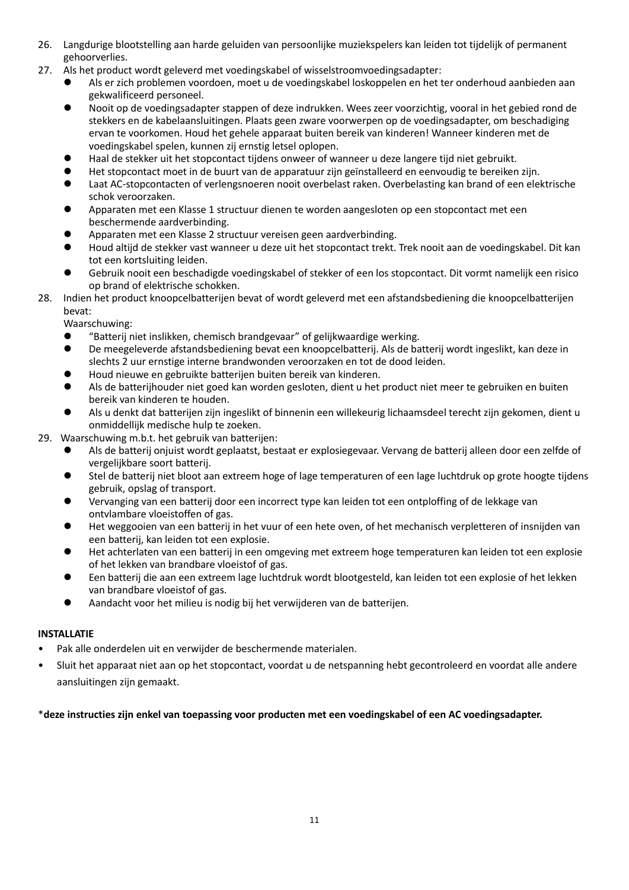26. Langdurige blootstelling aan harde geluiden van persoonlijke muziekspelers kan leiden tot tijdelijk of permanent gehoorverlies.
27. Als het product wordt geleverd met voedingskabel of wisselstroomvoedingsadapter:
    - Als er zich problemen voordoen, moet u de voedingskabel loskoppelen en het ter onderhoud aanbieden aan gekwalificeerd personeel.
    - Nooit op de voedingsadapter stappen of deze indrukken. Wees zeer voorzichtig, vooral in het gebied rond de stekkers en de kabelaansluitingen. Plaats geen zware voorwerpen op de voedingsadapter, om beschadiging ervan te voorkomen. Houd het gehele apparaat buiten bereik van kinderen! Wanneer kinderen met de voedingskabel spelen, kunnen zij ernstig letsel oplopen.
    - Haal de stekker uit het stopcontact tijdens onweer of wanneer u deze langere tijd niet gebruikt.
    - Het stopcontact moet in de buurt van de apparatuur zijn geïnstalleerd en eenvoudig te bereiken zijn.
    - Laat AC-stopcontacten of verlengsnoeren nooit overbelast raken. Overbelasting kan brand of een elektrische schok veroorzaken.
    - Apparaten met een Klasse 1 structuur dienen te worden aangesloten op een stopcontact met een beschermende aardverbinding.
    - Apparaten met een Klasse 2 structuur vereisen geen aardverbinding.
    - Houd altijd de stekker vast wanneer u deze uit het stopcontact trekt. Trek nooit aan de voedingskabel. Dit kan tot een kortsluiting leiden.
    - Gebruik nooit een beschadigde voedingskabel of stekker of een los stopcontact. Dit vormt namelijk een risico op brand of elektrische schokken.
28. Indien het product knoopcelbatterijen bevat of wordt geleverd met een afstandsbediening die knoopcelbatterijen bevat:
    Waarschuwing:
    - “Batterij niet inslikken, chemisch brandgevaar” of gelijkwaardige werking.
    - De meegeleverde afstandsbediening bevat een knoopcelbatterij. Als de batterij wordt ingeslikt, kan deze in slechts 2 uur ernstige interne brandwonden veroorzaken en tot de dood leiden.
    - Houd nieuwe en gebruikte batterijen buiten bereik van kinderen.
    - Als de batterijhouder niet goed kan worden gesloten, dient u het product niet meer te gebruiken en buiten bereik van kinderen te houden.
    - Als u denkt dat batterijen zijn ingeslikt of binnenin een willekeurig lichaamsdeel terecht zijn gekomen, dient u onmiddellijk medische hulp te zoeken.
29. Waarschuwing m.b.t. het gebruik van batterijen:
    - Als de batterij onjuist wordt geplaatst, bestaat er explosiegevaar. Vervang de batterij alleen door een zelfde of vergelijkbare soort batterij.
    - Stel de batterij niet bloot aan extreem hoge of lage temperaturen of een lage luchtdruk op grote hoogte tijdens gebruik, opslag of transport.
    - Vervanging van een batterij door een incorrect type kan leiden tot een ontploffing of de lekkage van ontvlambare vloeistoffen of gas.
    - Het weggooien van een batterij in het vuur of een hete oven, of het mechanisch verpletteren of insnijden van een batterij, kan leiden tot een explosie.
    - Het achterlaten van een batterij in een omgeving met extreem hoge temperaturen kan leiden tot een explosie of het lekken van brandbare vloeistof of gas.
    - Een batterij die aan een extreem lage luchtdruk wordt blootgesteld, kan leiden tot een explosie of het lekken van brandbare vloeistof of gas.
    - Aandacht voor het milieu is nodig bij het verwijderen van de batterijen.

**INSTALLATIE**

- Pak alle onderdelen uit en verwijder de beschermende materialen.
- Sluit het apparaat niet aan op het stopcontact, voordat u de netspanning hebt gecontroleerd en voordat alle andere aansluitingen zijn gemaakt.

\***deze instructies zijn enkel van toepassing voor producten met een voedingskabel of een AC voedingsadapter.**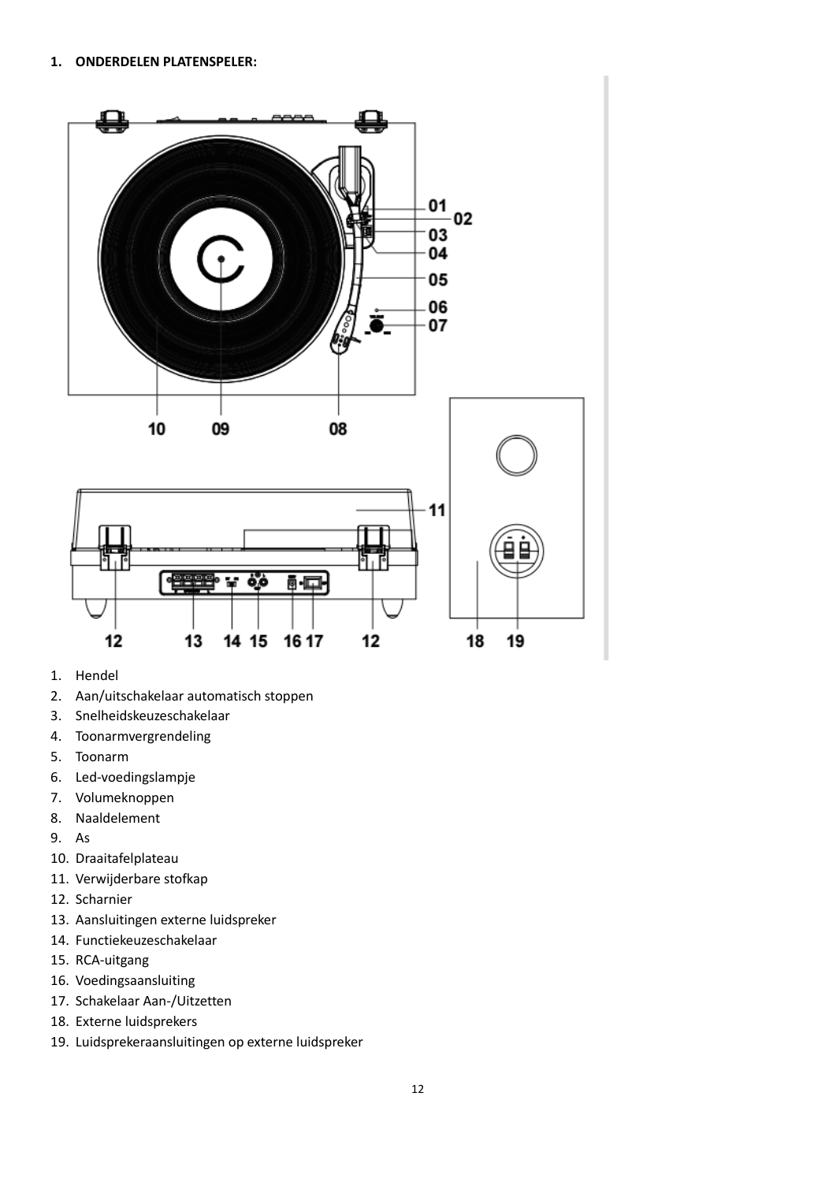1. **ONDERDELEN PLATENSPELER:**

1. Hendel
2. Aan/uitschakelaar automatisch stoppen
3. Snelheidskeuzeschakelaar
4. Toonarmvergrendeling
5. Toonarm
6. Led-voedingslampje
7. Volumeknoppen
8. Naaldelement
9. As
10. Draaitafelplateau
11. Verwijderbare stofkap
12. Scharnier
13. Aansluitingen externe luidspreker
14. Functiekeuzeschakelaar
15. RCA-uitgang
16. Voedingsaansluiting
17. Schakelaar Aan-/Uitzetten
18. Externe luidsprekers
19. Luidsprekeraansluitingen op externe luidspreker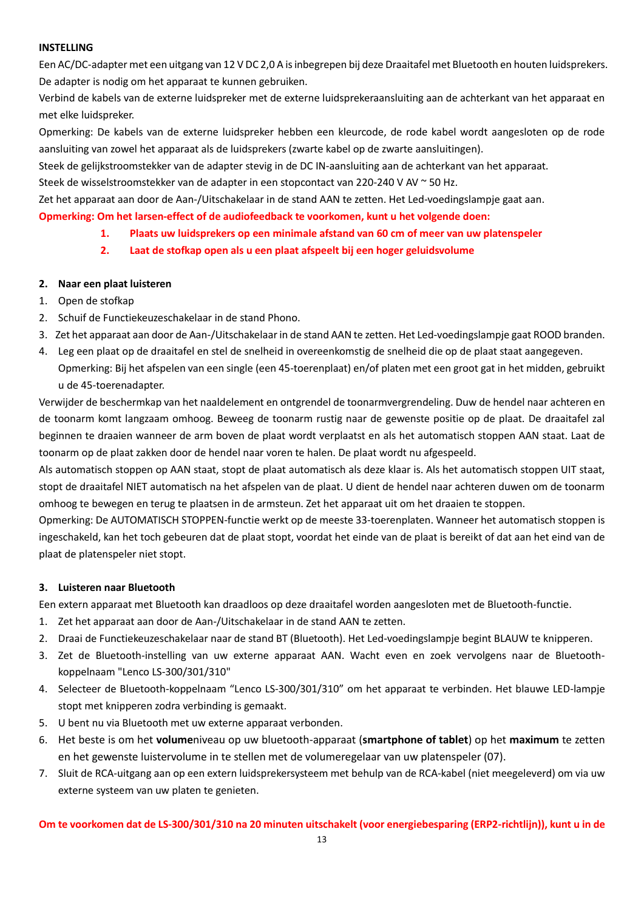**INSTELLING**

Een AC/DC-adapter met een uitgang van 12 V DC 2,0 A is inbegrepen bij deze Draaitafel met Bluetooth en houten luidsprekers. De adapter is nodig om het apparaat te kunnen gebruiken.

Verbind de kabels van de externe luidspreker met de externe luidsprekeraansluiting aan de achterkant van het apparaat en met elke luidspreker.

Opmerking: De kabels van de externe luidspreker hebben een kleurcode, de rode kabel wordt aangesloten op de rode aansluiting van zowel het apparaat als de luidsprekers (zwarte kabel op de zwarte aansluitingen).

Steek de gelijkstroomstekker van de adapter stevig in de DC IN-aansluiting aan de achterkant van het apparaat.

Steek de wisselstroomstekker van de adapter in een stopcontact van 220-240 V AV ~ 50 Hz.

Zet het apparaat aan door de Aan-/Uitschakelaar in de stand AAN te zetten. Het Led-voedingslampje gaat aan.

**Opmerking: Om het larsen-effect of de audiofeedback te voorkomen, kunt u het volgende doen:**

1. **Plaats uw luidsprekers op een minimale afstand van 60 cm of meer van uw platenspeler**
2. **Laat de stofkap open als u een plaat afspeelt bij een hoger geluidsvolume**

**2. Naar een plaat luisteren**

1. Open de stofkap
2. Schuif de Functiekeuzeschakelaar in de stand Phono.
3. Zet het apparaat aan door de Aan-/Uitschakelaar in de stand AAN te zetten. Het Led-voedingslampje gaat ROOD branden.
4. Leg een plaat op de draaitafel en stel de snelheid in overeenkomstig de snelheid die op de plaat staat aangegeven.
   Opmerking: Bij het afspelen van een single (een 45-toerenplaat) en/of platen met een groot gat in het midden, gebruikt u de 45-toerenadapter.

Verwijder de beschermkap van het naaldelement en ontgrendel de toonarmvergrendeling. Duw de hendel naar achteren en de toonarm komt langzaam omhoog. Beweeg de toonarm rustig naar de gewenste positie op de plaat. De draaitafel zal beginnen te draaien wanneer de arm boven de plaat wordt verplaatst en als het automatisch stoppen AAN staat. Laat de toonarm op de plaat zakken door de hendel naar voren te halen. De plaat wordt nu afgespeeld.

Als automatisch stoppen op AAN staat, stopt de plaat automatisch als deze klaar is. Als het automatisch stoppen UIT staat, stopt de draaitafel NIET automatisch na het afspelen van de plaat. U dient de hendel naar achteren duwen om de toonarm omhoog te bewegen en terug te plaatsen in de armsteun. Zet het apparaat uit om het draaien te stoppen.

Opmerking: De AUTOMATISCH STOPPEN-functie werkt op de meeste 33-toerenplaten. Wanneer het automatisch stoppen is ingeschakeld, kan het toch gebeuren dat de plaat stopt, voordat het einde van de plaat is bereikt of dat aan het eind van de plaat de platenspeler niet stopt.

**3. Luisteren naar Bluetooth**

Een extern apparaat met Bluetooth kan draadloos op deze draaitafel worden aangesloten met de Bluetooth-functie.

1. Zet het apparaat aan door de Aan-/Uitschakelaar in de stand AAN te zetten.
2. Draai de Functiekeuzeschakelaar naar de stand BT (Bluetooth). Het Led-voedingslampje begint BLAUW te knipperen.
3. Zet de Bluetooth-instelling van uw externe apparaat AAN. Wacht even en zoek vervolgens naar de Bluetooth-koppelnaam "Lenco LS-300/301/310"
4. Selecteer de Bluetooth-koppelnaam “Lenco LS-300/301/310” om het apparaat te verbinden. Het blauwe LED-lampje stopt met knipperen zodra verbinding is gemaakt.
5. U bent nu via Bluetooth met uw externe apparaat verbonden.
6. Het beste is om het **volume**niveau op uw bluetooth-apparaat (**smartphone of tablet**) op het **maximum** te zetten en het gewenste luistervolume in te stellen met de volumeregelaar van uw platenspeler (07).
7. Sluit de RCA-uitgang aan op een extern luidsprekersysteem met behulp van de RCA-kabel (niet meegeleverd) om via uw externe systeem van uw platen te genieten.

**Om te voorkomen dat de LS-300/301/310 na 20 minuten uitschakelt (voor energiebesparing (ERP2-richtlijn)), kunt u in de**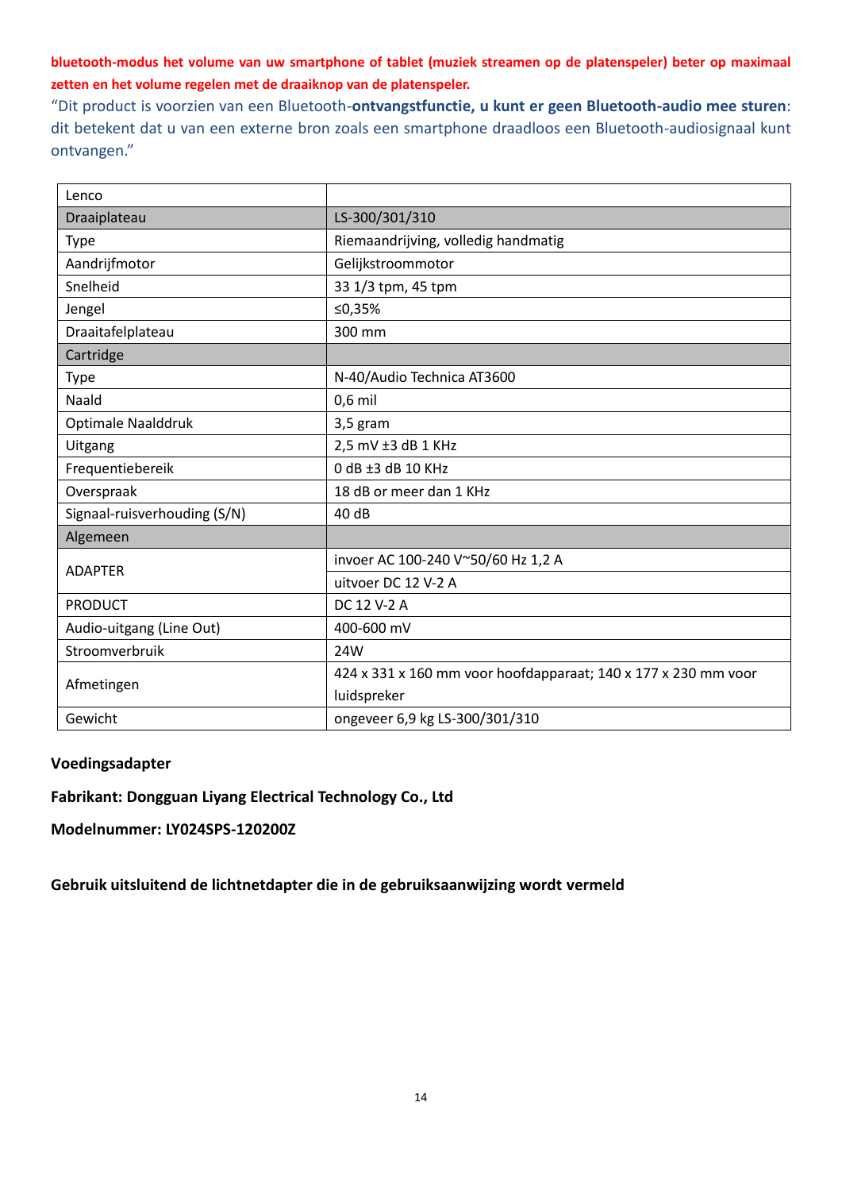**bluetooth-modus het volume van uw smartphone of tablet (muziek streamen op de platenspeler) beter op maximaal zetten en het volume regelen met de draaiknop van de platenspeler.**

"Dit product is voorzien van een Bluetooth-**ontvangstfunctie, u kunt er geen Bluetooth-audio mee sturen**: dit betekent dat u van een externe bron zoals een smartphone draadloos een Bluetooth-audiosignaal kunt ontvangen."

| Lenco | |
|---|---|
| Draaiplateau | LS-300/301/310 |
| Type | Riemaandrijving, volledig handmatig |
| Aandrijfmotor | Gelijkstroommotor |
| Snelheid | 33 1/3 tpm, 45 tpm |
| Jengel | ≤0,35% |
| Draaitafelplateau | 300 mm |
| Cartridge | |
| Type | N-40/Audio Technica AT3600 |
| Naald | 0,6 mil |
| Optimale Naalddruk | 3,5 gram |
| Uitgang | 2,5 mV ±3 dB 1 KHz |
| Frequentiebereik | 0 dB ±3 dB 10 KHz |
| Overspraak | 18 dB or meer dan 1 KHz |
| Signaal-ruisverhouding (S/N) | 40 dB |
| Algemeen | |
| ADAPTER | invoer AC 100-240 V~50/60 Hz 1,2 A |
| | uitvoer DC 12 V-2 A |
| PRODUCT | DC 12 V-2 A |
| Audio-uitgang (Line Out) | 400-600 mV |
| Stroomverbruik | 24W |
| Afmetingen | 424 x 331 x 160 mm voor hoofdapparaat; 140 x 177 x 230 mm voor luidspreker |
| Gewicht | ongeveer 6,9 kg LS-300/301/310 |

**Voedingsadapter**

**Fabrikant: Dongguan Liyang Electrical Technology Co., Ltd**

**Modelnummer: LY024SPS-120200Z**

**Gebruik uitsluitend de lichtnetdapter die in de gebruiksaanwijzing wordt vermeld**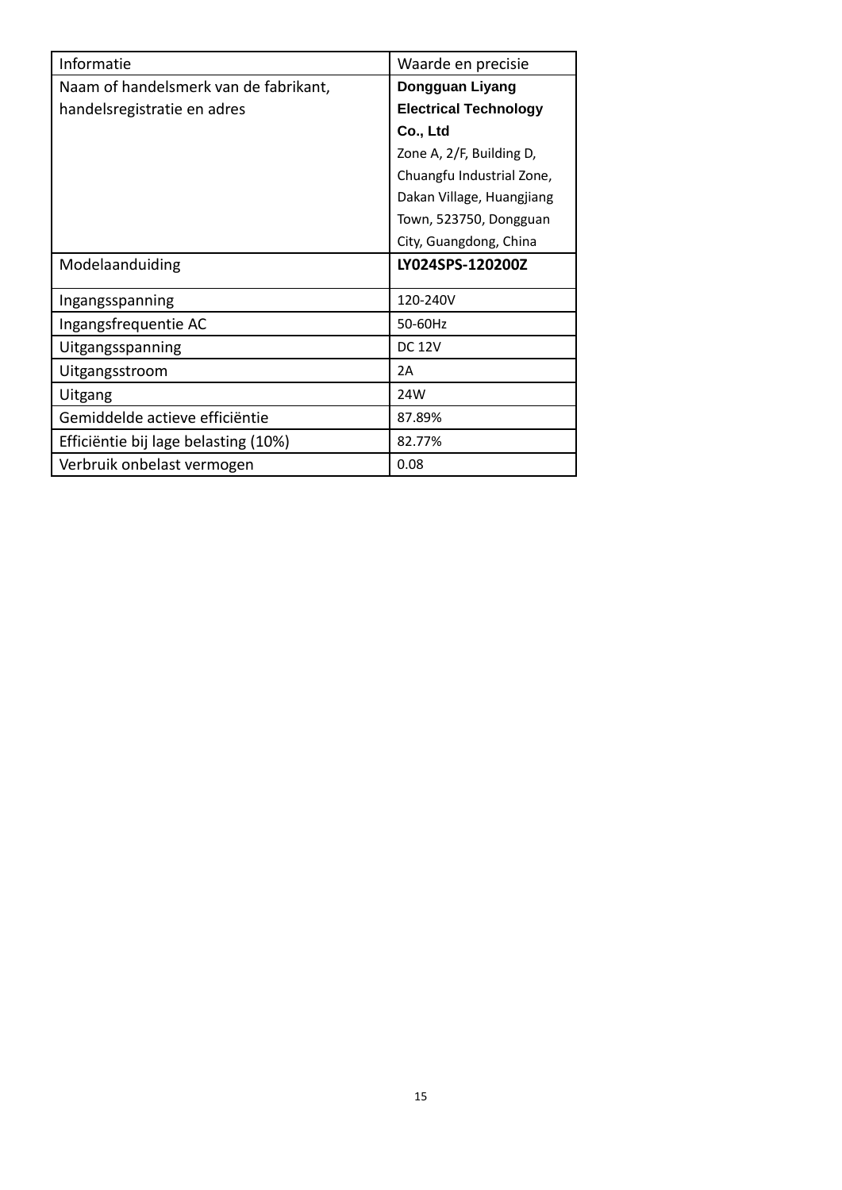| Informatie | Waarde en precisie |
| --- | --- |
| Naam of handelsmerk van de fabrikant, handelsregistratie en adres | **Dongguan Liyang Electrical Technology Co., Ltd** Zone A, 2/F, Building D, Chuangfu Industrial Zone, Dakan Village, Huangjiang Town, 523750, Dongguan City, Guangdong, China |
| Modelaanduiding | **LY024SPS-120200Z** |
| Ingangsspanning | 120-240V |
| Ingangsfrequentie AC | 50-60Hz |
| Uitgangsspanning | DC 12V |
| Uitgangsstroom | 2A |
| Uitgang | 24W |
| Gemiddelde actieve efficiëntie | 87.89% |
| Efficiëntie bij lage belasting (10%) | 82.77% |
| Verbruik onbelast vermogen | 0.08 |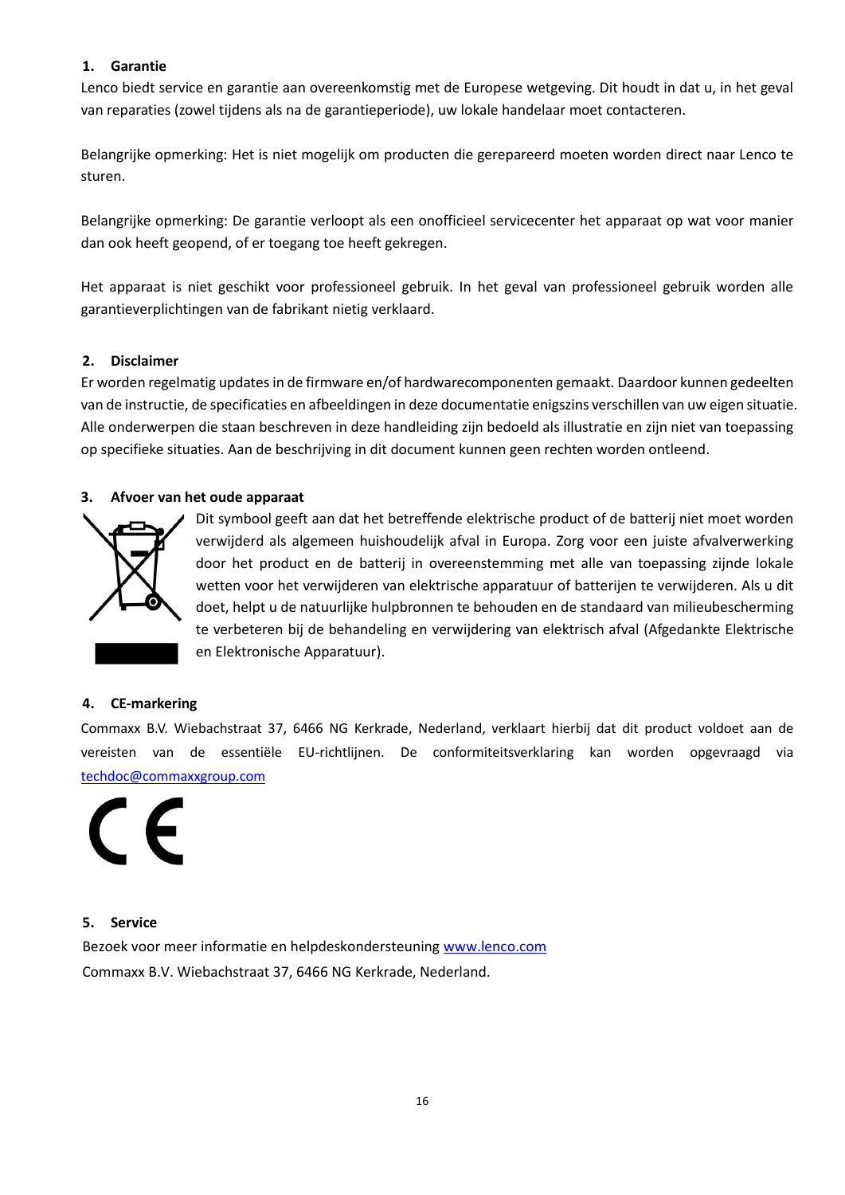## 1. Garantie

Lenco biedt service en garantie aan overeenkomstig met de Europese wetgeving. Dit houdt in dat u, in het geval van reparaties (zowel tijdens als na de garantieperiode), uw lokale handelaar moet contacteren.

Belangrijke opmerking: Het is niet mogelijk om producten die gerepareerd moeten worden direct naar Lenco te sturen.

Belangrijke opmerking: De garantie verloopt als een onofficieel servicecenter het apparaat op wat voor manier dan ook heeft geopend, of er toegang toe heeft gekregen.

Het apparaat is niet geschikt voor professioneel gebruik. In het geval van professioneel gebruik worden alle garantieverplichtingen van de fabrikant nietig verklaard.

## 2. Disclaimer

Er worden regelmatig updates in de firmware en/of hardwarecomponenten gemaakt. Daardoor kunnen gedeelten van de instructie, de specificaties en afbeeldingen in deze documentatie enigszins verschillen van uw eigen situatie. Alle onderwerpen die staan beschreven in deze handleiding zijn bedoeld als illustratie en zijn niet van toepassing op specifieke situaties. Aan de beschrijving in dit document kunnen geen rechten worden ontleend.

## 3. Afvoer van het oude apparaat

Dit symbool geeft aan dat het betreffende elektrische product of de batterij niet moet worden verwijderd als algemeen huishoudelijk afval in Europa. Zorg voor een juiste afvalverwerking door het product en de batterij in overeenstemming met alle van toepassing zijnde lokale wetten voor het verwijderen van elektrische apparatuur of batterijen te verwijderen. Als u dit doet, helpt u de natuurlijke hulpbronnen te behouden en de standaard van milieubescherming te verbeteren bij de behandeling en verwijdering van elektrisch afval (Afgedankte Elektrische en Elektronische Apparatuur).

## 4. CE-markering

Commaxx B.V. Wiebachstraat 37, 6466 NG Kerkrade, Nederland, verklaart hierbij dat dit product voldoet aan de vereisten van de essentiële EU-richtlijnen. De conformiteitsverklaring kan worden opgevraagd via techdoc@commaxxgroup.com

## 5. Service

Bezoek voor meer informatie en helpdeskondersteuning www.lenco.com

Commaxx B.V. Wiebachstraat 37, 6466 NG Kerkrade, Nederland.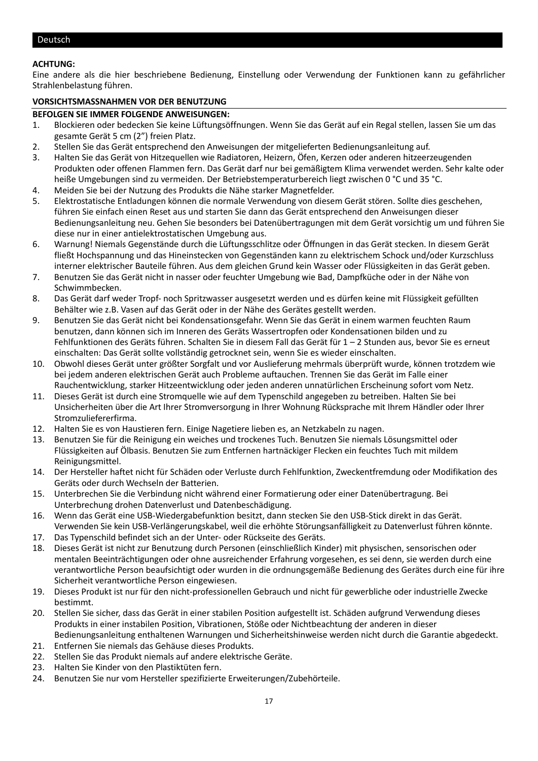Deutsch

**ACHTUNG:**
Eine andere als die hier beschriebene Bedienung, Einstellung oder Verwendung der Funktionen kann zu gefährlicher Strahlenbelastung führen.

**VORSICHTSMASSNAHMEN VOR DER BENUTZUNG**

**BEFOLGEN SIE IMMER FOLGENDE ANWEISUNGEN:**

1. Blockieren oder bedecken Sie keine Lüftungsöffnungen. Wenn Sie das Gerät auf ein Regal stellen, lassen Sie um das gesamte Gerät 5 cm (2") freien Platz.
2. Stellen Sie das Gerät entsprechend den Anweisungen der mitgelieferten Bedienungsanleitung auf.
3. Halten Sie das Gerät von Hitzequellen wie Radiatoren, Heizern, Öfen, Kerzen oder anderen hitzeerzeugenden Produkten oder offenen Flammen fern. Das Gerät darf nur bei gemäßigtem Klima verwendet werden. Sehr kalte oder heiße Umgebungen sind zu vermeiden. Der Betriebstemperaturbereich liegt zwischen 0 °C und 35 °C.
4. Meiden Sie bei der Nutzung des Produkts die Nähe starker Magnetfelder.
5. Elektrostatische Entladungen können die normale Verwendung von diesem Gerät stören. Sollte dies geschehen, führen Sie einfach einen Reset aus und starten Sie dann das Gerät entsprechend den Anweisungen dieser Bedienungsanleitung neu. Gehen Sie besonders bei Datenübertragungen mit dem Gerät vorsichtig um und führen Sie diese nur in einer antielektrostatischen Umgebung aus.
6. Warnung! Niemals Gegenstände durch die Lüftungsschlitze oder Öffnungen in das Gerät stecken. In diesem Gerät fließt Hochspannung und das Hineinstecken von Gegenständen kann zu elektrischem Schock und/oder Kurzschluss interner elektrischer Bauteile führen. Aus dem gleichen Grund kein Wasser oder Flüssigkeiten in das Gerät geben.
7. Benutzen Sie das Gerät nicht in nasser oder feuchter Umgebung wie Bad, Dampfküche oder in der Nähe von Schwimmbecken.
8. Das Gerät darf weder Tropf- noch Spritzwasser ausgesetzt werden und es dürfen keine mit Flüssigkeit gefüllten Behälter wie z.B. Vasen auf das Gerät oder in der Nähe des Gerätes gestellt werden.
9. Benutzen Sie das Gerät nicht bei Kondensationsgefahr. Wenn Sie das Gerät in einem warmen feuchten Raum benutzen, dann können sich im Inneren des Geräts Wassertropfen oder Kondensationen bilden und zu Fehlfunktionen des Geräts führen. Schalten Sie in diesem Fall das Gerät für 1 – 2 Stunden aus, bevor Sie es erneut einschalten: Das Gerät sollte vollständig getrocknet sein, wenn Sie es wieder einschalten.
10. Obwohl dieses Gerät unter größter Sorgfalt und vor Auslieferung mehrmals überprüft wurde, können trotzdem wie bei jedem anderen elektrischen Gerät auch Probleme auftauchen. Trennen Sie das Gerät im Falle einer Rauchentwicklung, starker Hitzeentwicklung oder jeden anderen unnatürlichen Erscheinung sofort vom Netz.
11. Dieses Gerät ist durch eine Stromquelle wie auf dem Typenschild angegeben zu betreiben. Halten Sie bei Unsicherheiten über die Art Ihrer Stromversorgung in Ihrer Wohnung Rücksprache mit Ihrem Händler oder Ihrer Stromzuliefererfirma.
12. Halten Sie es von Haustieren fern. Einige Nagetiere lieben es, an Netzkabeln zu nagen.
13. Benutzen Sie für die Reinigung ein weiches und trockenes Tuch. Benutzen Sie niemals Lösungsmittel oder Flüssigkeiten auf Ölbasis. Benutzen Sie zum Entfernen hartnäckiger Flecken ein feuchtes Tuch mit mildem Reinigungsmittel.
14. Der Hersteller haftet nicht für Schäden oder Verluste durch Fehlfunktion, Zweckentfremdung oder Modifikation des Geräts oder durch Wechseln der Batterien.
15. Unterbrechen Sie die Verbindung nicht während einer Formatierung oder einer Datenübertragung. Bei Unterbrechung drohen Datenverlust und Datenbeschädigung.
16. Wenn das Gerät eine USB-Wiedergabefunktion besitzt, dann stecken Sie den USB-Stick direkt in das Gerät. Verwenden Sie kein USB-Verlängerungskabel, weil die erhöhte Störungsanfälligkeit zu Datenverlust führen könnte.
17. Das Typenschild befindet sich an der Unter- oder Rückseite des Geräts.
18. Dieses Gerät ist nicht zur Benutzung durch Personen (einschließlich Kinder) mit physischen, sensorischen oder mentalen Beeinträchtigungen oder ohne ausreichender Erfahrung vorgesehen, es sei denn, sie werden durch eine verantwortliche Person beaufsichtigt oder wurden in die ordnungsgemäße Bedienung des Gerätes durch eine für ihre Sicherheit verantwortliche Person eingewiesen.
19. Dieses Produkt ist nur für den nicht-professionellen Gebrauch und nicht für gewerbliche oder industrielle Zwecke bestimmt.
20. Stellen Sie sicher, dass das Gerät in einer stabilen Position aufgestellt ist. Schäden aufgrund Verwendung dieses Produkts in einer instabilen Position, Vibrationen, Stöße oder Nichtbeachtung der anderen in dieser Bedienungsanleitung enthaltenen Warnungen und Sicherheitshinweise werden nicht durch die Garantie abgedeckt.
21. Entfernen Sie niemals das Gehäuse dieses Produkts.
22. Stellen Sie das Produkt niemals auf andere elektrische Geräte.
23. Halten Sie Kinder von den Plastiktüten fern.
24. Benutzen Sie nur vom Hersteller spezifizierte Erweiterungen/Zubehörteile.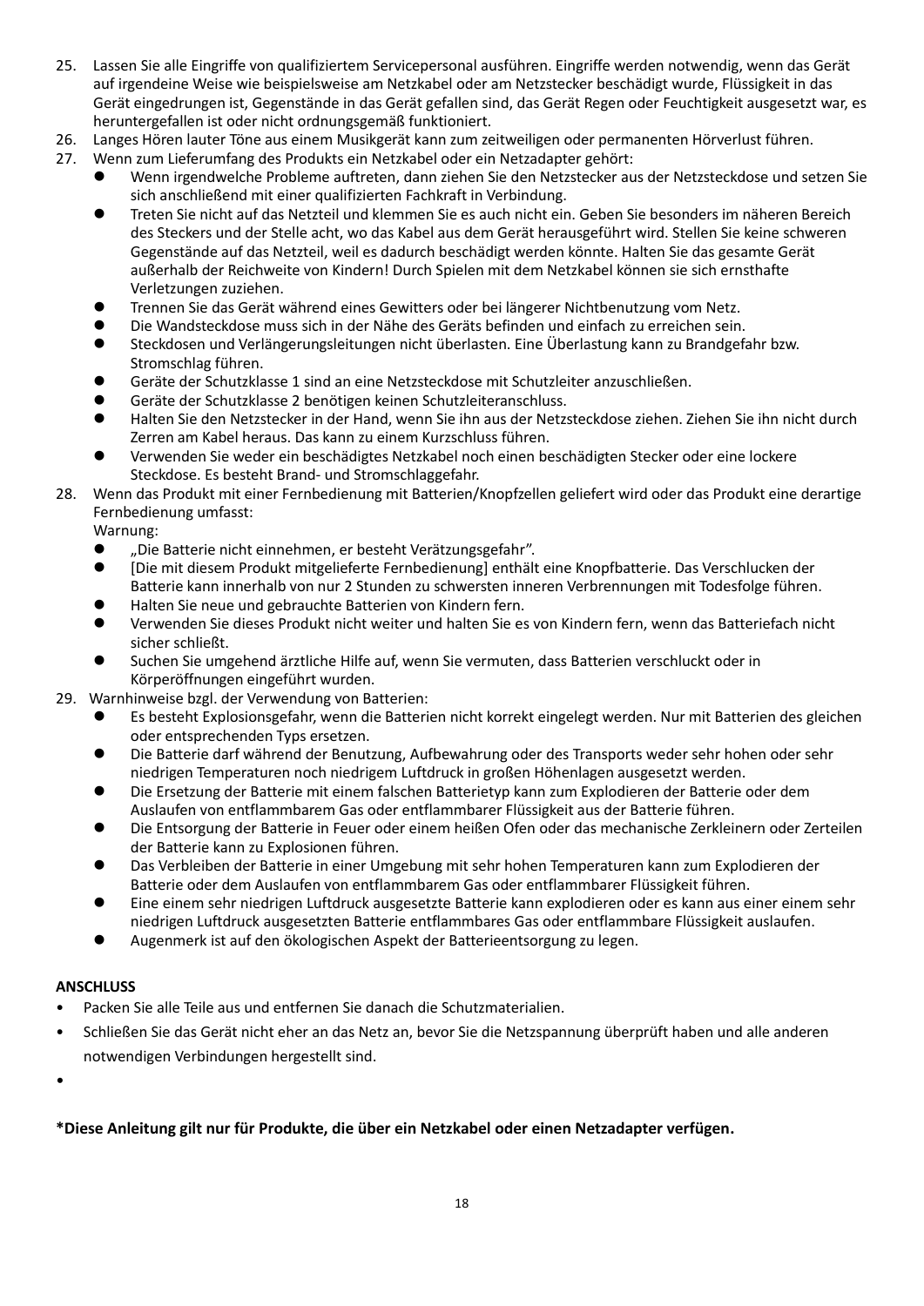25. Lassen Sie alle Eingriffe von qualifiziertem Servicepersonal ausführen. Eingriffe werden notwendig, wenn das Gerät auf irgendeine Weise wie beispielsweise am Netzkabel oder am Netzstecker beschädigt wurde, Flüssigkeit in das Gerät eingedrungen ist, Gegenstände in das Gerät gefallen sind, das Gerät Regen oder Feuchtigkeit ausgesetzt war, es heruntergefallen ist oder nicht ordnungsgemäß funktioniert.
26. Langes Hören lauter Töne aus einem Musikgerät kann zum zeitweiligen oder permanenten Hörverlust führen.
27. Wenn zum Lieferumfang des Produkts ein Netzkabel oder ein Netzadapter gehört:
    - Wenn irgendwelche Probleme auftreten, dann ziehen Sie den Netzstecker aus der Netzsteckdose und setzen Sie sich anschließend mit einer qualifizierten Fachkraft in Verbindung.
    - Treten Sie nicht auf das Netzteil und klemmen Sie es auch nicht ein. Geben Sie besonders im näheren Bereich des Steckers und der Stelle acht, wo das Kabel aus dem Gerät herausgeführt wird. Stellen Sie keine schweren Gegenstände auf das Netzteil, weil es dadurch beschädigt werden könnte. Halten Sie das gesamte Gerät außerhalb der Reichweite von Kindern! Durch Spielen mit dem Netzkabel können sie sich ernsthafte Verletzungen zuziehen.
    - Trennen Sie das Gerät während eines Gewitters oder bei längerer Nichtbenutzung vom Netz.
    - Die Wandsteckdose muss sich in der Nähe des Geräts befinden und einfach zu erreichen sein.
    - Steckdosen und Verlängerungsleitungen nicht überlasten. Eine Überlastung kann zu Brandgefahr bzw. Stromschlag führen.
    - Geräte der Schutzklasse 1 sind an eine Netzsteckdose mit Schutzleiter anzuschließen.
    - Geräte der Schutzklasse 2 benötigen keinen Schutzleiteranschluss.
    - Halten Sie den Netzstecker in der Hand, wenn Sie ihn aus der Netzsteckdose ziehen. Ziehen Sie ihn nicht durch Zerren am Kabel heraus. Das kann zu einem Kurzschluss führen.
    - Verwenden Sie weder ein beschädigtes Netzkabel noch einen beschädigten Stecker oder eine lockere Steckdose. Es besteht Brand- und Stromschlaggefahr.
28. Wenn das Produkt mit einer Fernbedienung mit Batterien/Knopfzellen geliefert wird oder das Produkt eine derartige Fernbedienung umfasst:
    Warnung:
    - „Die Batterie nicht einnehmen, er besteht Verätzungsgefahr”.
    - [Die mit diesem Produkt mitgelieferte Fernbedienung] enthält eine Knopfbatterie. Das Verschlucken der Batterie kann innerhalb von nur 2 Stunden zu schwersten inneren Verbrennungen mit Todesfolge führen.
    - Halten Sie neue und gebrauchte Batterien von Kindern fern.
    - Verwenden Sie dieses Produkt nicht weiter und halten Sie es von Kindern fern, wenn das Batteriefach nicht sicher schließt.
    - Suchen Sie umgehend ärztliche Hilfe auf, wenn Sie vermuten, dass Batterien verschluckt oder in Körperöffnungen eingeführt wurden.
29. Warnhinweise bzgl. der Verwendung von Batterien:
    - Es besteht Explosionsgefahr, wenn die Batterien nicht korrekt eingelegt werden. Nur mit Batterien des gleichen oder entsprechenden Typs ersetzen.
    - Die Batterie darf während der Benutzung, Aufbewahrung oder des Transports weder sehr hohen oder sehr niedrigen Temperaturen noch niedrigem Luftdruck in großen Höhenlagen ausgesetzt werden.
    - Die Ersetzung der Batterie mit einem falschen Batterietyp kann zum Explodieren der Batterie oder dem Auslaufen von entflammbarem Gas oder entflammbarer Flüssigkeit aus der Batterie führen.
    - Die Entsorgung der Batterie in Feuer oder einem heißen Ofen oder das mechanische Zerkleinern oder Zerteilen der Batterie kann zu Explosionen führen.
    - Das Verbleiben der Batterie in einer Umgebung mit sehr hohen Temperaturen kann zum Explodieren der Batterie oder dem Auslaufen von entflammbarem Gas oder entflammbarer Flüssigkeit führen.
    - Eine einem sehr niedrigen Luftdruck ausgesetzte Batterie kann explodieren oder es kann aus einer einem sehr niedrigen Luftdruck ausgesetzten Batterie entflammbares Gas oder entflammbare Flüssigkeit auslaufen.
    - Augenmerk ist auf den ökologischen Aspekt der Batterieentsorgung zu legen.

**ANSCHLUSS**

- Packen Sie alle Teile aus und entfernen Sie danach die Schutzmaterialien.
- Schließen Sie das Gerät nicht eher an das Netz an, bevor Sie die Netzspannung überprüft haben und alle anderen notwendigen Verbindungen hergestellt sind.
- 

**\*Diese Anleitung gilt nur für Produkte, die über ein Netzkabel oder einen Netzadapter verfügen.**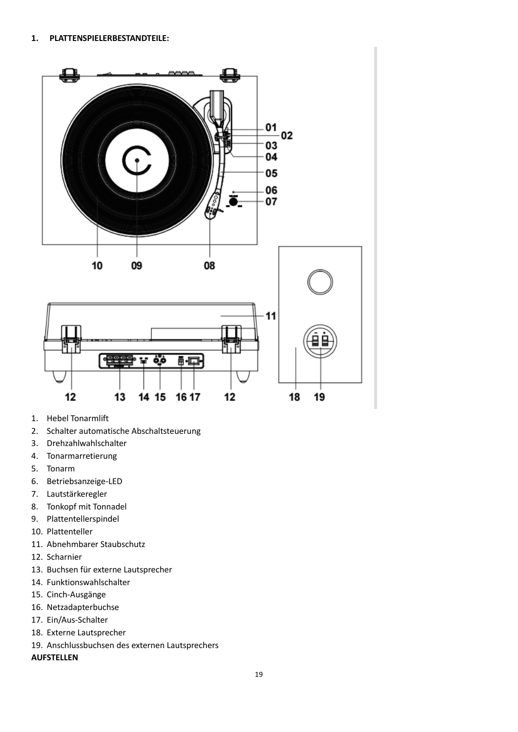## 1. PLATTENSPIELERBESTANDTEILE:

1. Hebel Tonarmlift
2. Schalter automatische Abschaltsteuerung
3. Drehzahlwahlschalter
4. Tonarmarretierung
5. Tonarm
6. Betriebsanzeige-LED
7. Lautstärkeregler
8. Tonkopf mit Tonnadel
9. Plattentellerspindel
10. Plattenteller
11. Abnehmbarer Staubschutz
12. Scharnier
13. Buchsen für externe Lautsprecher
14. Funktionswahlschalter
15. Cinch-Ausgänge
16. Netzadapterbuchse
17. Ein/Aus-Schalter
18. Externe Lautsprecher
19. Anschlussbuchsen des externen Lautsprechers

**AUFSTELLEN**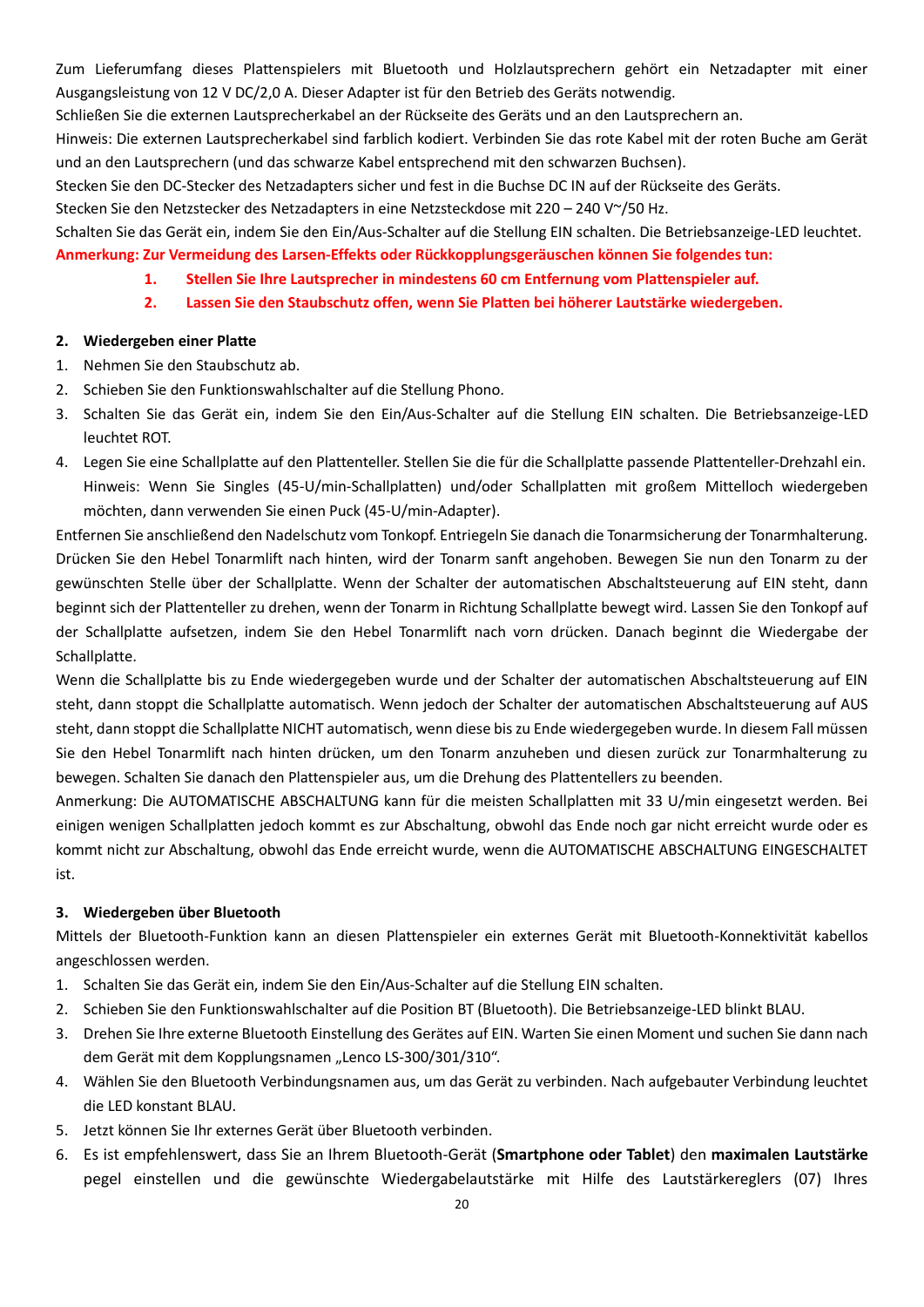Zum Lieferumfang dieses Plattenspielers mit Bluetooth und Holzlautsprechern gehört ein Netzadapter mit einer Ausgangsleistung von 12 V DC/2,0 A. Dieser Adapter ist für den Betrieb des Geräts notwendig.

Schließen Sie die externen Lautsprecherkabel an der Rückseite des Geräts und an den Lautsprechern an.

Hinweis: Die externen Lautsprecherkabel sind farblich kodiert. Verbinden Sie das rote Kabel mit der roten Buche am Gerät und an den Lautsprechern (und das schwarze Kabel entsprechend mit den schwarzen Buchsen).

Stecken Sie den DC-Stecker des Netzadapters sicher und fest in die Buchse DC IN auf der Rückseite des Geräts.

Stecken Sie den Netzstecker des Netzadapters in eine Netzsteckdose mit 220 – 240 V~/50 Hz.

Schalten Sie das Gerät ein, indem Sie den Ein/Aus-Schalter auf die Stellung EIN schalten. Die Betriebsanzeige-LED leuchtet.

**Anmerkung: Zur Vermeidung des Larsen-Effekts oder Rückkopplungsgeräuschen können Sie folgendes tun:**

1. **Stellen Sie Ihre Lautsprecher in mindestens 60 cm Entfernung vom Plattenspieler auf.**
2. **Lassen Sie den Staubschutz offen, wenn Sie Platten bei höherer Lautstärke wiedergeben.**

## 2. Wiedergeben einer Platte

1. Nehmen Sie den Staubschutz ab.
2. Schieben Sie den Funktionswahlschalter auf die Stellung Phono.
3. Schalten Sie das Gerät ein, indem Sie den Ein/Aus-Schalter auf die Stellung EIN schalten. Die Betriebsanzeige-LED leuchtet ROT.
4. Legen Sie eine Schallplatte auf den Plattenteller. Stellen Sie die für die Schallplatte passende Plattenteller-Drehzahl ein. Hinweis: Wenn Sie Singles (45-U/min-Schallplatten) und/oder Schallplatten mit großem Mittelloch wiedergeben möchten, dann verwenden Sie einen Puck (45-U/min-Adapter).

Entfernen Sie anschließend den Nadelschutz vom Tonkopf. Entriegeln Sie danach die Tonarmsicherung der Tonarmhalterung. Drücken Sie den Hebel Tonarmlift nach hinten, wird der Tonarm sanft angehoben. Bewegen Sie nun den Tonarm zu der gewünschten Stelle über der Schallplatte. Wenn der Schalter der automatischen Abschaltsteuerung auf EIN steht, dann beginnt sich der Plattenteller zu drehen, wenn der Tonarm in Richtung Schallplatte bewegt wird. Lassen Sie den Tonkopf auf der Schallplatte aufsetzen, indem Sie den Hebel Tonarmlift nach vorn drücken. Danach beginnt die Wiedergabe der Schallplatte.

Wenn die Schallplatte bis zu Ende wiedergegeben wurde und der Schalter der automatischen Abschaltsteuerung auf EIN steht, dann stoppt die Schallplatte automatisch. Wenn jedoch der Schalter der automatischen Abschaltsteuerung auf AUS steht, dann stoppt die Schallplatte NICHT automatisch, wenn diese bis zu Ende wiedergegeben wurde. In diesem Fall müssen Sie den Hebel Tonarmlift nach hinten drücken, um den Tonarm anzuheben und diesen zurück zur Tonarmhalterung zu bewegen. Schalten Sie danach den Plattenspieler aus, um die Drehung des Plattentellers zu beenden.

Anmerkung: Die AUTOMATISCHE ABSCHALTUNG kann für die meisten Schallplatten mit 33 U/min eingesetzt werden. Bei einigen wenigen Schallplatten jedoch kommt es zur Abschaltung, obwohl das Ende noch gar nicht erreicht wurde oder es kommt nicht zur Abschaltung, obwohl das Ende erreicht wurde, wenn die AUTOMATISCHE ABSCHALTUNG EINGESCHALTET ist.

## 3. Wiedergeben über Bluetooth

Mittels der Bluetooth-Funktion kann an diesen Plattenspieler ein externes Gerät mit Bluetooth-Konnektivität kabellos angeschlossen werden.

1. Schalten Sie das Gerät ein, indem Sie den Ein/Aus-Schalter auf die Stellung EIN schalten.
2. Schieben Sie den Funktionswahlschalter auf die Position BT (Bluetooth). Die Betriebsanzeige-LED blinkt BLAU.
3. Drehen Sie Ihre externe Bluetooth Einstellung des Gerätes auf EIN. Warten Sie einen Moment und suchen Sie dann nach dem Gerät mit dem Kopplungsnamen „Lenco LS-300/301/310".
4. Wählen Sie den Bluetooth Verbindungsnamen aus, um das Gerät zu verbinden. Nach aufgebauter Verbindung leuchtet die LED konstant BLAU.
5. Jetzt können Sie Ihr externes Gerät über Bluetooth verbinden.
6. Es ist empfehlenswert, dass Sie an Ihrem Bluetooth-Gerät (**Smartphone oder Tablet**) den **maximalen Lautstärke** pegel einstellen und die gewünschte Wiedergabelautstärke mit Hilfe des Lautstärkereglers (07) Ihres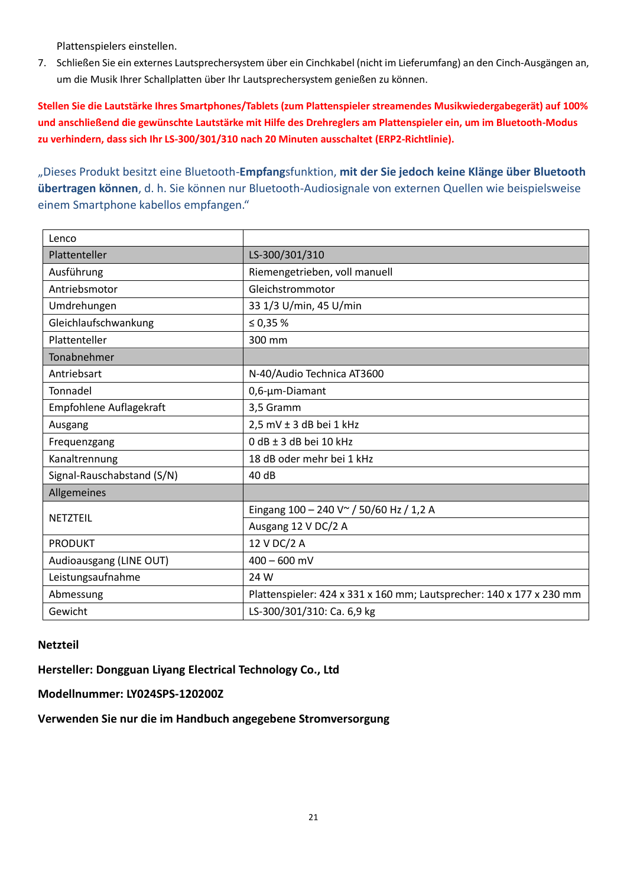Plattenspielers einstellen.

7. Schließen Sie ein externes Lautsprechersystem über ein Cinchkabel (nicht im Lieferumfang) an den Cinch-Ausgängen an, um die Musik Ihrer Schallplatten über Ihr Lautsprechersystem genießen zu können.

**Stellen Sie die Lautstärke Ihres Smartphones/Tablets (zum Plattenspieler streamendes Musikwiedergabegerät) auf 100% und anschließend die gewünschte Lautstärke mit Hilfe des Drehreglers am Plattenspieler ein, um im Bluetooth-Modus zu verhindern, dass sich Ihr LS-300/301/310 nach 20 Minuten ausschaltet (ERP2-Richtlinie).**

„Dieses Produkt besitzt eine Bluetooth-**Empfangs**funktion, **mit der Sie jedoch keine Klänge über Bluetooth übertragen können**, d. h. Sie können nur Bluetooth-Audiosignale von externen Quellen wie beispielsweise einem Smartphone kabellos empfangen."

| Lenco | |
|---|---|
| Plattenteller | LS-300/301/310 |
| Ausführung | Riemengetrieben, voll manuell |
| Antriebsmotor | Gleichstrommotor |
| Umdrehungen | 33 1/3 U/min, 45 U/min |
| Gleichlaufschwankung | ≤ 0,35 % |
| Plattenteller | 300 mm |
| Tonabnehmer | |
| Antriebsart | N-40/Audio Technica AT3600 |
| Tonnadel | 0,6-µm-Diamant |
| Empfohlene Auflagekraft | 3,5 Gramm |
| Ausgang | 2,5 mV ± 3 dB bei 1 kHz |
| Frequenzgang | 0 dB ± 3 dB bei 10 kHz |
| Kanaltrennung | 18 dB oder mehr bei 1 kHz |
| Signal-Rauschabstand (S/N) | 40 dB |
| Allgemeines | |
| NETZTEIL | Eingang 100 – 240 V~ / 50/60 Hz / 1,2 A |
| | Ausgang 12 V DC/2 A |
| PRODUKT | 12 V DC/2 A |
| Audioausgang (LINE OUT) | 400 – 600 mV |
| Leistungsaufnahme | 24 W |
| Abmessung | Plattenspieler: 424 x 331 x 160 mm; Lautsprecher: 140 x 177 x 230 mm |
| Gewicht | LS-300/301/310: Ca. 6,9 kg |

**Netzteil**

**Hersteller: Dongguan Liyang Electrical Technology Co., Ltd**

**Modellnummer: LY024SPS-120200Z**

**Verwenden Sie nur die im Handbuch angegebene Stromversorgung**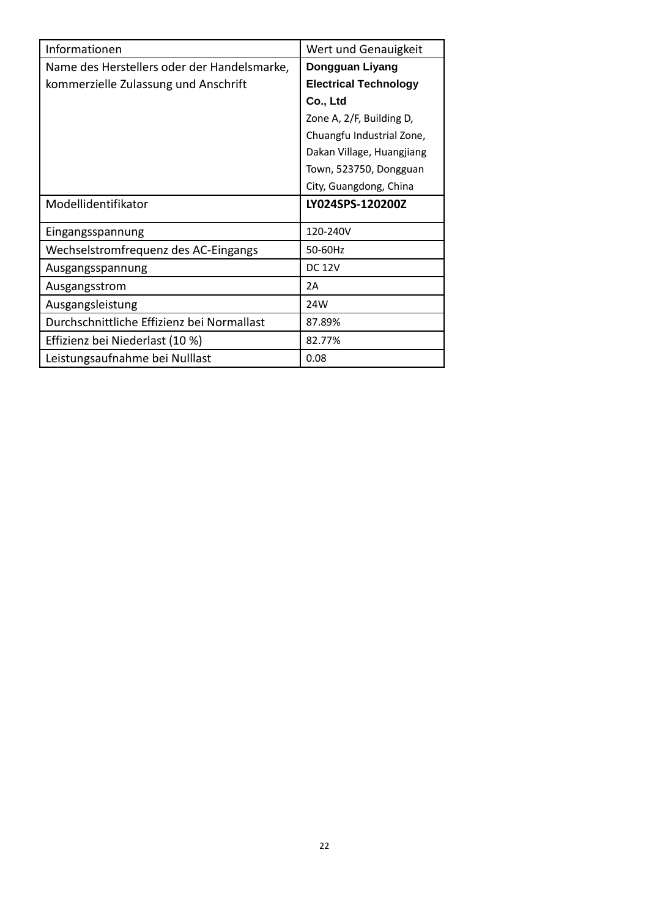| Informationen | Wert und Genauigkeit |
| --- | --- |
| Name des Herstellers oder der Handelsmarke, kommerzielle Zulassung und Anschrift | **Dongguan Liyang Electrical Technology Co., Ltd** Zone A, 2/F, Building D, Chuangfu Industrial Zone, Dakan Village, Huangjiang Town, 523750, Dongguan City, Guangdong, China |
| Modellidentifikator | **LY024SPS-120200Z** |
| Eingangsspannung | 120-240V |
| Wechselstromfrequenz des AC-Eingangs | 50-60Hz |
| Ausgangsspannung | DC 12V |
| Ausgangsstrom | 2A |
| Ausgangsleistung | 24W |
| Durchschnittliche Effizienz bei Normallast | 87.89% |
| Effizienz bei Niederlast (10 %) | 82.77% |
| Leistungsaufnahme bei Nulllast | 0.08 |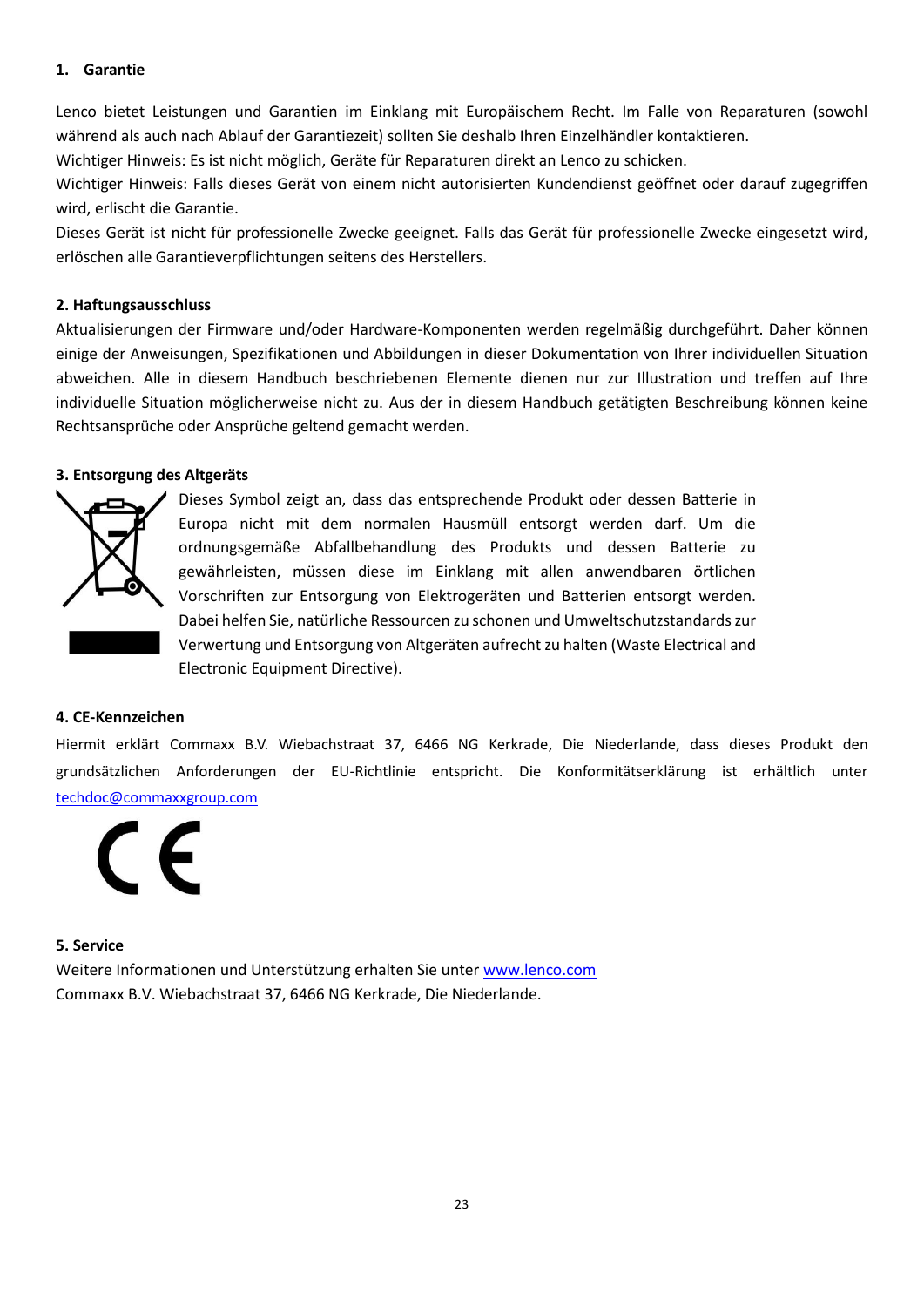## 1. Garantie

Lenco bietet Leistungen und Garantien im Einklang mit Europäischem Recht. Im Falle von Reparaturen (sowohl während als auch nach Ablauf der Garantiezeit) sollten Sie deshalb Ihren Einzelhändler kontaktieren.

Wichtiger Hinweis: Es ist nicht möglich, Geräte für Reparaturen direkt an Lenco zu schicken.

Wichtiger Hinweis: Falls dieses Gerät von einem nicht autorisierten Kundendienst geöffnet oder darauf zugegriffen wird, erlischt die Garantie.

Dieses Gerät ist nicht für professionelle Zwecke geeignet. Falls das Gerät für professionelle Zwecke eingesetzt wird, erlöschen alle Garantieverpflichtungen seitens des Herstellers.

## 2. Haftungsausschluss

Aktualisierungen der Firmware und/oder Hardware-Komponenten werden regelmäßig durchgeführt. Daher können einige der Anweisungen, Spezifikationen und Abbildungen in dieser Dokumentation von Ihrer individuellen Situation abweichen. Alle in diesem Handbuch beschriebenen Elemente dienen nur zur Illustration und treffen auf Ihre individuelle Situation möglicherweise nicht zu. Aus der in diesem Handbuch getätigten Beschreibung können keine Rechtsansprüche oder Ansprüche geltend gemacht werden.

## 3. Entsorgung des Altgeräts

Dieses Symbol zeigt an, dass das entsprechende Produkt oder dessen Batterie in Europa nicht mit dem normalen Hausmüll entsorgt werden darf. Um die ordnungsgemäße Abfallbehandlung des Produkts und dessen Batterie zu gewährleisten, müssen diese im Einklang mit allen anwendbaren örtlichen Vorschriften zur Entsorgung von Elektrogeräten und Batterien entsorgt werden. Dabei helfen Sie, natürliche Ressourcen zu schonen und Umweltschutzstandards zur Verwertung und Entsorgung von Altgeräten aufrecht zu halten (Waste Electrical and Electronic Equipment Directive).

## 4. CE-Kennzeichen

Hiermit erklärt Commaxx B.V. Wiebachstraat 37, 6466 NG Kerkrade, Die Niederlande, dass dieses Produkt den grundsätzlichen Anforderungen der EU-Richtlinie entspricht. Die Konformitätserklärung ist erhältlich unter techdoc@commaxxgroup.com

## 5. Service

Weitere Informationen und Unterstützung erhalten Sie unter www.lenco.com

Commaxx B.V. Wiebachstraat 37, 6466 NG Kerkrade, Die Niederlande.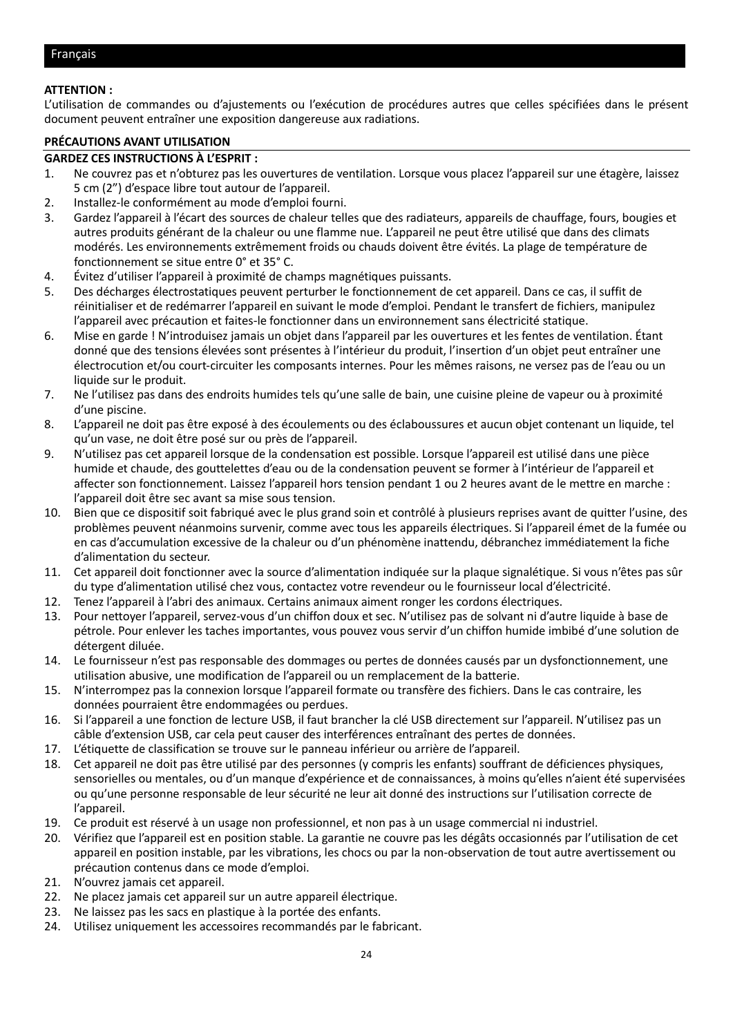## Français

**ATTENTION :**
L’utilisation de commandes ou d’ajustements ou l’exécution de procédures autres que celles spécifiées dans le présent document peuvent entraîner une exposition dangereuse aux radiations.

**PRÉCAUTIONS AVANT UTILISATION**

**GARDEZ CES INSTRUCTIONS À L’ESPRIT :**

1. Ne couvrez pas et n’obturez pas les ouvertures de ventilation. Lorsque vous placez l’appareil sur une étagère, laissez 5 cm (2”) d’espace libre tout autour de l’appareil.
2. Installez-le conformément au mode d’emploi fourni.
3. Gardez l’appareil à l’écart des sources de chaleur telles que des radiateurs, appareils de chauffage, fours, bougies et autres produits générant de la chaleur ou une flamme nue. L’appareil ne peut être utilisé que dans des climats modérés. Les environnements extrêmement froids ou chauds doivent être évités. La plage de température de fonctionnement se situe entre 0° et 35° C.
4. Évitez d’utiliser l’appareil à proximité de champs magnétiques puissants.
5. Des décharges électrostatiques peuvent perturber le fonctionnement de cet appareil. Dans ce cas, il suffit de réinitialiser et de redémarrer l’appareil en suivant le mode d’emploi. Pendant le transfert de fichiers, manipulez l’appareil avec précaution et faites-le fonctionner dans un environnement sans électricité statique.
6. Mise en garde ! N’introduisez jamais un objet dans l’appareil par les ouvertures et les fentes de ventilation. Étant donné que des tensions élevées sont présentes à l’intérieur du produit, l’insertion d’un objet peut entraîner une électrocution et/ou court-circuiter les composants internes. Pour les mêmes raisons, ne versez pas de l’eau ou un liquide sur le produit.
7. Ne l’utilisez pas dans des endroits humides tels qu’une salle de bain, une cuisine pleine de vapeur ou à proximité d’une piscine.
8. L’appareil ne doit pas être exposé à des écoulements ou des éclaboussures et aucun objet contenant un liquide, tel qu’un vase, ne doit être posé sur ou près de l’appareil.
9. N’utilisez pas cet appareil lorsque de la condensation est possible. Lorsque l’appareil est utilisé dans une pièce humide et chaude, des gouttelettes d’eau ou de la condensation peuvent se former à l’intérieur de l’appareil et affecter son fonctionnement. Laissez l’appareil hors tension pendant 1 ou 2 heures avant de le mettre en marche : l’appareil doit être sec avant sa mise sous tension.
10. Bien que ce dispositif soit fabriqué avec le plus grand soin et contrôlé à plusieurs reprises avant de quitter l’usine, des problèmes peuvent néanmoins survenir, comme avec tous les appareils électriques. Si l’appareil émet de la fumée ou en cas d’accumulation excessive de la chaleur ou d’un phénomène inattendu, débranchez immédiatement la fiche d’alimentation du secteur.
11. Cet appareil doit fonctionner avec la source d’alimentation indiquée sur la plaque signalétique. Si vous n’êtes pas sûr du type d’alimentation utilisé chez vous, contactez votre revendeur ou le fournisseur local d’électricité.
12. Tenez l’appareil à l’abri des animaux. Certains animaux aiment ronger les cordons électriques.
13. Pour nettoyer l’appareil, servez-vous d’un chiffon doux et sec. N’utilisez pas de solvant ni d’autre liquide à base de pétrole. Pour enlever les taches importantes, vous pouvez vous servir d’un chiffon humide imbibé d’une solution de détergent diluée.
14. Le fournisseur n’est pas responsable des dommages ou pertes de données causés par un dysfonctionnement, une utilisation abusive, une modification de l’appareil ou un remplacement de la batterie.
15. N’interrompez pas la connexion lorsque l’appareil formate ou transfère des fichiers. Dans le cas contraire, les données pourraient être endommagées ou perdues.
16. Si l’appareil a une fonction de lecture USB, il faut brancher la clé USB directement sur l’appareil. N’utilisez pas un câble d’extension USB, car cela peut causer des interférences entraînant des pertes de données.
17. L’étiquette de classification se trouve sur le panneau inférieur ou arrière de l’appareil.
18. Cet appareil ne doit pas être utilisé par des personnes (y compris les enfants) souffrant de déficiences physiques, sensorielles ou mentales, ou d’un manque d’expérience et de connaissances, à moins qu’elles n’aient été supervisées ou qu’une personne responsable de leur sécurité ne leur ait donné des instructions sur l’utilisation correcte de l’appareil.
19. Ce produit est réservé à un usage non professionnel, et non pas à un usage commercial ni industriel.
20. Vérifiez que l’appareil est en position stable. La garantie ne couvre pas les dégâts occasionnés par l’utilisation de cet appareil en position instable, par les vibrations, les chocs ou par la non-observation de tout autre avertissement ou précaution contenus dans ce mode d’emploi.
21. N’ouvrez jamais cet appareil.
22. Ne placez jamais cet appareil sur un autre appareil électrique.
23. Ne laissez pas les sacs en plastique à la portée des enfants.
24. Utilisez uniquement les accessoires recommandés par le fabricant.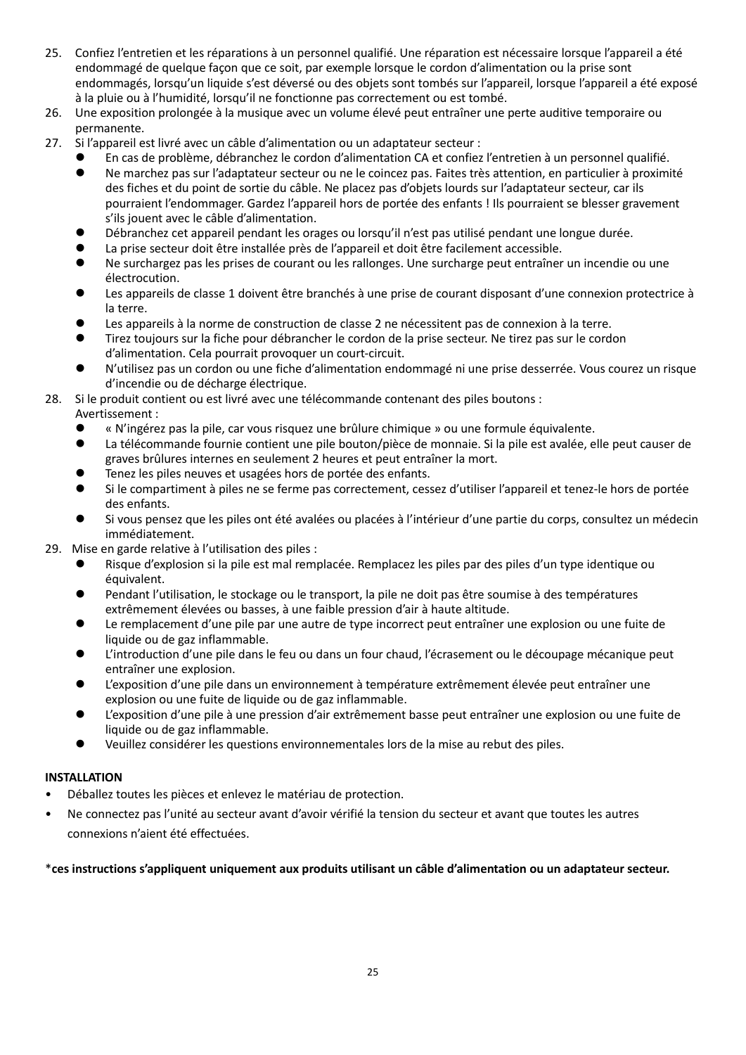25. Confiez l'entretien et les réparations à un personnel qualifié. Une réparation est nécessaire lorsque l'appareil a été endommagé de quelque façon que ce soit, par exemple lorsque le cordon d'alimentation ou la prise sont endommagés, lorsqu'un liquide s'est déversé ou des objets sont tombés sur l'appareil, lorsque l'appareil a été exposé à la pluie ou à l'humidité, lorsqu'il ne fonctionne pas correctement ou est tombé.
26. Une exposition prolongée à la musique avec un volume élevé peut entraîner une perte auditive temporaire ou permanente.
27. Si l'appareil est livré avec un câble d'alimentation ou un adaptateur secteur :
    - En cas de problème, débranchez le cordon d'alimentation CA et confiez l'entretien à un personnel qualifié.
    - Ne marchez pas sur l'adaptateur secteur ou ne le coincez pas. Faites très attention, en particulier à proximité des fiches et du point de sortie du câble. Ne placez pas d'objets lourds sur l'adaptateur secteur, car ils pourraient l'endommager. Gardez l'appareil hors de portée des enfants ! Ils pourraient se blesser gravement s'ils jouent avec le câble d'alimentation.
    - Débranchez cet appareil pendant les orages ou lorsqu'il n'est pas utilisé pendant une longue durée.
    - La prise secteur doit être installée près de l'appareil et doit être facilement accessible.
    - Ne surchargez pas les prises de courant ou les rallonges. Une surcharge peut entraîner un incendie ou une électrocution.
    - Les appareils de classe 1 doivent être branchés à une prise de courant disposant d'une connexion protectrice à la terre.
    - Les appareils à la norme de construction de classe 2 ne nécessitent pas de connexion à la terre.
    - Tirez toujours sur la fiche pour débrancher le cordon de la prise secteur. Ne tirez pas sur le cordon d'alimentation. Cela pourrait provoquer un court-circuit.
    - N'utilisez pas un cordon ou une fiche d'alimentation endommagé ni une prise desserrée. Vous courez un risque d'incendie ou de décharge électrique.
28. Si le produit contient ou est livré avec une télécommande contenant des piles boutons :
    Avertissement :
    - « N'ingérez pas la pile, car vous risquez une brûlure chimique » ou une formule équivalente.
    - La télécommande fournie contient une pile bouton/pièce de monnaie. Si la pile est avalée, elle peut causer de graves brûlures internes en seulement 2 heures et peut entraîner la mort.
    - Tenez les piles neuves et usagées hors de portée des enfants.
    - Si le compartiment à piles ne se ferme pas correctement, cessez d'utiliser l'appareil et tenez-le hors de portée des enfants.
    - Si vous pensez que les piles ont été avalées ou placées à l'intérieur d'une partie du corps, consultez un médecin immédiatement.
29. Mise en garde relative à l'utilisation des piles :
    - Risque d'explosion si la pile est mal remplacée. Remplacez les piles par des piles d'un type identique ou équivalent.
    - Pendant l'utilisation, le stockage ou le transport, la pile ne doit pas être soumise à des températures extrêmement élevées ou basses, à une faible pression d'air à haute altitude.
    - Le remplacement d'une pile par une autre de type incorrect peut entraîner une explosion ou une fuite de liquide ou de gaz inflammable.
    - L'introduction d'une pile dans le feu ou dans un four chaud, l'écrasement ou le découpage mécanique peut entraîner une explosion.
    - L'exposition d'une pile dans un environnement à température extrêmement élevée peut entraîner une explosion ou une fuite de liquide ou de gaz inflammable.
    - L'exposition d'une pile à une pression d'air extrêmement basse peut entraîner une explosion ou une fuite de liquide ou de gaz inflammable.
    - Veuillez considérer les questions environnementales lors de la mise au rebut des piles.

**INSTALLATION**

- Déballez toutes les pièces et enlevez le matériau de protection.
- Ne connectez pas l'unité au secteur avant d'avoir vérifié la tension du secteur et avant que toutes les autres connexions n'aient été effectuées.

*__ces instructions s'appliquent uniquement aux produits utilisant un câble d'alimentation ou un adaptateur secteur.__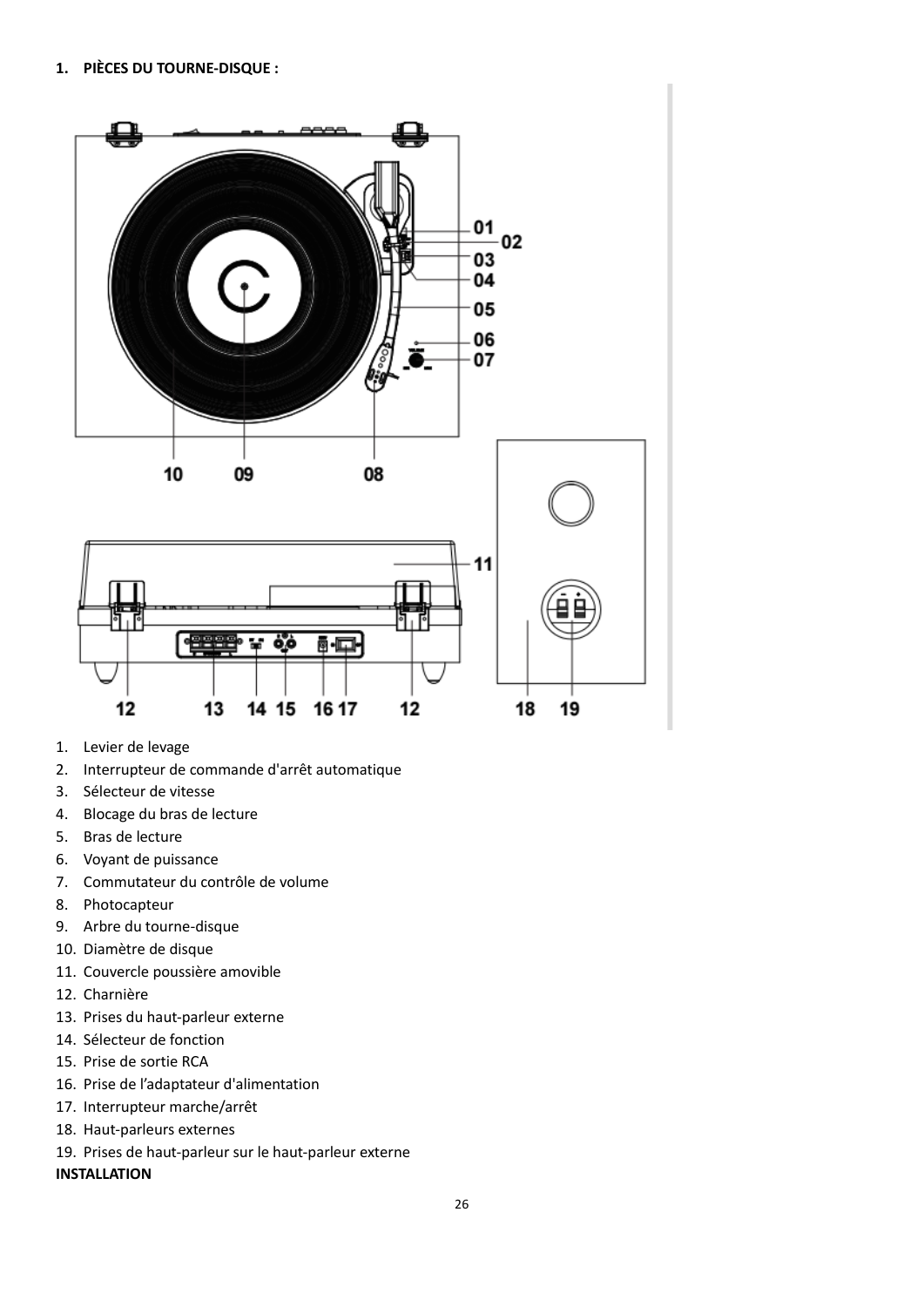## 1. PIÈCES DU TOURNE-DISQUE :

1. Levier de levage
2. Interrupteur de commande d'arrêt automatique
3. Sélecteur de vitesse
4. Blocage du bras de lecture
5. Bras de lecture
6. Voyant de puissance
7. Commutateur du contrôle de volume
8. Photocapteur
9. Arbre du tourne-disque
10. Diamètre de disque
11. Couvercle poussière amovible
12. Charnière
13. Prises du haut-parleur externe
14. Sélecteur de fonction
15. Prise de sortie RCA
16. Prise de l'adaptateur d'alimentation
17. Interrupteur marche/arrêt
18. Haut-parleurs externes
19. Prises de haut-parleur sur le haut-parleur externe

**INSTALLATION**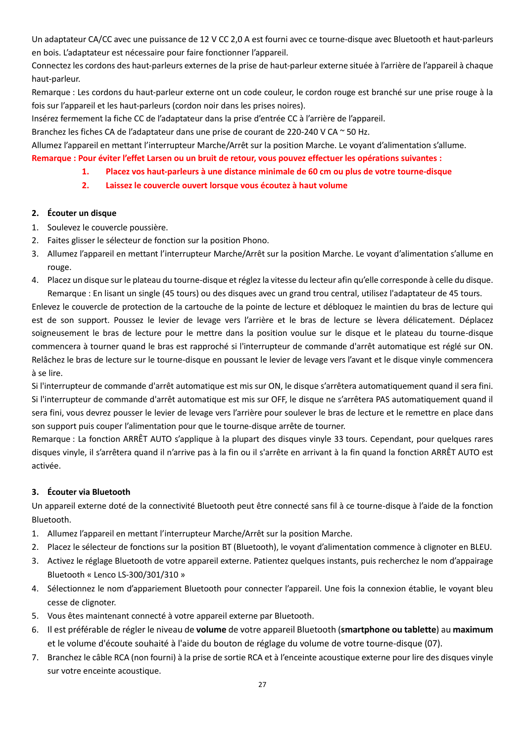Un adaptateur CA/CC avec une puissance de 12 V CC 2,0 A est fourni avec ce tourne-disque avec Bluetooth et haut-parleurs en bois. L'adaptateur est nécessaire pour faire fonctionner l'appareil.

Connectez les cordons des haut-parleurs externes de la prise de haut-parleur externe située à l'arrière de l'appareil à chaque haut-parleur.

Remarque : Les cordons du haut-parleur externe ont un code couleur, le cordon rouge est branché sur une prise rouge à la fois sur l'appareil et les haut-parleurs (cordon noir dans les prises noires).

Insérez fermement la fiche CC de l'adaptateur dans la prise d'entrée CC à l'arrière de l'appareil.

Branchez les fiches CA de l'adaptateur dans une prise de courant de 220-240 V CA ~ 50 Hz.

Allumez l'appareil en mettant l'interrupteur Marche/Arrêt sur la position Marche. Le voyant d'alimentation s'allume.

**Remarque : Pour éviter l'effet Larsen ou un bruit de retour, vous pouvez effectuer les opérations suivantes :**

1. **Placez vos haut-parleurs à une distance minimale de 60 cm ou plus de votre tourne-disque**
2. **Laissez le couvercle ouvert lorsque vous écoutez à haut volume**

## 2. Écouter un disque

1. Soulevez le couvercle poussière.
2. Faites glisser le sélecteur de fonction sur la position Phono.
3. Allumez l'appareil en mettant l'interrupteur Marche/Arrêt sur la position Marche. Le voyant d'alimentation s'allume en rouge.
4. Placez un disque sur le plateau du tourne-disque et réglez la vitesse du lecteur afin qu'elle corresponde à celle du disque.
   Remarque : En lisant un single (45 tours) ou des disques avec un grand trou central, utilisez l'adaptateur de 45 tours.

Enlevez le couvercle de protection de la cartouche de la pointe de lecture et débloquez le maintien du bras de lecture qui est de son support. Poussez le levier de levage vers l'arrière et le bras de lecture se lèvera délicatement. Déplacez soigneusement le bras de lecture pour le mettre dans la position voulue sur le disque et le plateau du tourne-disque commencera à tourner quand le bras est rapproché si l'interrupteur de commande d'arrêt automatique est réglé sur ON. Relâchez le bras de lecture sur le tourne-disque en poussant le levier de levage vers l'avant et le disque vinyle commencera à se lire.

Si l'interrupteur de commande d'arrêt automatique est mis sur ON, le disque s'arrêtera automatiquement quand il sera fini. Si l'interrupteur de commande d'arrêt automatique est mis sur OFF, le disque ne s'arrêtera PAS automatiquement quand il sera fini, vous devrez pousser le levier de levage vers l'arrière pour soulever le bras de lecture et le remettre en place dans son support puis couper l'alimentation pour que le tourne-disque arrête de tourner.

Remarque : La fonction ARRÊT AUTO s'applique à la plupart des disques vinyle 33 tours. Cependant, pour quelques rares disques vinyle, il s'arrêtera quand il n'arrive pas à la fin ou il s'arrête en arrivant à la fin quand la fonction ARRÊT AUTO est activée.

## 3. Écouter via Bluetooth

Un appareil externe doté de la connectivité Bluetooth peut être connecté sans fil à ce tourne-disque à l'aide de la fonction Bluetooth.

1. Allumez l'appareil en mettant l'interrupteur Marche/Arrêt sur la position Marche.
2. Placez le sélecteur de fonctions sur la position BT (Bluetooth), le voyant d'alimentation commence à clignoter en BLEU.
3. Activez le réglage Bluetooth de votre appareil externe. Patientez quelques instants, puis recherchez le nom d'appairage Bluetooth « Lenco LS-300/301/310 »
4. Sélectionnez le nom d'appariement Bluetooth pour connecter l'appareil. Une fois la connexion établie, le voyant bleu cesse de clignoter.
5. Vous êtes maintenant connecté à votre appareil externe par Bluetooth.
6. Il est préférable de régler le niveau de **volume** de votre appareil Bluetooth (**smartphone ou tablette**) au **maximum** et le volume d'écoute souhaité à l'aide du bouton de réglage du volume de votre tourne-disque (07).
7. Branchez le câble RCA (non fourni) à la prise de sortie RCA et à l'enceinte acoustique externe pour lire des disques vinyle sur votre enceinte acoustique.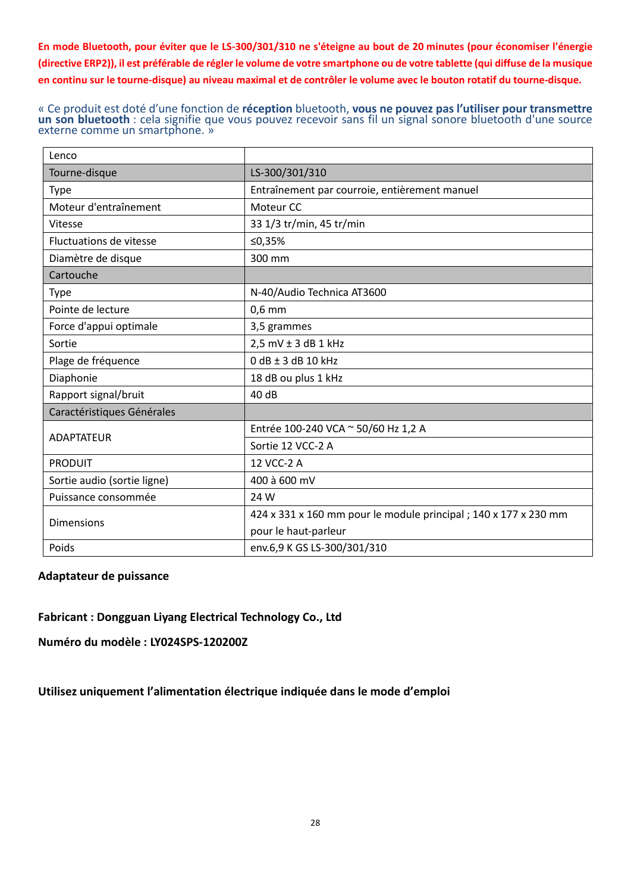**En mode Bluetooth, pour éviter que le LS-300/301/310 ne s'éteigne au bout de 20 minutes (pour économiser l'énergie (directive ERP2)), il est préférable de régler le volume de votre smartphone ou de votre tablette (qui diffuse de la musique en continu sur le tourne-disque) au niveau maximal et de contrôler le volume avec le bouton rotatif du tourne-disque.**

« Ce produit est doté d'une fonction de **réception** bluetooth, **vous ne pouvez pas l'utiliser pour transmettre un son bluetooth** : cela signifie que vous pouvez recevoir sans fil un signal sonore bluetooth d'une source externe comme un smartphone. »

| Lenco | |
|---|---|
| Tourne-disque | LS-300/301/310 |
| Type | Entraînement par courroie, entièrement manuel |
| Moteur d'entraînement | Moteur CC |
| Vitesse | 33 1/3 tr/min, 45 tr/min |
| Fluctuations de vitesse | ≤0,35% |
| Diamètre de disque | 300 mm |
| Cartouche | |
| Type | N-40/Audio Technica AT3600 |
| Pointe de lecture | 0,6 mm |
| Force d'appui optimale | 3,5 grammes |
| Sortie | 2,5 mV ± 3 dB 1 kHz |
| Plage de fréquence | 0 dB ± 3 dB 10 kHz |
| Diaphonie | 18 dB ou plus 1 kHz |
| Rapport signal/bruit | 40 dB |
| Caractéristiques Générales | |
| ADAPTATEUR | Entrée 100-240 VCA ~ 50/60 Hz 1,2 A |
| | Sortie 12 VCC-2 A |
| PRODUIT | 12 VCC-2 A |
| Sortie audio (sortie ligne) | 400 à 600 mV |
| Puissance consommée | 24 W |
| Dimensions | 424 x 331 x 160 mm pour le module principal ; 140 x 177 x 230 mm pour le haut-parleur |
| Poids | env.6,9 K GS LS-300/301/310 |

**Adaptateur de puissance**

**Fabricant : Dongguan Liyang Electrical Technology Co., Ltd**

**Numéro du modèle : LY024SPS-120200Z**

**Utilisez uniquement l'alimentation électrique indiquée dans le mode d'emploi**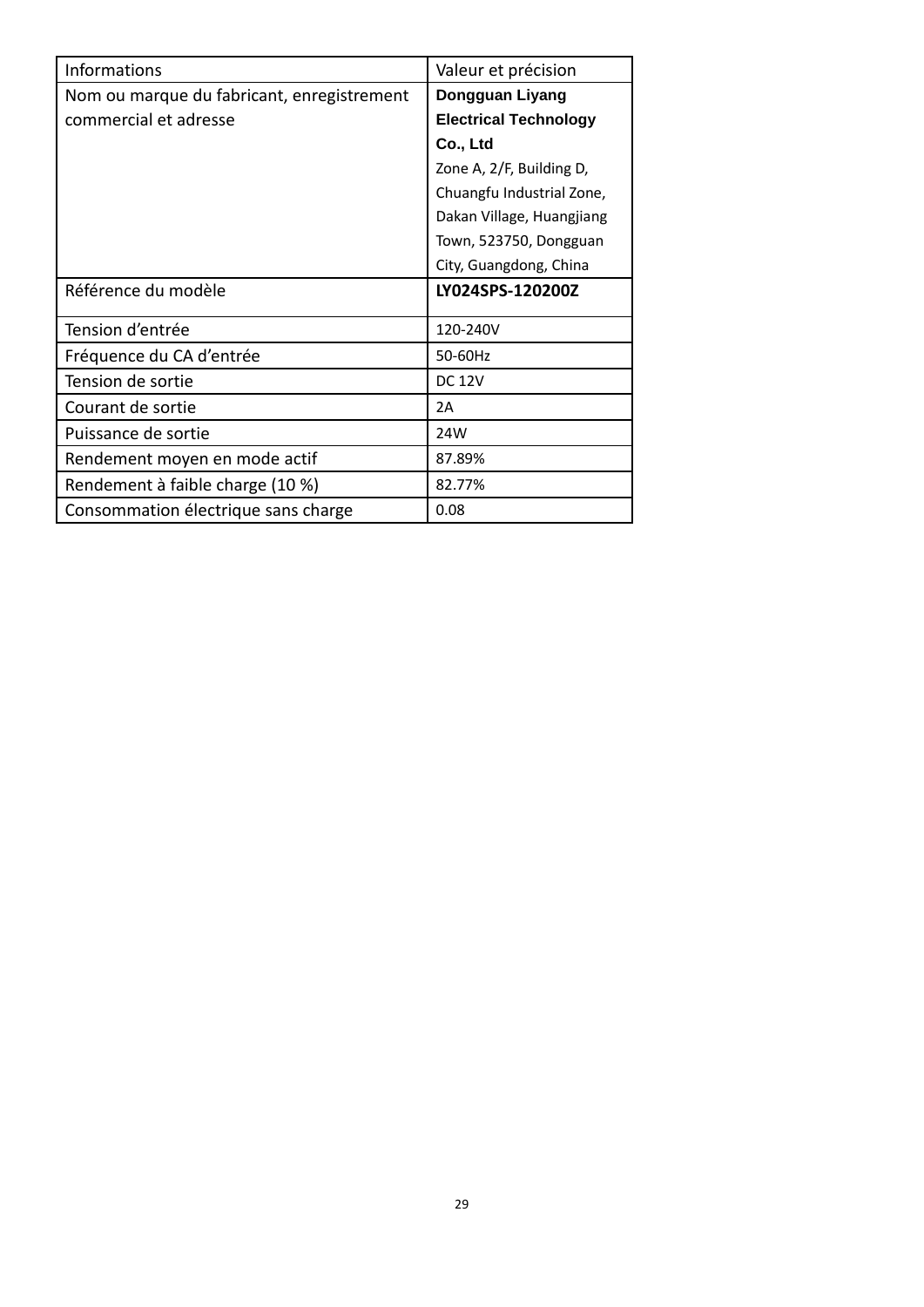| Informations | Valeur et précision |
|---|---|
| Nom ou marque du fabricant, enregistrement commercial et adresse | **Dongguan Liyang Electrical Technology Co., Ltd** Zone A, 2/F, Building D, Chuangfu Industrial Zone, Dakan Village, Huangjiang Town, 523750, Dongguan City, Guangdong, China |
| Référence du modèle | **LY024SPS-120200Z** |
| Tension d'entrée | 120-240V |
| Fréquence du CA d'entrée | 50-60Hz |
| Tension de sortie | DC 12V |
| Courant de sortie | 2A |
| Puissance de sortie | 24W |
| Rendement moyen en mode actif | 87.89% |
| Rendement à faible charge (10 %) | 82.77% |
| Consommation électrique sans charge | 0.08 |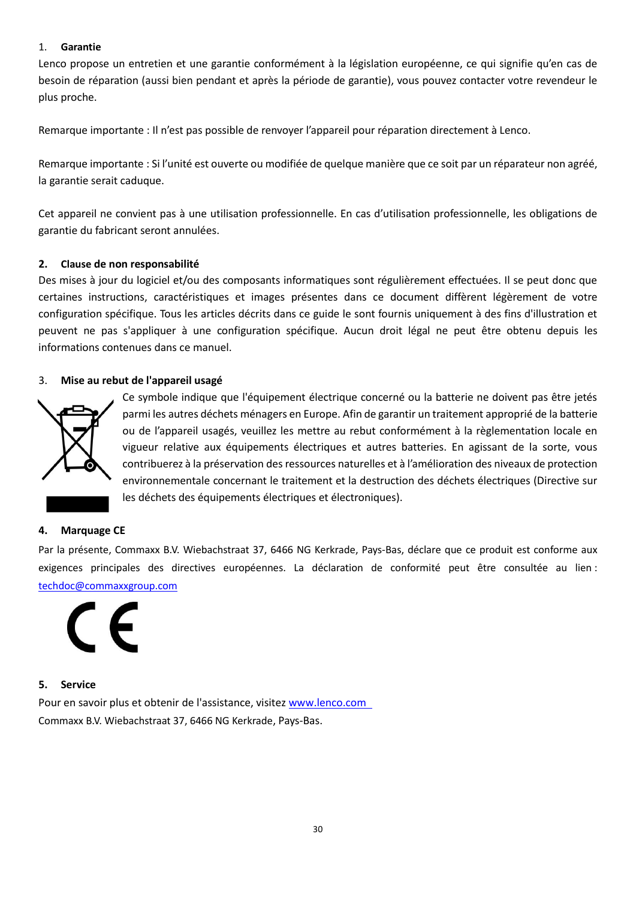## 1. Garantie

Lenco propose un entretien et une garantie conformément à la législation européenne, ce qui signifie qu'en cas de besoin de réparation (aussi bien pendant et après la période de garantie), vous pouvez contacter votre revendeur le plus proche.

Remarque importante : Il n'est pas possible de renvoyer l'appareil pour réparation directement à Lenco.

Remarque importante : Si l'unité est ouverte ou modifiée de quelque manière que ce soit par un réparateur non agréé, la garantie serait caduque.

Cet appareil ne convient pas à une utilisation professionnelle. En cas d'utilisation professionnelle, les obligations de garantie du fabricant seront annulées.

## 2. Clause de non responsabilité

Des mises à jour du logiciel et/ou des composants informatiques sont régulièrement effectuées. Il se peut donc que certaines instructions, caractéristiques et images présentes dans ce document diffèrent légèrement de votre configuration spécifique. Tous les articles décrits dans ce guide le sont fournis uniquement à des fins d'illustration et peuvent ne pas s'appliquer à une configuration spécifique. Aucun droit légal ne peut être obtenu depuis les informations contenues dans ce manuel.

## 3. Mise au rebut de l'appareil usagé

Ce symbole indique que l'équipement électrique concerné ou la batterie ne doivent pas être jetés parmi les autres déchets ménagers en Europe. Afin de garantir un traitement approprié de la batterie ou de l'appareil usagés, veuillez les mettre au rebut conformément à la règlementation locale en vigueur relative aux équipements électriques et autres batteries. En agissant de la sorte, vous contribuerez à la préservation des ressources naturelles et à l'amélioration des niveaux de protection environnementale concernant le traitement et la destruction des déchets électriques (Directive sur les déchets des équipements électriques et électroniques).

## 4. Marquage CE

Par la présente, Commaxx B.V. Wiebachstraat 37, 6466 NG Kerkrade, Pays-Bas, déclare que ce produit est conforme aux exigences principales des directives européennes. La déclaration de conformité peut être consultée au lien : techdoc@commaxxgroup.com

## 5. Service

Pour en savoir plus et obtenir de l'assistance, visitez www.lenco.com

Commaxx B.V. Wiebachstraat 37, 6466 NG Kerkrade, Pays-Bas.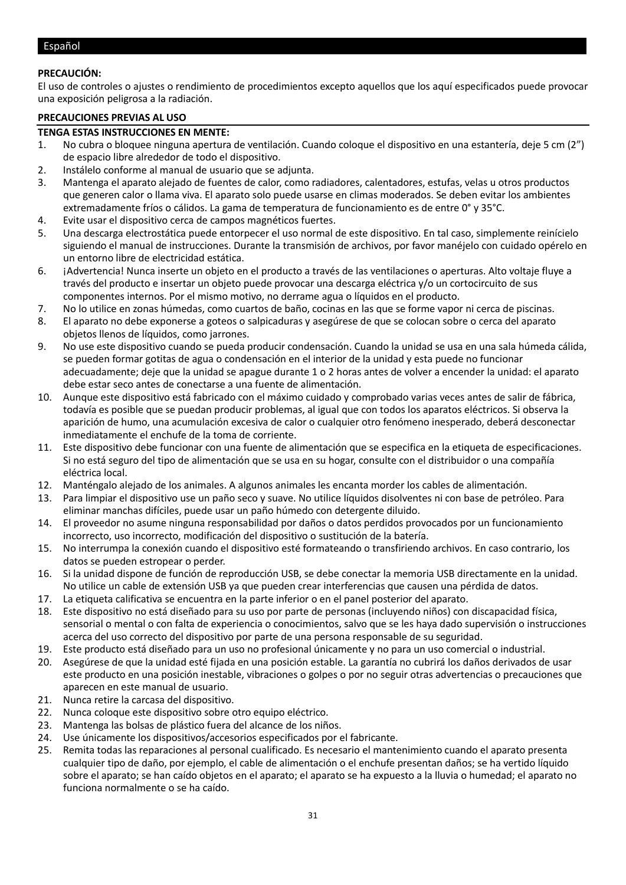## Español

**PRECAUCIÓN:**
El uso de controles o ajustes o rendimiento de procedimientos excepto aquellos que los aquí especificados puede provocar una exposición peligrosa a la radiación.

**PRECAUCIONES PREVIAS AL USO**

**TENGA ESTAS INSTRUCCIONES EN MENTE:**

1. No cubra o bloquee ninguna apertura de ventilación. Cuando coloque el dispositivo en una estantería, deje 5 cm (2”) de espacio libre alrededor de todo el dispositivo.
2. Instálelo conforme al manual de usuario que se adjunta.
3. Mantenga el aparato alejado de fuentes de calor, como radiadores, calentadores, estufas, velas u otros productos que generen calor o llama viva. El aparato solo puede usarse en climas moderados. Se deben evitar los ambientes extremadamente fríos o cálidos. La gama de temperatura de funcionamiento es de entre 0° y 35°C.
4. Evite usar el dispositivo cerca de campos magnéticos fuertes.
5. Una descarga electrostática puede entorpecer el uso normal de este dispositivo. En tal caso, simplemente reinícielo siguiendo el manual de instrucciones. Durante la transmisión de archivos, por favor manéjelo con cuidado opérelo en un entorno libre de electricidad estática.
6. ¡Advertencia! Nunca inserte un objeto en el producto a través de las ventilaciones o aperturas. Alto voltaje fluye a través del producto e insertar un objeto puede provocar una descarga eléctrica y/o un cortocircuito de sus componentes internos. Por el mismo motivo, no derrame agua o líquidos en el producto.
7. No lo utilice en zonas húmedas, como cuartos de baño, cocinas en las que se forme vapor ni cerca de piscinas.
8. El aparato no debe exponerse a goteos o salpicaduras y asegúrese de que se colocan sobre o cerca del aparato objetos llenos de líquidos, como jarrones.
9. No use este dispositivo cuando se pueda producir condensación. Cuando la unidad se usa en una sala húmeda cálida, se pueden formar gotitas de agua o condensación en el interior de la unidad y esta puede no funcionar adecuadamente; deje que la unidad se apague durante 1 o 2 horas antes de volver a encender la unidad: el aparato debe estar seco antes de conectarse a una fuente de alimentación.
10. Aunque este dispositivo está fabricado con el máximo cuidado y comprobado varias veces antes de salir de fábrica, todavía es posible que se puedan producir problemas, al igual que con todos los aparatos eléctricos. Si observa la aparición de humo, una acumulación excesiva de calor o cualquier otro fenómeno inesperado, deberá desconectar inmediatamente el enchufe de la toma de corriente.
11. Este dispositivo debe funcionar con una fuente de alimentación que se especifica en la etiqueta de especificaciones. Si no está seguro del tipo de alimentación que se usa en su hogar, consulte con el distribuidor o una compañía eléctrica local.
12. Manténgalo alejado de los animales. A algunos animales les encanta morder los cables de alimentación.
13. Para limpiar el dispositivo use un paño seco y suave. No utilice líquidos disolventes ni con base de petróleo. Para eliminar manchas difíciles, puede usar un paño húmedo con detergente diluido.
14. El proveedor no asume ninguna responsabilidad por daños o datos perdidos provocados por un funcionamiento incorrecto, uso incorrecto, modificación del dispositivo o sustitución de la batería.
15. No interrumpa la conexión cuando el dispositivo esté formateando o transfiriendo archivos. En caso contrario, los datos se pueden estropear o perder.
16. Si la unidad dispone de función de reproducción USB, se debe conectar la memoria USB directamente en la unidad. No utilice un cable de extensión USB ya que pueden crear interferencias que causen una pérdida de datos.
17. La etiqueta calificativa se encuentra en la parte inferior o en el panel posterior del aparato.
18. Este dispositivo no está diseñado para su uso por parte de personas (incluyendo niños) con discapacidad física, sensorial o mental o con falta de experiencia o conocimientos, salvo que se les haya dado supervisión o instrucciones acerca del uso correcto del dispositivo por parte de una persona responsable de su seguridad.
19. Este producto está diseñado para un uso no profesional únicamente y no para un uso comercial o industrial.
20. Asegúrese de que la unidad esté fijada en una posición estable. La garantía no cubrirá los daños derivados de usar este producto en una posición inestable, vibraciones o golpes o por no seguir otras advertencias o precauciones que aparecen en este manual de usuario.
21. Nunca retire la carcasa del dispositivo.
22. Nunca coloque este dispositivo sobre otro equipo eléctrico.
23. Mantenga las bolsas de plástico fuera del alcance de los niños.
24. Use únicamente los dispositivos/accesorios especificados por el fabricante.
25. Remita todas las reparaciones al personal cualificado. Es necesario el mantenimiento cuando el aparato presenta cualquier tipo de daño, por ejemplo, el cable de alimentación o el enchufe presentan daños; se ha vertido líquido sobre el aparato; se han caído objetos en el aparato; el aparato se ha expuesto a la lluvia o humedad; el aparato no funciona normalmente o se ha caído.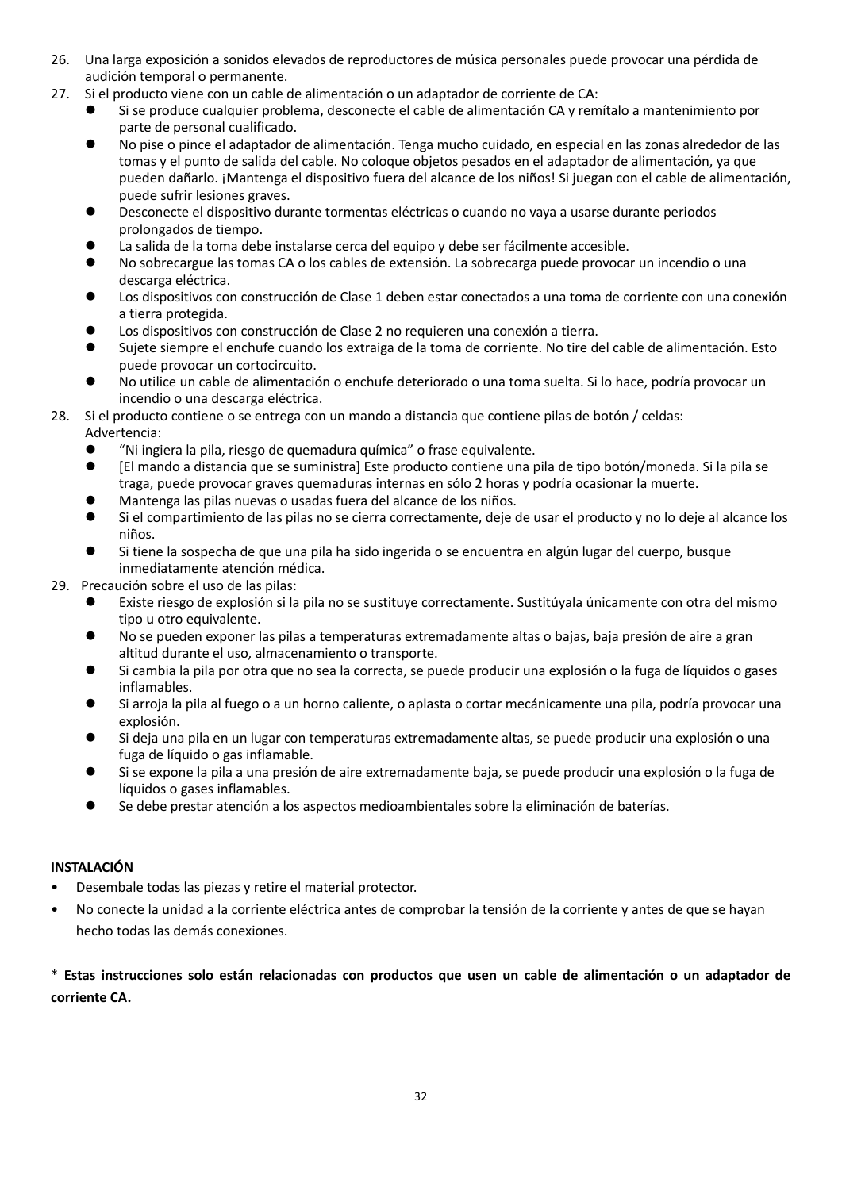26. Una larga exposición a sonidos elevados de reproductores de música personales puede provocar una pérdida de audición temporal o permanente.
27. Si el producto viene con un cable de alimentación o un adaptador de corriente de CA:
    - Si se produce cualquier problema, desconecte el cable de alimentación CA y remítalo a mantenimiento por parte de personal cualificado.
    - No pise o pince el adaptador de alimentación. Tenga mucho cuidado, en especial en las zonas alrededor de las tomas y el punto de salida del cable. No coloque objetos pesados en el adaptador de alimentación, ya que pueden dañarlo. ¡Mantenga el dispositivo fuera del alcance de los niños! Si juegan con el cable de alimentación, puede sufrir lesiones graves.
    - Desconecte el dispositivo durante tormentas eléctricas o cuando no vaya a usarse durante periodos prolongados de tiempo.
    - La salida de la toma debe instalarse cerca del equipo y debe ser fácilmente accesible.
    - No sobrecargue las tomas CA o los cables de extensión. La sobrecarga puede provocar un incendio o una descarga eléctrica.
    - Los dispositivos con construcción de Clase 1 deben estar conectados a una toma de corriente con una conexión a tierra protegida.
    - Los dispositivos con construcción de Clase 2 no requieren una conexión a tierra.
    - Sujete siempre el enchufe cuando los extraiga de la toma de corriente. No tire del cable de alimentación. Esto puede provocar un cortocircuito.
    - No utilice un cable de alimentación o enchufe deteriorado o una toma suelta. Si lo hace, podría provocar un incendio o una descarga eléctrica.
28. Si el producto contiene o se entrega con un mando a distancia que contiene pilas de botón / celdas:
    Advertencia:
    - "Ni ingiera la pila, riesgo de quemadura química" o frase equivalente.
    - [El mando a distancia que se suministra] Este producto contiene una pila de tipo botón/moneda. Si la pila se traga, puede provocar graves quemaduras internas en sólo 2 horas y podría ocasionar la muerte.
    - Mantenga las pilas nuevas o usadas fuera del alcance de los niños.
    - Si el compartimiento de las pilas no se cierra correctamente, deje de usar el producto y no lo deje al alcance los niños.
    - Si tiene la sospecha de que una pila ha sido ingerida o se encuentra en algún lugar del cuerpo, busque inmediatamente atención médica.
29. Precaución sobre el uso de las pilas:
    - Existe riesgo de explosión si la pila no se sustituye correctamente. Sustitúyala únicamente con otra del mismo tipo u otro equivalente.
    - No se pueden exponer las pilas a temperaturas extremadamente altas o bajas, baja presión de aire a gran altitud durante el uso, almacenamiento o transporte.
    - Si cambia la pila por otra que no sea la correcta, se puede producir una explosión o la fuga de líquidos o gases inflamables.
    - Si arroja la pila al fuego o a un horno caliente, o aplasta o cortar mecánicamente una pila, podría provocar una explosión.
    - Si deja una pila en un lugar con temperaturas extremadamente altas, se puede producir una explosión o una fuga de líquido o gas inflamable.
    - Si se expone la pila a una presión de aire extremadamente baja, se puede producir una explosión o la fuga de líquidos o gases inflamables.
    - Se debe prestar atención a los aspectos medioambientales sobre la eliminación de baterías.

**INSTALACIÓN**

- Desembale todas las piezas y retire el material protector.
- No conecte la unidad a la corriente eléctrica antes de comprobar la tensión de la corriente y antes de que se hayan hecho todas las demás conexiones.

**\* Estas instrucciones solo están relacionadas con productos que usen un cable de alimentación o un adaptador de corriente CA.**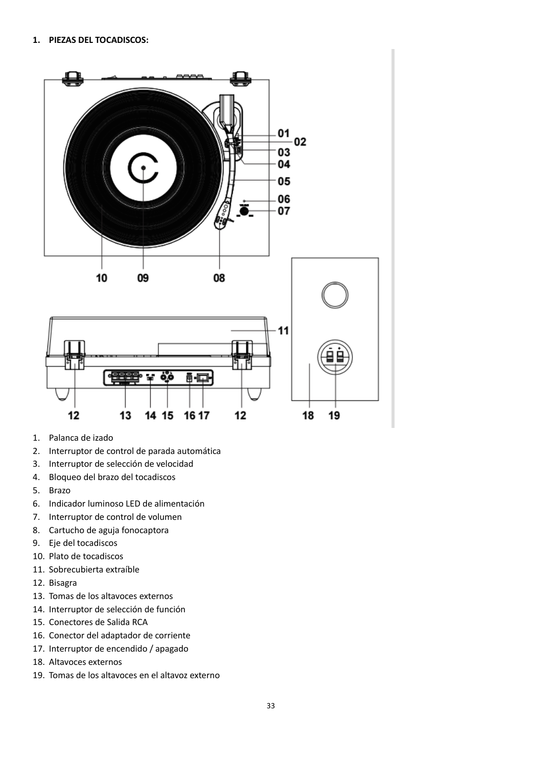**1. PIEZAS DEL TOCADISCOS:**

1. Palanca de izado
2. Interruptor de control de parada automática
3. Interruptor de selección de velocidad
4. Bloqueo del brazo del tocadiscos
5. Brazo
6. Indicador luminoso LED de alimentación
7. Interruptor de control de volumen
8. Cartucho de aguja fonocaptora
9. Eje del tocadiscos
10. Plato de tocadiscos
11. Sobrecubierta extraíble
12. Bisagra
13. Tomas de los altavoces externos
14. Interruptor de selección de función
15. Conectores de Salida RCA
16. Conector del adaptador de corriente
17. Interruptor de encendido / apagado
18. Altavoces externos
19. Tomas de los altavoces en el altavoz externo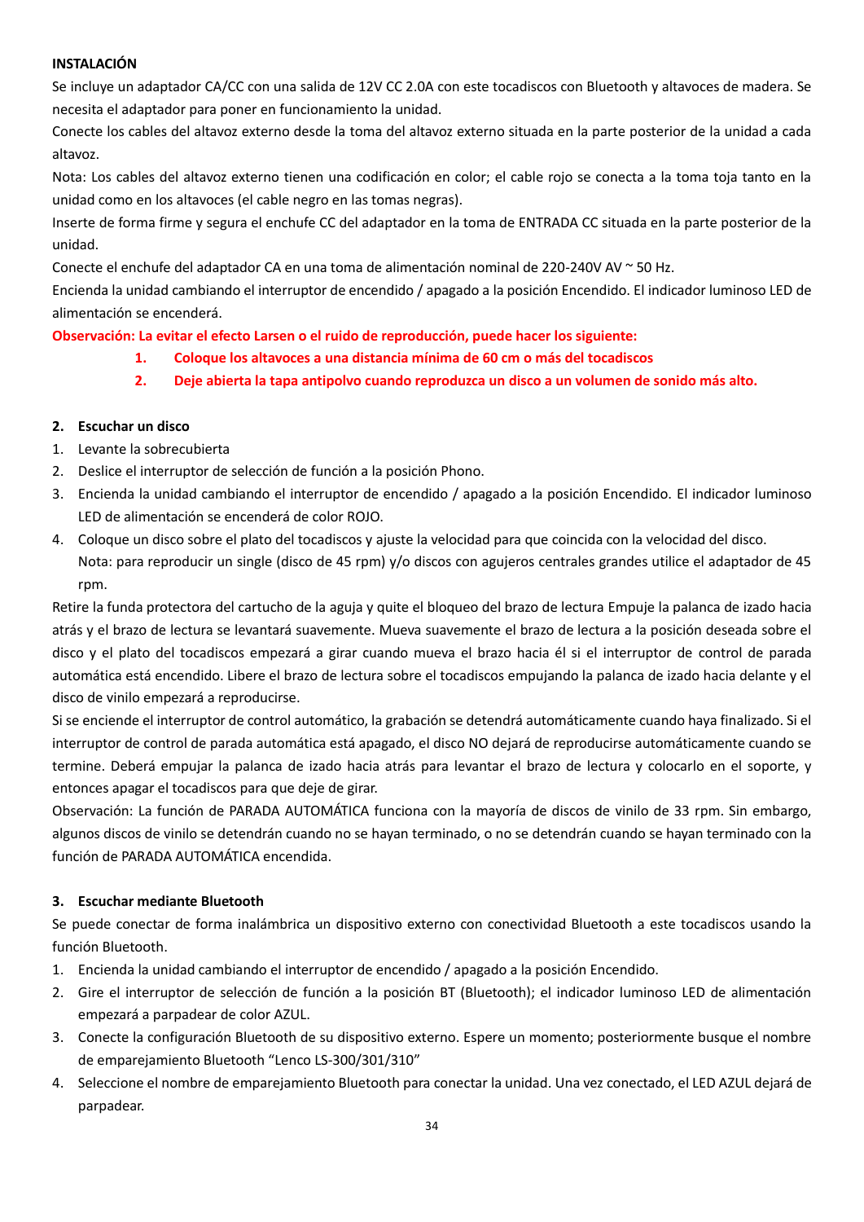**INSTALACIÓN**

Se incluye un adaptador CA/CC con una salida de 12V CC 2.0A con este tocadiscos con Bluetooth y altavoces de madera. Se necesita el adaptador para poner en funcionamiento la unidad.

Conecte los cables del altavoz externo desde la toma del altavoz externo situada en la parte posterior de la unidad a cada altavoz.

Nota: Los cables del altavoz externo tienen una codificación en color; el cable rojo se conecta a la toma toja tanto en la unidad como en los altavoces (el cable negro en las tomas negras).

Inserte de forma firme y segura el enchufe CC del adaptador en la toma de ENTRADA CC situada en la parte posterior de la unidad.

Conecte el enchufe del adaptador CA en una toma de alimentación nominal de 220-240V AV ~ 50 Hz.

Encienda la unidad cambiando el interruptor de encendido / apagado a la posición Encendido. El indicador luminoso LED de alimentación se encenderá.

**Observación: La evitar el efecto Larsen o el ruido de reproducción, puede hacer los siguiente:**

1. **Coloque los altavoces a una distancia mínima de 60 cm o más del tocadiscos**
2. **Deje abierta la tapa antipolvo cuando reproduzca un disco a un volumen de sonido más alto.**

**2. Escuchar un disco**

1. Levante la sobrecubierta
2. Deslice el interruptor de selección de función a la posición Phono.
3. Encienda la unidad cambiando el interruptor de encendido / apagado a la posición Encendido. El indicador luminoso LED de alimentación se encenderá de color ROJO.
4. Coloque un disco sobre el plato del tocadiscos y ajuste la velocidad para que coincida con la velocidad del disco.
   Nota: para reproducir un single (disco de 45 rpm) y/o discos con agujeros centrales grandes utilice el adaptador de 45 rpm.

Retire la funda protectora del cartucho de la aguja y quite el bloqueo del brazo de lectura Empuje la palanca de izado hacia atrás y el brazo de lectura se levantará suavemente. Mueva suavemente el brazo de lectura a la posición deseada sobre el disco y el plato del tocadiscos empezará a girar cuando mueva el brazo hacia él si el interruptor de control de parada automática está encendido. Libere el brazo de lectura sobre el tocadiscos empujando la palanca de izado hacia delante y el disco de vinilo empezará a reproducirse.

Si se enciende el interruptor de control automático, la grabación se detendrá automáticamente cuando haya finalizado. Si el interruptor de control de parada automática está apagado, el disco NO dejará de reproducirse automáticamente cuando se termine. Deberá empujar la palanca de izado hacia atrás para levantar el brazo de lectura y colocarlo en el soporte, y entonces apagar el tocadiscos para que deje de girar.

Observación: La función de PARADA AUTOMÁTICA funciona con la mayoría de discos de vinilo de 33 rpm. Sin embargo, algunos discos de vinilo se detendrán cuando no se hayan terminado, o no se detendrán cuando se hayan terminado con la función de PARADA AUTOMÁTICA encendida.

**3. Escuchar mediante Bluetooth**

Se puede conectar de forma inalámbrica un dispositivo externo con conectividad Bluetooth a este tocadiscos usando la función Bluetooth.

1. Encienda la unidad cambiando el interruptor de encendido / apagado a la posición Encendido.
2. Gire el interruptor de selección de función a la posición BT (Bluetooth); el indicador luminoso LED de alimentación empezará a parpadear de color AZUL.
3. Conecte la configuración Bluetooth de su dispositivo externo. Espere un momento; posteriormente busque el nombre de emparejamiento Bluetooth "Lenco LS-300/301/310"
4. Seleccione el nombre de emparejamiento Bluetooth para conectar la unidad. Una vez conectado, el LED AZUL dejará de parpadear.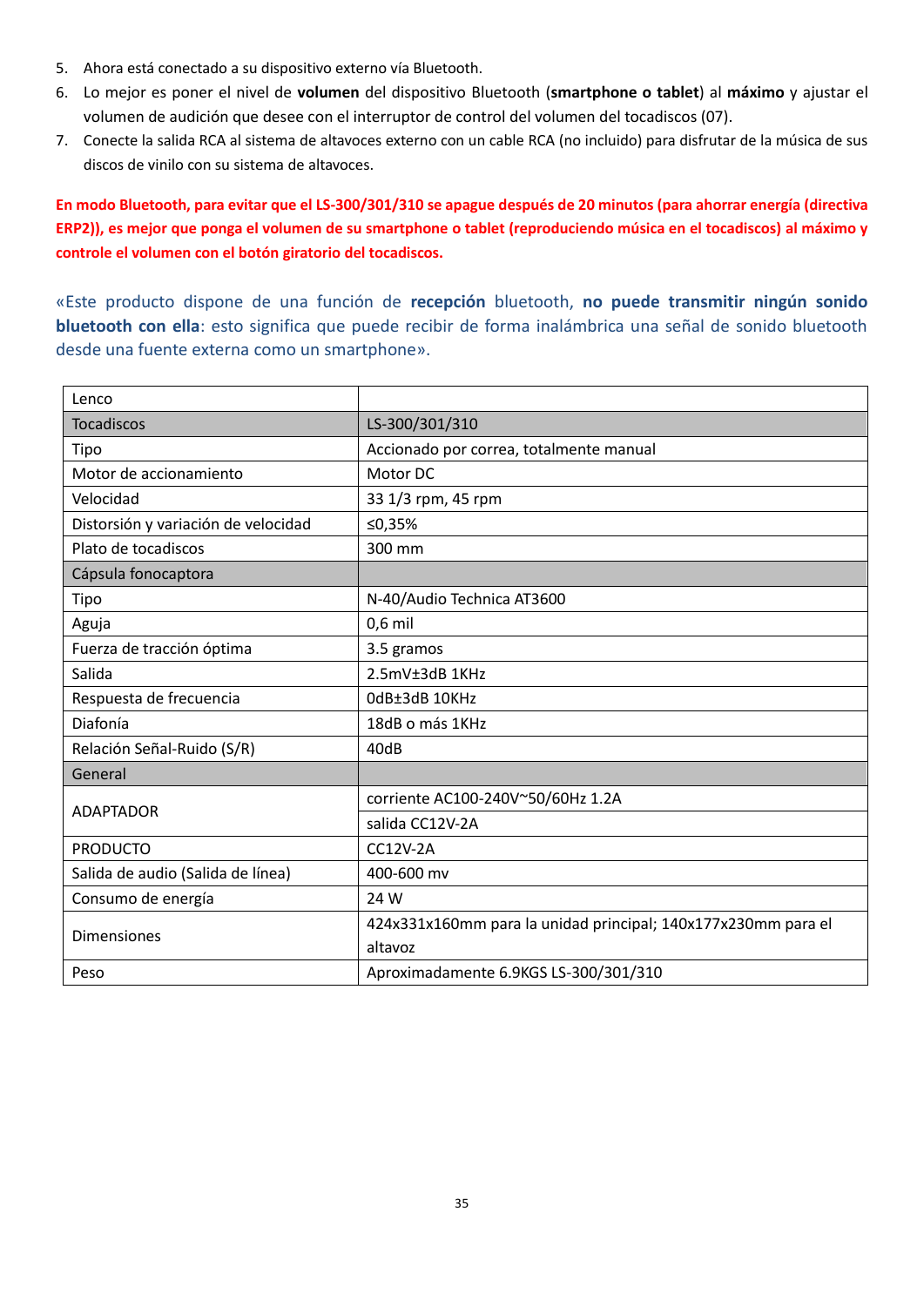5. Ahora está conectado a su dispositivo externo vía Bluetooth.
6. Lo mejor es poner el nivel de **volumen** del dispositivo Bluetooth (**smartphone o tablet**) al **máximo** y ajustar el volumen de audición que desee con el interruptor de control del volumen del tocadiscos (07).
7. Conecte la salida RCA al sistema de altavoces externo con un cable RCA (no incluido) para disfrutar de la música de sus discos de vinilo con su sistema de altavoces.

**En modo Bluetooth, para evitar que el LS-300/301/310 se apague después de 20 minutos (para ahorrar energía (directiva ERP2)), es mejor que ponga el volumen de su smartphone o tablet (reproduciendo música en el tocadiscos) al máximo y controle el volumen con el botón giratorio del tocadiscos.**

«Este producto dispone de una función de **recepción** bluetooth, **no puede transmitir ningún sonido bluetooth con ella**: esto significa que puede recibir de forma inalámbrica una señal de sonido bluetooth desde una fuente externa como un smartphone».

| Lenco | |
|---|---|
| Tocadiscos | LS-300/301/310 |
| Tipo | Accionado por correa, totalmente manual |
| Motor de accionamiento | Motor DC |
| Velocidad | 33 1/3 rpm, 45 rpm |
| Distorsión y variación de velocidad | ≤0,35% |
| Plato de tocadiscos | 300 mm |
| Cápsula fonocaptora | |
| Tipo | N-40/Audio Technica AT3600 |
| Aguja | 0,6 mil |
| Fuerza de tracción óptima | 3.5 gramos |
| Salida | 2.5mV±3dB 1KHz |
| Respuesta de frecuencia | 0dB±3dB 10KHz |
| Diafonía | 18dB o más 1KHz |
| Relación Señal-Ruido (S/R) | 40dB |
| General | |
| ADAPTADOR | corriente AC100-240V~50/60Hz 1.2A |
| | salida CC12V-2A |
| PRODUCTO | CC12V-2A |
| Salida de audio (Salida de línea) | 400-600 mv |
| Consumo de energía | 24 W |
| Dimensiones | 424x331x160mm para la unidad principal; 140x177x230mm para el altavoz |
| Peso | Aproximadamente 6.9KGS LS-300/301/310 |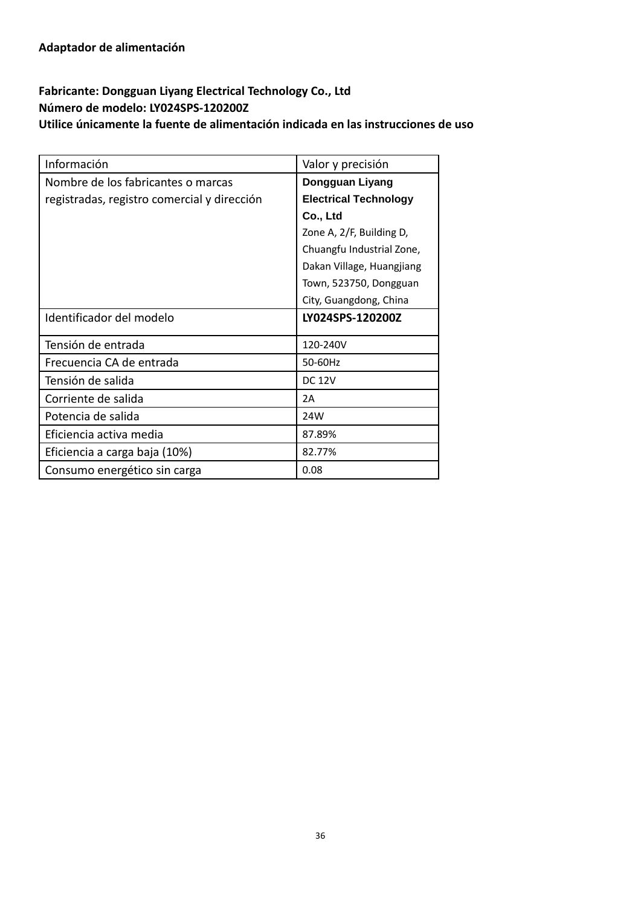**Adaptador de alimentación**

**Fabricante: Dongguan Liyang Electrical Technology Co., Ltd**
**Número de modelo: LY024SPS-120200Z**
**Utilice únicamente la fuente de alimentación indicada en las instrucciones de uso**

| Información | Valor y precisión |
|---|---|
| Nombre de los fabricantes o marcas registradas, registro comercial y dirección | **Dongguan Liyang Electrical Technology Co., Ltd** Zone A, 2/F, Building D, Chuangfu Industrial Zone, Dakan Village, Huangjiang Town, 523750, Dongguan City, Guangdong, China |
| Identificador del modelo | **LY024SPS-120200Z** |
| Tensión de entrada | 120-240V |
| Frecuencia CA de entrada | 50-60Hz |
| Tensión de salida | DC 12V |
| Corriente de salida | 2A |
| Potencia de salida | 24W |
| Eficiencia activa media | 87.89% |
| Eficiencia a carga baja (10%) | 82.77% |
| Consumo energético sin carga | 0.08 |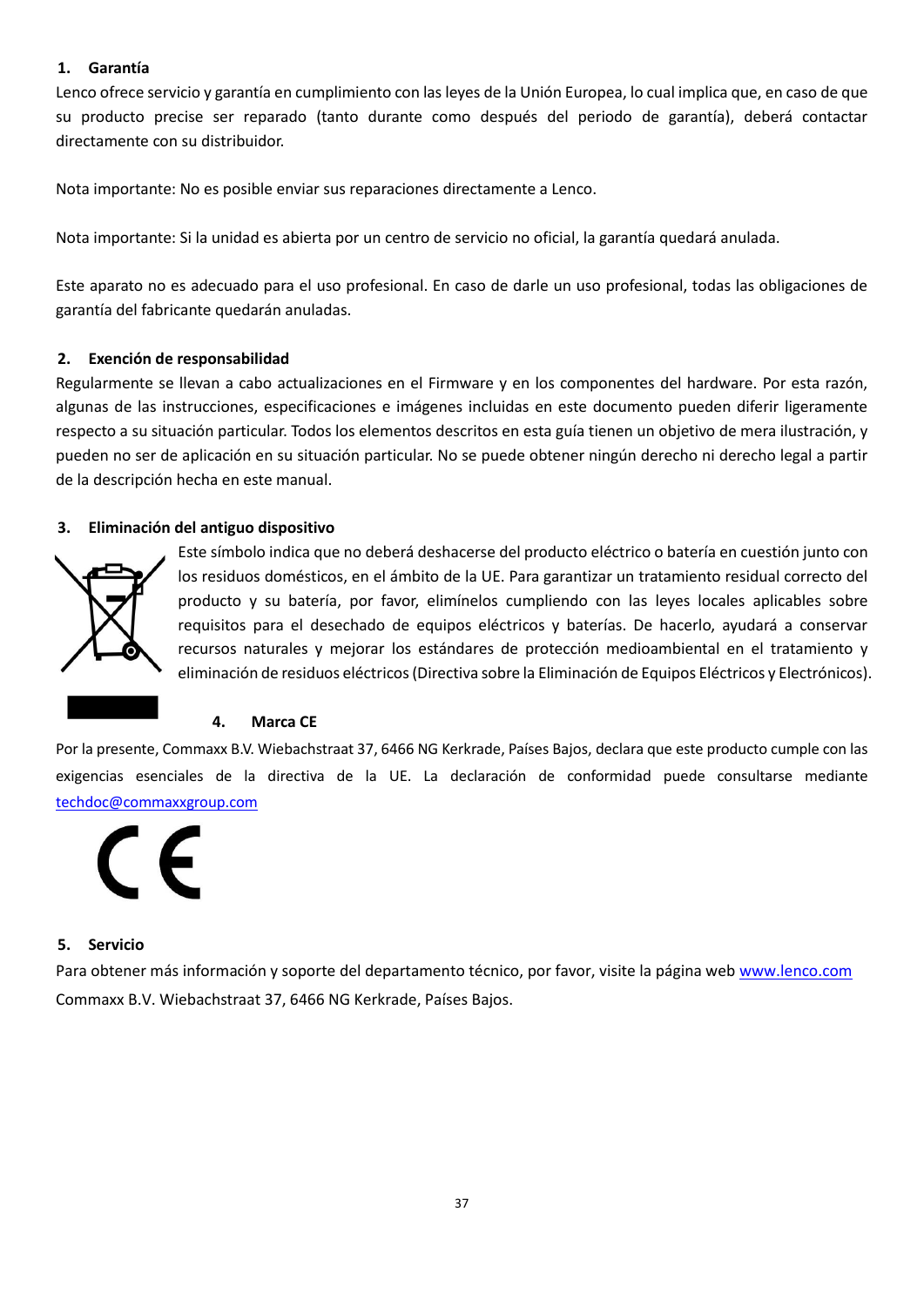## 1. Garantía

Lenco ofrece servicio y garantía en cumplimiento con las leyes de la Unión Europea, lo cual implica que, en caso de que su producto precise ser reparado (tanto durante como después del periodo de garantía), deberá contactar directamente con su distribuidor.

Nota importante: No es posible enviar sus reparaciones directamente a Lenco.

Nota importante: Si la unidad es abierta por un centro de servicio no oficial, la garantía quedará anulada.

Este aparato no es adecuado para el uso profesional. En caso de darle un uso profesional, todas las obligaciones de garantía del fabricante quedarán anuladas.

## 2. Exención de responsabilidad

Regularmente se llevan a cabo actualizaciones en el Firmware y en los componentes del hardware. Por esta razón, algunas de las instrucciones, especificaciones e imágenes incluidas en este documento pueden diferir ligeramente respecto a su situación particular. Todos los elementos descritos en esta guía tienen un objetivo de mera ilustración, y pueden no ser de aplicación en su situación particular. No se puede obtener ningún derecho ni derecho legal a partir de la descripción hecha en este manual.

## 3. Eliminación del antiguo dispositivo

Este símbolo indica que no deberá deshacerse del producto eléctrico o batería en cuestión junto con los residuos domésticos, en el ámbito de la UE. Para garantizar un tratamiento residual correcto del producto y su batería, por favor, elimínelos cumpliendo con las leyes locales aplicables sobre requisitos para el desechado de equipos eléctricos y baterías. De hacerlo, ayudará a conservar recursos naturales y mejorar los estándares de protección medioambiental en el tratamiento y eliminación de residuos eléctricos (Directiva sobre la Eliminación de Equipos Eléctricos y Electrónicos).

## 4. Marca CE

Por la presente, Commaxx B.V. Wiebachstraat 37, 6466 NG Kerkrade, Países Bajos, declara que este producto cumple con las exigencias esenciales de la directiva de la UE. La declaración de conformidad puede consultarse mediante techdoc@commaxxgroup.com

## 5. Servicio

Para obtener más información y soporte del departamento técnico, por favor, visite la página web www.lenco.com
Commaxx B.V. Wiebachstraat 37, 6466 NG Kerkrade, Países Bajos.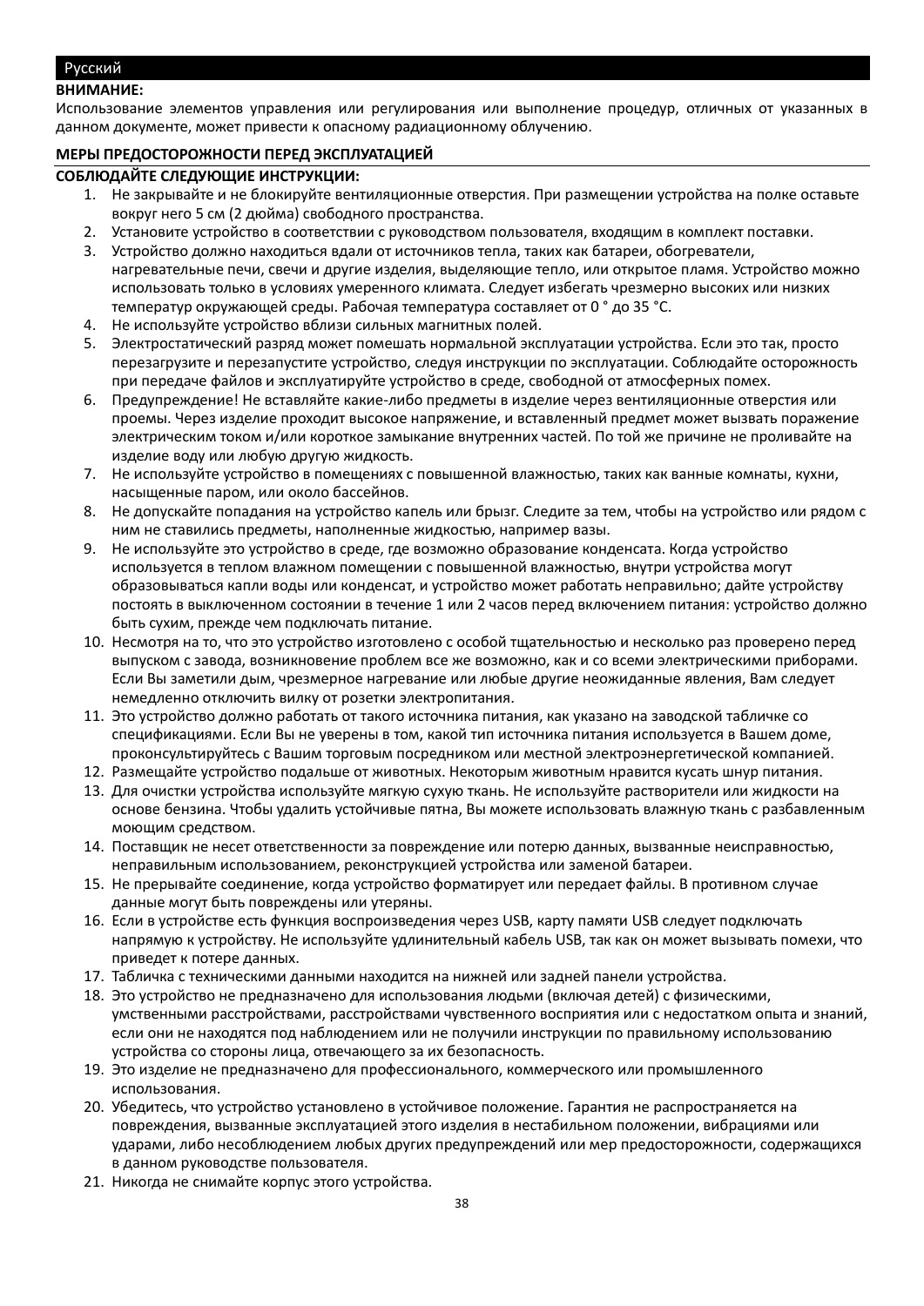Русский

**ВНИМАНИЕ:**

Использование элементов управления или регулирования или выполнение процедур, отличных от указанных в данном документе, может привести к опасному радиационному облучению.

## МЕРЫ ПРЕДОСТОРОЖНОСТИ ПЕРЕД ЭКСПЛУАТАЦИЕЙ

**СОБЛЮДАЙТЕ СЛЕДУЮЩИЕ ИНСТРУКЦИИ:**

1. Не закрывайте и не блокируйте вентиляционные отверстия. При размещении устройства на полке оставьте вокруг него 5 см (2 дюйма) свободного пространства.
2. Установите устройство в соответствии с руководством пользователя, входящим в комплект поставки.
3. Устройство должно находиться вдали от источников тепла, таких как батареи, обогреватели, нагревательные печи, свечи и другие изделия, выделяющие тепло, или открытое пламя. Устройство можно использовать только в условиях умеренного климата. Следует избегать чрезмерно высоких или низких температур окружающей среды. Рабочая температура составляет от 0 ° до 35 °C.
4. Не используйте устройство вблизи сильных магнитных полей.
5. Электростатический разряд может помешать нормальной эксплуатации устройства. Если это так, просто перезагрузите и перезапустите устройство, следуя инструкции по эксплуатации. Соблюдайте осторожность при передаче файлов и эксплуатируйте устройство в среде, свободной от атмосферных помех.
6. Предупреждение! Не вставляйте какие-либо предметы в изделие через вентиляционные отверстия или проемы. Через изделие проходит высокое напряжение, и вставленный предмет может вызвать поражение электрическим током и/или короткое замыкание внутренних частей. По той же причине не проливайте на изделие воду или любую другую жидкость.
7. Не используйте устройство в помещениях с повышенной влажностью, таких как ванные комнаты, кухни, насыщенные паром, или около бассейнов.
8. Не допускайте попадания на устройство капель или брызг. Следите за тем, чтобы на устройство или рядом с ним не ставились предметы, наполненные жидкостью, например вазы.
9. Не используйте это устройство в среде, где возможно образование конденсата. Когда устройство используется в теплом влажном помещении с повышенной влажностью, внутри устройства могут образовываться капли воды или конденсат, и устройство может работать неправильно; дайте устройству постоять в выключенном состоянии в течение 1 или 2 часов перед включением питания: устройство должно быть сухим, прежде чем подключать питание.
10. Несмотря на то, что это устройство изготовлено с особой тщательностью и несколько раз проверено перед выпуском с завода, возникновение проблем все же возможно, как и со всеми электрическими приборами. Если Вы заметили дым, чрезмерное нагревание или любые другие неожиданные явления, Вам следует немедленно отключить вилку от розетки электропитания.
11. Это устройство должно работать от такого источника питания, как указано на заводской табличке со спецификациями. Если Вы не уверены в том, какой тип источника питания используется в Вашем доме, проконсультируйтесь с Вашим торговым посредником или местной электроэнергетической компанией.
12. Размещайте устройство подальше от животных. Некоторым животным нравится кусать шнур питания.
13. Для очистки устройства используйте мягкую сухую ткань. Не используйте растворители или жидкости на основе бензина. Чтобы удалить устойчивые пятна, Вы можете использовать влажную ткань с разбавленным моющим средством.
14. Поставщик не несет ответственности за повреждение или потерю данных, вызванные неисправностью, неправильным использованием, реконструкцией устройства или заменой батареи.
15. Не прерывайте соединение, когда устройство форматирует или передает файлы. В противном случае данные могут быть повреждены или утеряны.
16. Если в устройстве есть функция воспроизведения через USB, карту памяти USB следует подключать напрямую к устройству. Не используйте удлинительный кабель USB, так как он может вызывать помехи, что приведет к потере данных.
17. Табличка с техническими данными находится на нижней или задней панели устройства.
18. Это устройство не предназначено для использования людьми (включая детей) с физическими, умственными расстройствами, расстройствами чувственного восприятия или с недостатком опыта и знаний, если они не находятся под наблюдением или не получили инструкции по правильному использованию устройства со стороны лица, отвечающего за их безопасность.
19. Это изделие не предназначено для профессионального, коммерческого или промышленного использования.
20. Убедитесь, что устройство установлено в устойчивое положение. Гарантия не распространяется на повреждения, вызванные эксплуатацией этого изделия в нестабильном положении, вибрациями или ударами, либо несоблюдением любых других предупреждений или мер предосторожности, содержащихся в данном руководстве пользователя.
21. Никогда не снимайте корпус этого устройства.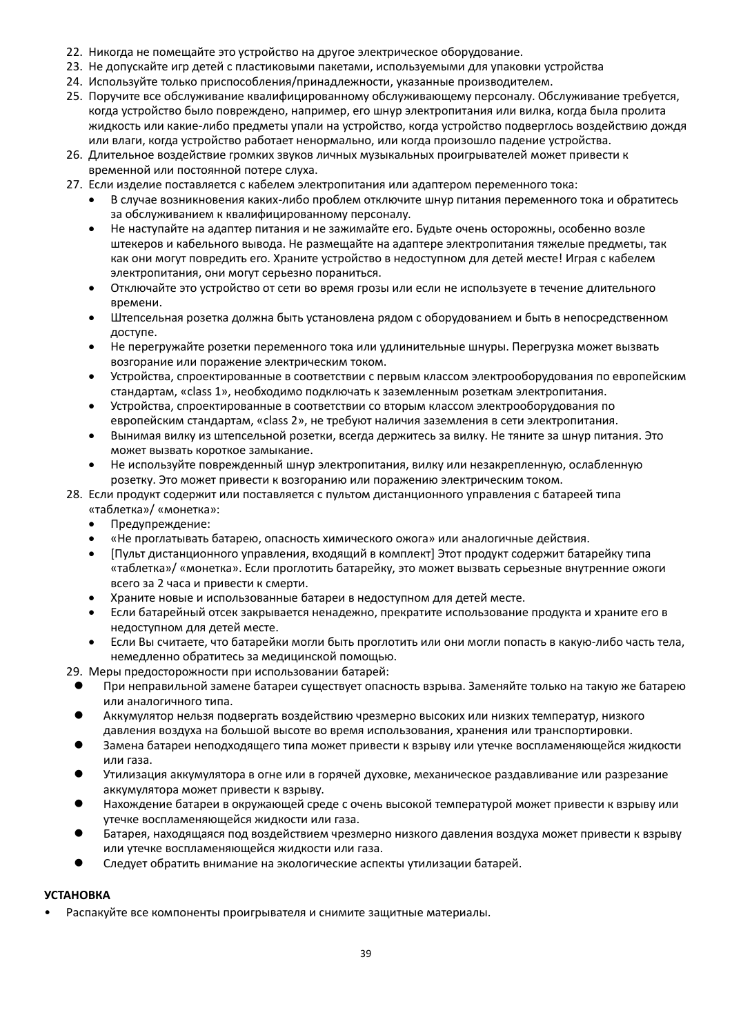22. Никогда не помещайте это устройство на другое электрическое оборудование.
23. Не допускайте игр детей с пластиковыми пакетами, используемыми для упаковки устройства
24. Используйте только приспособления/принадлежности, указанные производителем.
25. Поручите все обслуживание квалифицированному обслуживающему персоналу. Обслуживание требуется, когда устройство было повреждено, например, его шнур электропитания или вилка, когда была пролита жидкость или какие-либо предметы упали на устройство, когда устройство подверглось воздействию дождя или влаги, когда устройство работает ненормально, или когда произошло падение устройства.
26. Длительное воздействие громких звуков личных музыкальных проигрывателей может привести к временной или постоянной потере слуха.
27. Если изделие поставляется с кабелем электропитания или адаптером переменного тока:
    - В случае возникновения каких-либо проблем отключите шнур питания переменного тока и обратитесь за обслуживанием к квалифицированному персоналу.
    - Не наступайте на адаптер питания и не зажимайте его. Будьте очень осторожны, особенно возле штекеров и кабельного вывода. Не размещайте на адаптере электропитания тяжелые предметы, так как они могут повредить его. Храните устройство в недоступном для детей месте! Играя с кабелем электропитания, они могут серьезно пораниться.
    - Отключайте это устройство от сети во время грозы или если не используете в течение длительного времени.
    - Штепсельная розетка должна быть установлена рядом с оборудованием и быть в непосредственном доступе.
    - Не перегружайте розетки переменного тока или удлинительные шнуры. Перегрузка может вызвать возгорание или поражение электрическим током.
    - Устройства, спроектированные в соответствии с первым классом электрооборудования по европейским стандартам, «class 1», необходимо подключать к заземленным розеткам электропитания.
    - Устройства, спроектированные в соответствии со вторым классом электрооборудования по европейским стандартам, «class 2», не требуют наличия заземления в сети электропитания.
    - Вынимая вилку из штепсельной розетки, всегда держитесь за вилку. Не тяните за шнур питания. Это может вызвать короткое замыкание.
    - Не используйте поврежденный шнур электропитания, вилку или незакрепленную, ослабленную розетку. Это может привести к возгоранию или поражению электрическим током.
28. Если продукт содержит или поставляется с пультом дистанционного управления с батареей типа «таблетка»/ «монетка»:
    - Предупреждение:
    - «Не проглатывать батарею, опасность химического ожога» или аналогичные действия.
    - [Пульт дистанционного управления, входящий в комплект] Этот продукт содержит батарейку типа «таблетка»/ «монетка». Если проглотить батарейку, это может вызвать серьезные внутренние ожоги всего за 2 часа и привести к смерти.
    - Храните новые и использованные батареи в недоступном для детей месте.
    - Если батарейный отсек закрывается ненадежно, прекратите использование продукта и храните его в недоступном для детей месте.
    - Если Вы считаете, что батарейки могли быть проглотить или они могли попасть в какую-либо часть тела, немедленно обратитесь за медицинской помощью.
29. Меры предосторожности при использовании батарей:
    - При неправильной замене батареи существует опасность взрыва. Заменяйте только на такую же батарею или аналогичного типа.
    - Аккумулятор нельзя подвергать воздействию чрезмерно высоких или низких температур, низкого давления воздуха на большой высоте во время использования, хранения или транспортировки.
    - Замена батареи неподходящего типа может привести к взрыву или утечке воспламеняющейся жидкости или газа.
    - Утилизация аккумулятора в огне или в горячей духовке, механическое раздавливание или разрезание аккумулятора может привести к взрыву.
    - Нахождение батареи в окружающей среде с очень высокой температурой может привести к взрыву или утечке воспламеняющейся жидкости или газа.
    - Батарея, находящаяся под воздействием чрезмерно низкого давления воздуха может привести к взрыву или утечке воспламеняющейся жидкости или газа.
    - Следует обратить внимание на экологические аспекты утилизации батарей.

**УСТАНОВКА**

- Распакуйте все компоненты проигрывателя и снимите защитные материалы.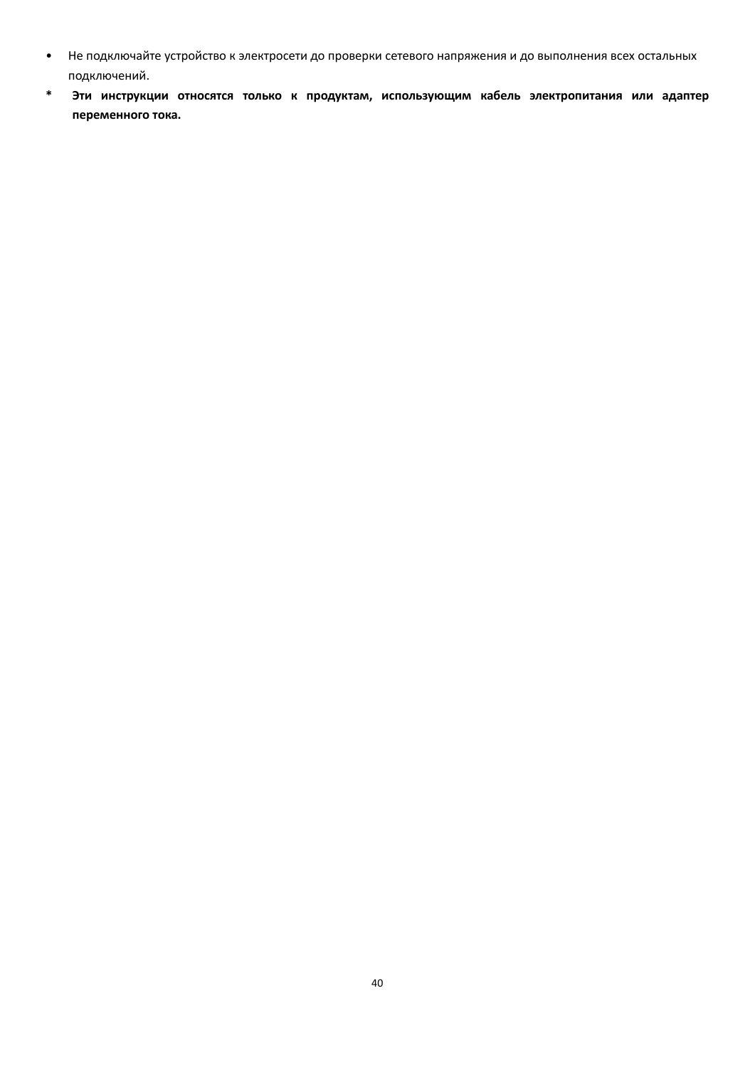- Не подключайте устройство к электросети до проверки сетевого напряжения и до выполнения всех остальных подключений.

* **Эти инструкции относятся только к продуктам, использующим кабель электропитания или адаптер переменного тока.**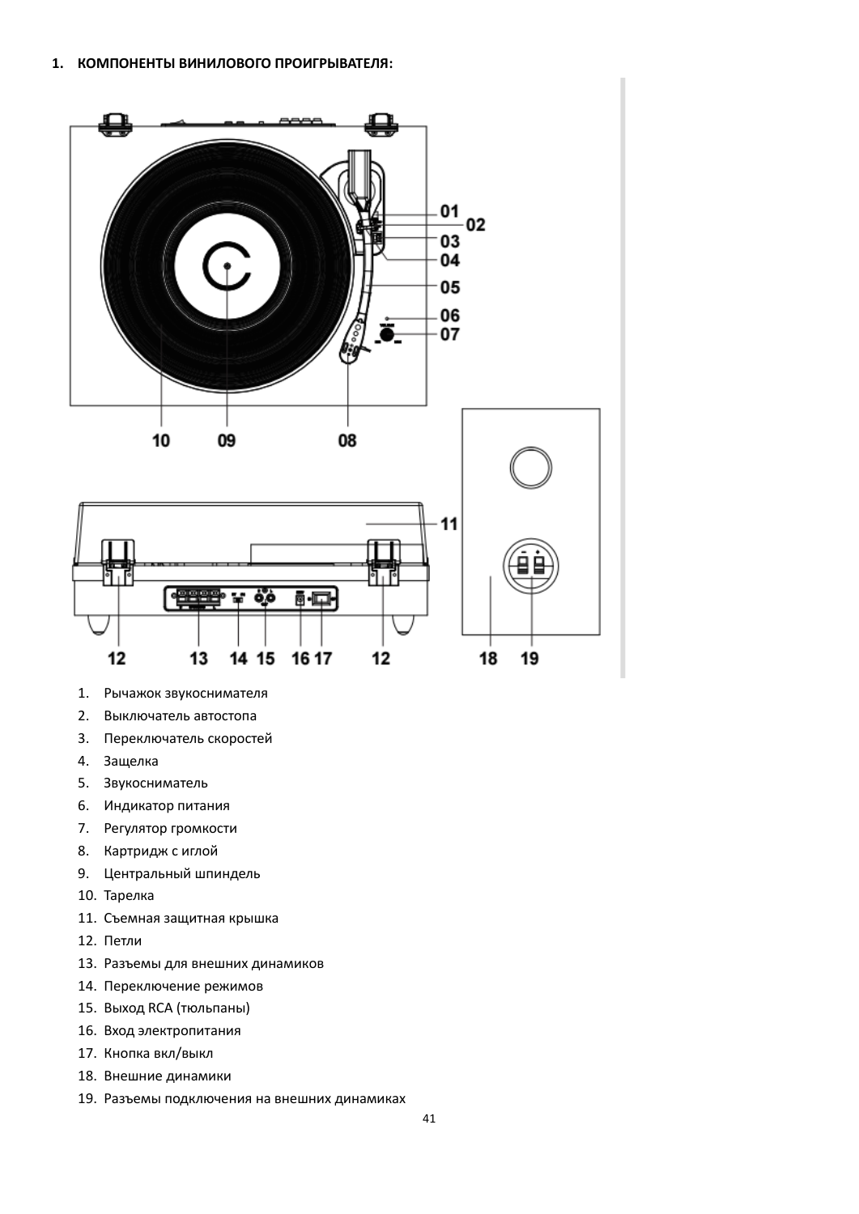## 1. КОМПОНЕНТЫ ВИНИЛОВОГО ПРОИГРЫВАТЕЛЯ:

1. Рычажок звукоснимателя
2. Выключатель автостопа
3. Переключатель скоростей
4. Защелка
5. Звукосниматель
6. Индикатор питания
7. Регулятор громкости
8. Картридж с иглой
9. Центральный шпиндель
10. Тарелка
11. Съемная защитная крышка
12. Петли
13. Разъемы для внешних динамиков
14. Переключение режимов
15. Выход RCA (тюльпаны)
16. Вход электропитания
17. Кнопка вкл/выкл
18. Внешние динамики
19. Разъемы подключения на внешних динамиках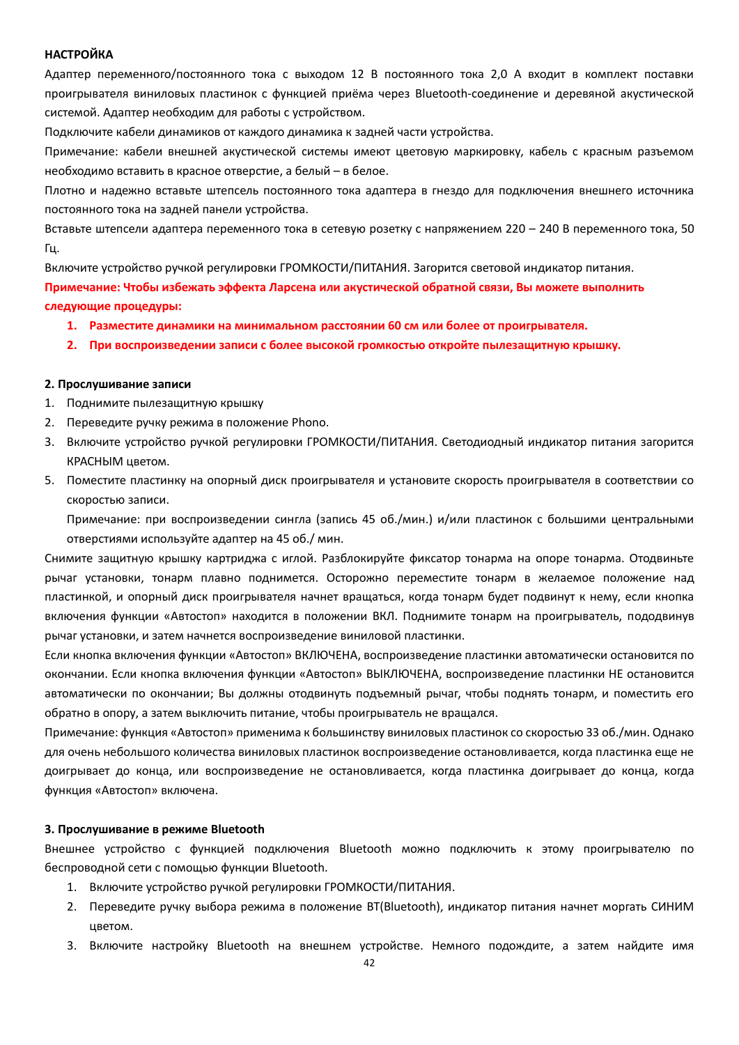**НАСТРОЙКА**

Адаптер переменного/постоянного тока с выходом 12 В постоянного тока 2,0 А входит в комплект поставки проигрывателя виниловых пластинок с функцией приёма через Bluetooth-соединение и деревяной акустической системой. Адаптер необходим для работы с устройством.

Подключите кабели динамиков от каждого динамика к задней части устройства.

Примечание: кабели внешней акустической системы имеют цветовую маркировку, кабель с красным разъемом необходимо вставить в красное отверстие, а белый – в белое.

Плотно и надежно вставьте штепсель постоянного тока адаптера в гнездо для подключения внешнего источника постоянного тока на задней панели устройства.

Вставьте штепсели адаптера переменного тока в сетевую розетку с напряжением 220 – 240 В переменного тока, 50 Гц.

Включите устройство ручкой регулировки ГРОМКОСТИ/ПИТАНИЯ. Загорится световой индикатор питания.

**Примечание: Чтобы избежать эффекта Ларсена или акустической обратной связи, Вы можете выполнить следующие процедуры:**

1. **Разместите динамики на минимальном расстоянии 60 см или более от проигрывателя.**
2. **При воспроизведении записи с более высокой громкостью откройте пылезащитную крышку.**

**2. Прослушивание записи**

1. Поднимите пылезащитную крышку
2. Переведите ручку режима в положение Phono.
3. Включите устройство ручкой регулировки ГРОМКОСТИ/ПИТАНИЯ. Светодиодный индикатор питания загорится КРАСНЫМ цветом.
5. Поместите пластинку на опорный диск проигрывателя и установите скорость проигрывателя в соответствии со скоростью записи.

   Примечание: при воспроизведении сингла (запись 45 об./мин.) и/или пластинок с большими центральными отверстиями используйте адаптер на 45 об./ мин.

Снимите защитную крышку картриджа с иглой. Разблокируйте фиксатор тонарма на опоре тонарма. Отодвиньте рычаг установки, тонарм плавно поднимется. Осторожно переместите тонарм в желаемое положение над пластинкой, и опорный диск проигрывателя начнет вращаться, когда тонарм будет подвинут к нему, если кнопка включения функции «Автостоп» находится в положении ВКЛ. Поднимите тонарм на проигрыватель, пододвинув рычаг установки, и затем начнется воспроизведение виниловой пластинки.

Если кнопка включения функции «Автостоп» ВКЛЮЧЕНА, воспроизведение пластинки автоматически остановится по окончании. Если кнопка включения функции «Автостоп» ВЫКЛЮЧЕНА, воспроизведение пластинки НЕ остановится автоматически по окончании; Вы должны отодвинуть подъемный рычаг, чтобы поднять тонарм, и поместить его обратно в опору, а затем выключить питание, чтобы проигрыватель не вращался.

Примечание: функция «Автостоп» применима к большинству виниловых пластинок со скоростью 33 об./мин. Однако для очень небольшого количества виниловых пластинок воспроизведение останавливается, когда пластинка еще не доигрывает до конца, или воспроизведение не останавливается, когда пластинка доигрывает до конца, когда функция «Автостоп» включена.

**3. Прослушивание в режиме Bluetooth**

Внешнее устройство с функцией подключения Bluetooth можно подключить к этому проигрывателю по беспроводной сети с помощью функции Bluetooth.

1. Включите устройство ручкой регулировки ГРОМКОСТИ/ПИТАНИЯ.
2. Переведите ручку выбора режима в положение BT(Bluetooth), индикатор питания начнет моргать СИНИМ цветом.
3. Включите настройку Bluetooth на внешнем устройстве. Немного подождите, а затем найдите имя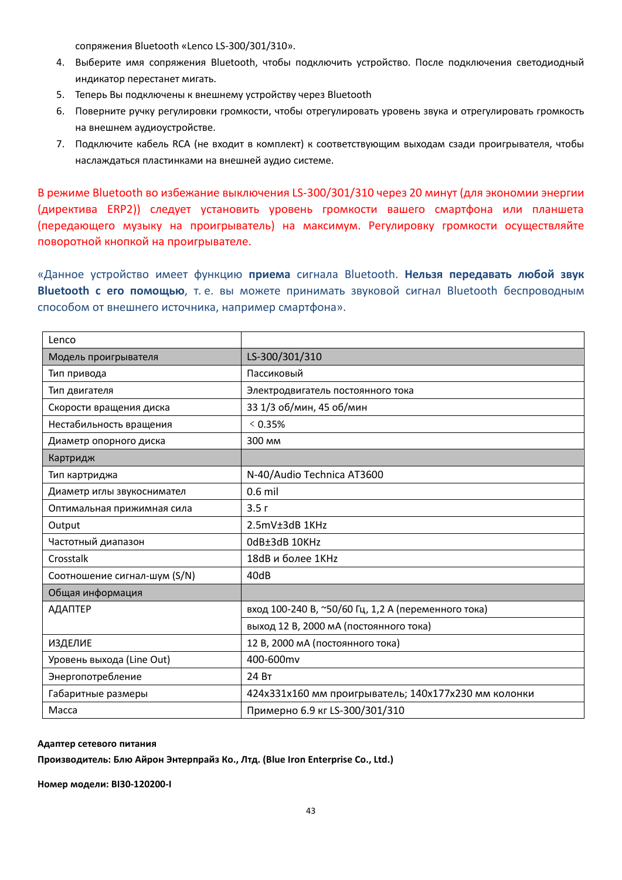сопряжения Bluetooth «Lenco LS-300/301/310».

4. Выберите имя сопряжения Bluetooth, чтобы подключить устройство. После подключения светодиодный индикатор перестанет мигать.
5. Теперь Вы подключены к внешнему устройству через Bluetooth
6. Поверните ручку регулировки громкости, чтобы отрегулировать уровень звука и отрегулировать громкость на внешнем аудиоустройстве.
7. Подключите кабель RCA (не входит в комплект) к соответствующим выходам сзади проигрывателя, чтобы наслаждаться пластинками на внешней аудио системе.

В режиме Bluetooth во избежание выключения LS-300/301/310 через 20 минут (для экономии энергии (директива ERP2)) следует установить уровень громкости вашего смартфона или планшета (передающего музыку на проигрыватель) на максимум. Регулировку громкости осуществляйте поворотной кнопкой на проигрывателе.

«Данное устройство имеет функцию **приема** сигнала Bluetooth. **Нельзя передавать любой звук Bluetooth с его помощью**, т. е. вы можете принимать звуковой сигнал Bluetooth беспроводным способом от внешнего источника, например смартфона».

| Lenco | |
|---|---|
| Модель проигрывателя | LS-300/301/310 |
| Тип привода | Пассиковый |
| Тип двигателя | Электродвигатель постоянного тока |
| Скорости вращения диска | 33 1/3 об/мин, 45 об/мин |
| Нестабильность вращения | ＜0.35% |
| Диаметр опорного диска | 300 мм |
| Картридж | |
| Тип картриджа | N-40/Audio Technica AT3600 |
| Диаметр иглы звукоснимател | 0.6 mil |
| Оптимальная прижимная сила | 3.5 г |
| Output | 2.5mV±3dB 1KHz |
| Частотный диапазон | 0dB±3dB 10KHz |
| Crosstalk | 18dB и более 1KHz |
| Соотношение сигнал-шум (S/N) | 40dB |
| Общая информация | |
| АДАПТЕР | вход 100-240 В, ~50/60 Гц, 1,2 А (переменного тока) |
| | выход 12 В, 2000 мА (постоянного тока) |
| ИЗДЕЛИЕ | 12 В, 2000 мА (постоянного тока) |
| Уровень выхода (Line Out) | 400-600mv |
| Энергопотребление | 24 Вт |
| Габаритные размеры | 424x331x160 мм проигрыватель; 140x177x230 мм колонки |
| Масса | Примерно 6.9 кг LS-300/301/310 |

**Адаптер сетевого питания**

**Производитель: Блю Айрон Энтерпрайз Ко., Лтд. (Blue Iron Enterprise Co., Ltd.)**

**Номер модели: BI30-120200-I**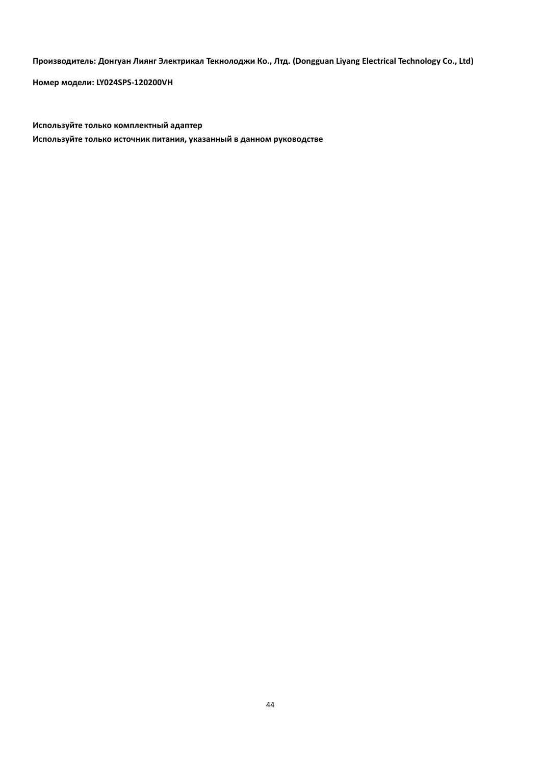**Производитель: Донгуан Лиянг Электрикал Текнолоджи Ко., Лтд. (Dongguan Liyang Electrical Technology Co., Ltd)**

**Номер модели: LY024SPS-120200VH**

**Используйте только комплектный адаптер**

**Используйте только источник питания, указанный в данном руководстве**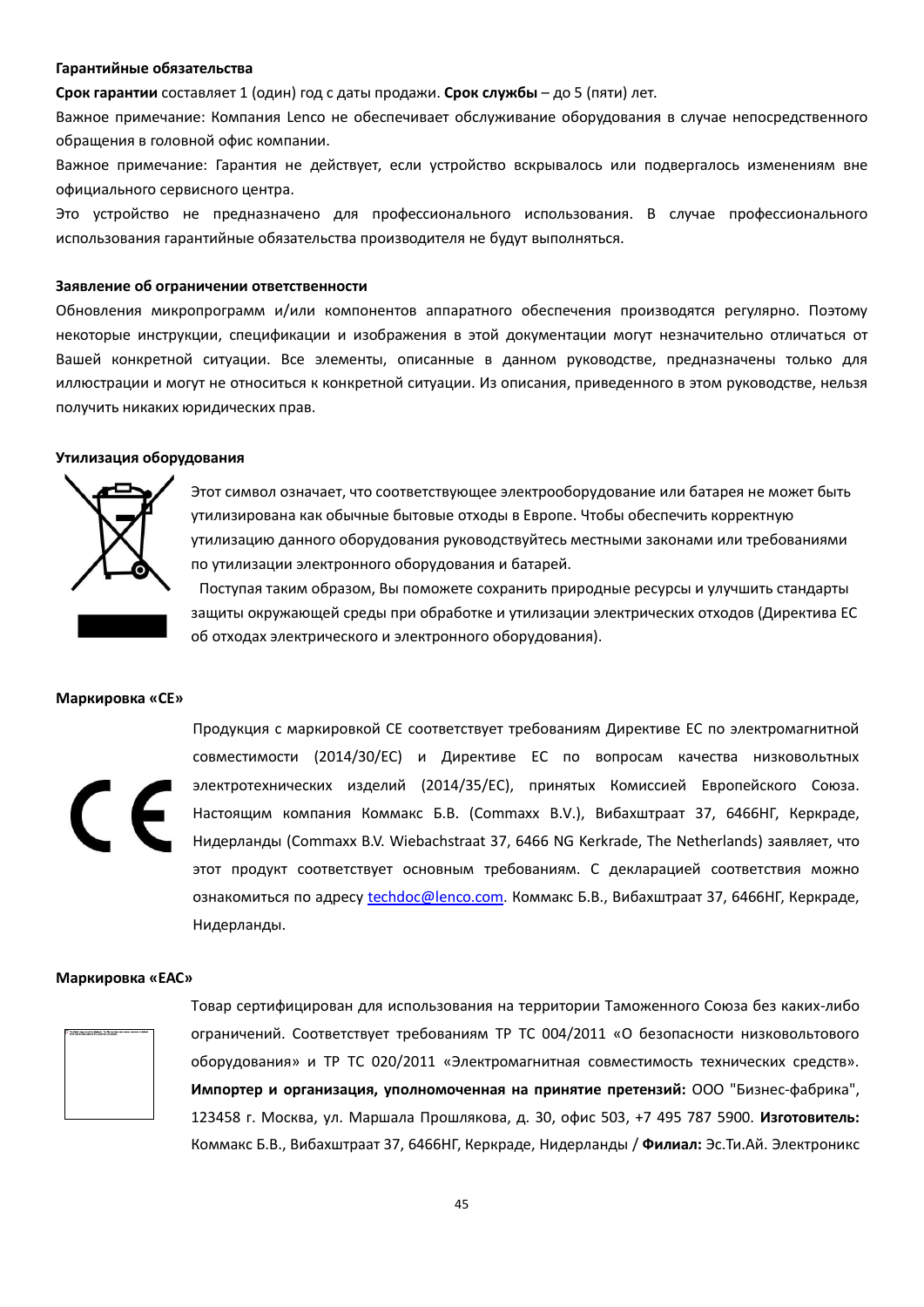**Гарантийные обязательства**

**Срок гарантии** составляет 1 (один) год с даты продажи. **Срок службы** – до 5 (пяти) лет.

Важное примечание: Компания Lenco не обеспечивает обслуживание оборудования в случае непосредственного обращения в головной офис компании.

Важное примечание: Гарантия не действует, если устройство вскрывалось или подвергалось изменениям вне официального сервисного центра.

Это устройство не предназначено для профессионального использования. В случае профессионального использования гарантийные обязательства производителя не будут выполняться.

**Заявление об ограничении ответственности**

Обновления микропрограмм и/или компонентов аппаратного обеспечения производятся регулярно. Поэтому некоторые инструкции, спецификации и изображения в этой документации могут незначительно отличаться от Вашей конкретной ситуации. Все элементы, описанные в данном руководстве, предназначены только для иллюстрации и могут не относиться к конкретной ситуации. Из описания, приведенного в этом руководстве, нельзя получить никаких юридических прав.

**Утилизация оборудования**

Этот символ означает, что соответствующее электрооборудование или батарея не может быть утилизирована как обычные бытовые отходы в Европе. Чтобы обеспечить корректную утилизацию данного оборудования руководствуйтесь местными законами или требованиями по утилизации электронного оборудования и батарей.

Поступая таким образом, Вы поможете сохранить природные ресурсы и улучшить стандарты защиты окружающей среды при обработке и утилизации электрических отходов (Директива ЕС об отходах электрического и электронного оборудования).

**Маркировка «CE»**

Продукция с маркировкой CE соответствует требованиям Директиве ЕС по электромагнитной совместимости (2014/30/EC) и Директиве ЕС по вопросам качества низковольтных электротехнических изделий (2014/35/EC), принятых Комиссией Европейского Союза. Настоящим компания Коммакс Б.В. (Commaxx B.V.), Вибахштраат 37, 6466НГ, Керкраде, Нидерланды (Commaxx B.V. Wiebachstraat 37, 6466 NG Kerkrade, The Netherlands) заявляет, что этот продукт соответствует основным требованиям. С декларацией соответствия можно ознакомиться по адресу techdoc@lenco.com. Коммакс Б.В., Вибахштраат 37, 6466НГ, Керкраде, Нидерланды.

**Маркировка «EAC»**

Товар сертифицирован для использования на территории Таможенного Союза без каких-либо ограничений. Соответствует требованиям ТР ТС 004/2011 «О безопасности низковольтового оборудования» и ТР ТС 020/2011 «Электромагнитная совместимость технических средств». **Импортер и организация, уполномоченная на принятие претензий:** ООО "Бизнес-фабрика", 123458 г. Москва, ул. Маршала Прошлякова, д. 30, офис 503, +7 495 787 5900. **Изготовитель:** Коммакс Б.В., Вибахштраат 37, 6466НГ, Керкраде, Нидерланды / **Филиал:** Эс.Ти.Ай. Электроникс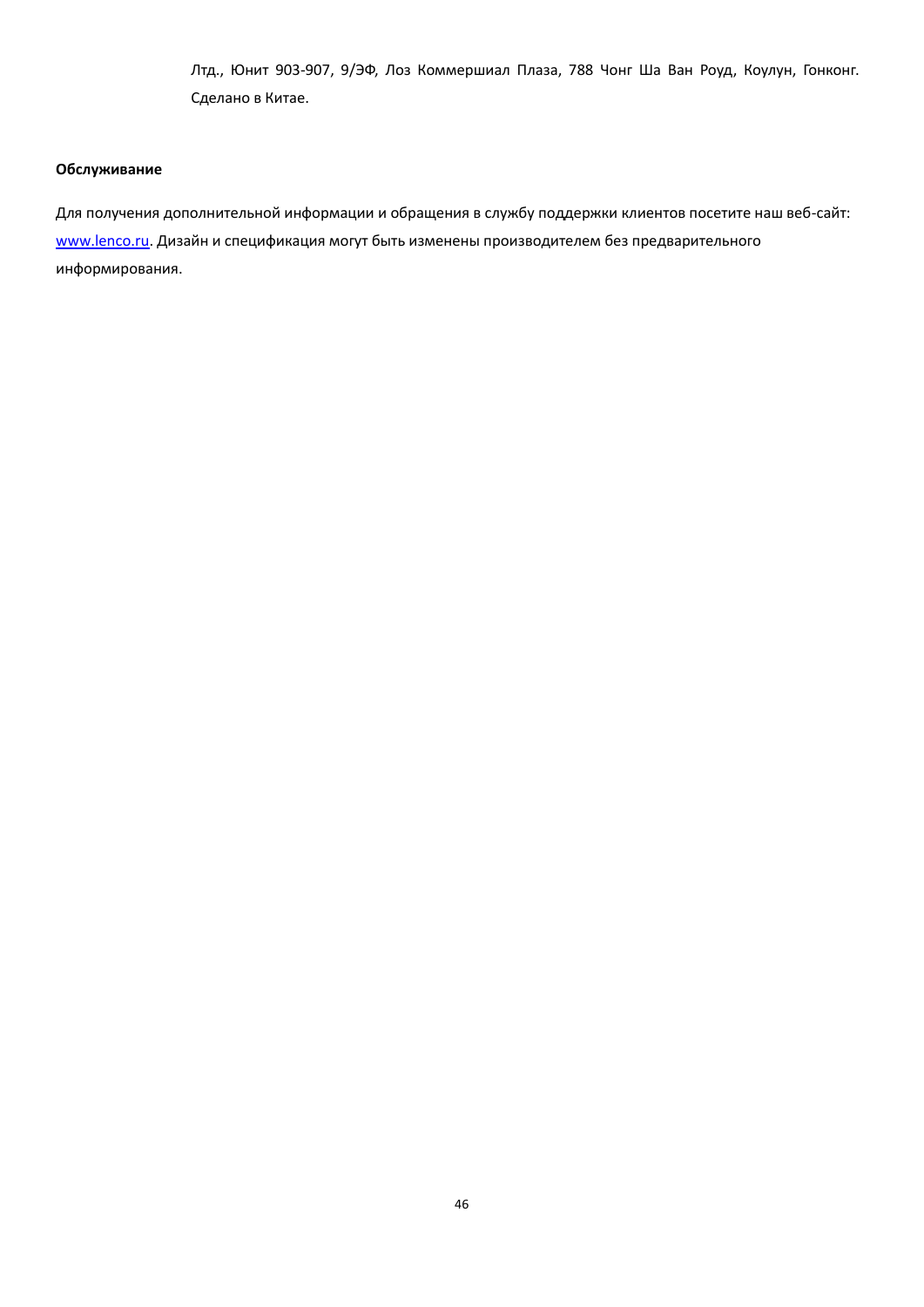Лтд., Юнит 903-907, 9/ЭФ, Лоз Коммершиал Плаза, 788 Чонг Ша Ван Роуд, Коулун, Гонконг. Сделано в Китае.

**Обслуживание**

Для получения дополнительной информации и обращения в службу поддержки клиентов посетите наш веб-сайт: www.lenco.ru. Дизайн и спецификация могут быть изменены производителем без предварительного информирования.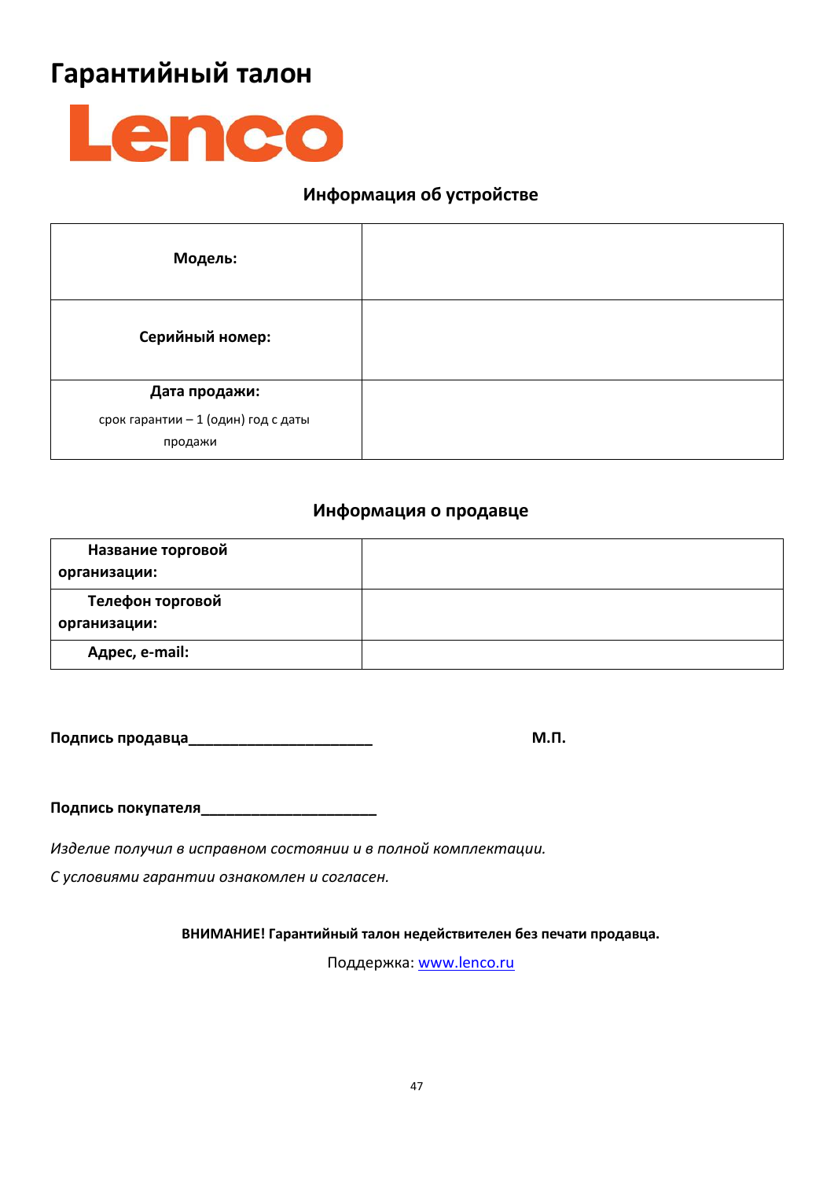# Гарантийный талон

Lenco

## Информация об устройстве

| | |
|---|---|
| **Модель:** | |
| **Серийный номер:** | |
| **Дата продажи:** срок гарантии – 1 (один) год с даты продажи | |

## Информация о продавце

| | |
|---|---|
| **Название торговой организации:** | |
| **Телефон торговой организации:** | |
| **Адрес, e-mail:** | |

**Подпись продавца______________________** **М.П.**

**Подпись покупателя_____________________**

*Изделие получил в исправном состоянии и в полной комплектации.*

*С условиями гарантии ознакомлен и согласен.*

**ВНИМАНИЕ! Гарантийный талон недействителен без печати продавца.**

Поддержка: www.lenco.ru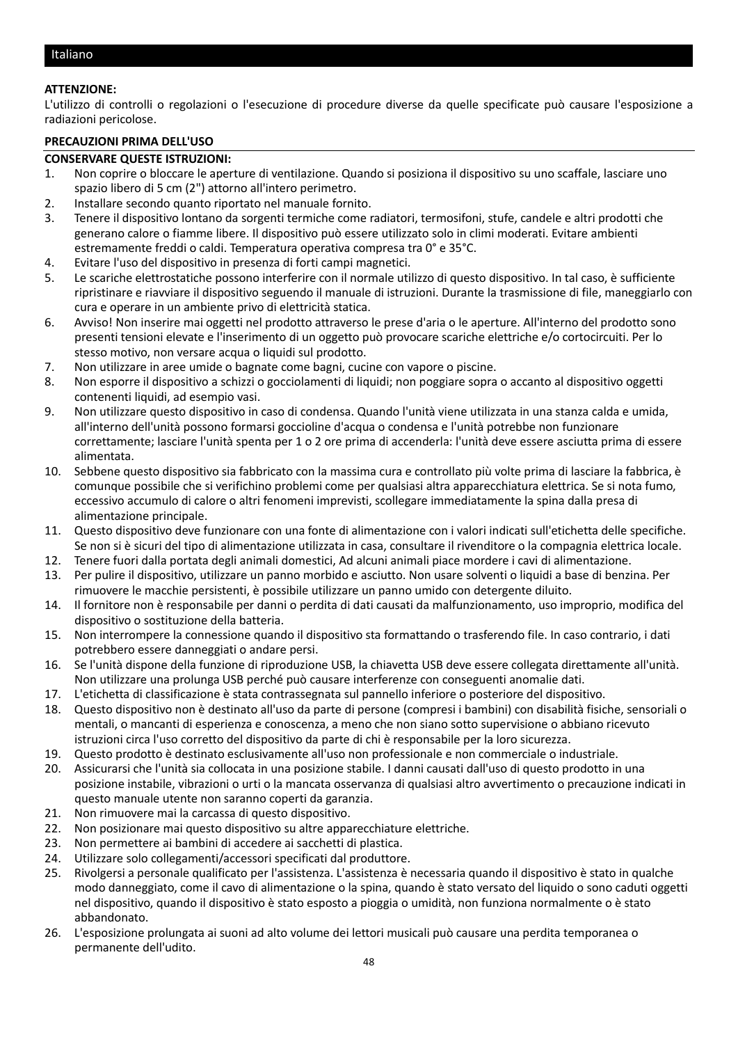## Italiano

**ATTENZIONE:**
L'utilizzo di controlli o regolazioni o l'esecuzione di procedure diverse da quelle specificate può causare l'esposizione a radiazioni pericolose.

**PRECAUZIONI PRIMA DELL'USO**

**CONSERVARE QUESTE ISTRUZIONI:**

1. Non coprire o bloccare le aperture di ventilazione. Quando si posiziona il dispositivo su uno scaffale, lasciare uno spazio libero di 5 cm (2") attorno all'intero perimetro.
2. Installare secondo quanto riportato nel manuale fornito.
3. Tenere il dispositivo lontano da sorgenti termiche come radiatori, termosifoni, stufe, candele e altri prodotti che generano calore o fiamme libere. Il dispositivo può essere utilizzato solo in climi moderati. Evitare ambienti estremamente freddi o caldi. Temperatura operativa compresa tra 0° e 35°C.
4. Evitare l'uso del dispositivo in presenza di forti campi magnetici.
5. Le scariche elettrostatiche possono interferire con il normale utilizzo di questo dispositivo. In tal caso, è sufficiente ripristinare e riavviare il dispositivo seguendo il manuale di istruzioni. Durante la trasmissione di file, maneggiarlo con cura e operare in un ambiente privo di elettricità statica.
6. Avviso! Non inserire mai oggetti nel prodotto attraverso le prese d'aria o le aperture. All'interno del prodotto sono presenti tensioni elevate e l'inserimento di un oggetto può provocare scariche elettriche e/o cortocircuiti. Per lo stesso motivo, non versare acqua o liquidi sul prodotto.
7. Non utilizzare in aree umide o bagnate come bagni, cucine con vapore o piscine.
8. Non esporre il dispositivo a schizzi o gocciolamenti di liquidi; non poggiare sopra o accanto al dispositivo oggetti contenenti liquidi, ad esempio vasi.
9. Non utilizzare questo dispositivo in caso di condensa. Quando l'unità viene utilizzata in una stanza calda e umida, all'interno dell'unità possono formarsi goccioline d'acqua o condensa e l'unità potrebbe non funzionare correttamente; lasciare l'unità spenta per 1 o 2 ore prima di accenderla: l'unità deve essere asciutta prima di essere alimentata.
10. Sebbene questo dispositivo sia fabbricato con la massima cura e controllato più volte prima di lasciare la fabbrica, è comunque possibile che si verifichino problemi come per qualsiasi altra apparecchiatura elettrica. Se si nota fumo, eccessivo accumulo di calore o altri fenomeni imprevisti, scollegare immediatamente la spina dalla presa di alimentazione principale.
11. Questo dispositivo deve funzionare con una fonte di alimentazione con i valori indicati sull'etichetta delle specifiche. Se non si è sicuri del tipo di alimentazione utilizzata in casa, consultare il rivenditore o la compagnia elettrica locale.
12. Tenere fuori dalla portata degli animali domestici, Ad alcuni animali piace mordere i cavi di alimentazione.
13. Per pulire il dispositivo, utilizzare un panno morbido e asciutto. Non usare solventi o liquidi a base di benzina. Per rimuovere le macchie persistenti, è possibile utilizzare un panno umido con detergente diluito.
14. Il fornitore non è responsabile per danni o perdita di dati causati da malfunzionamento, uso improprio, modifica del dispositivo o sostituzione della batteria.
15. Non interrompere la connessione quando il dispositivo sta formattando o trasferendo file. In caso contrario, i dati potrebbero essere danneggiati o andare persi.
16. Se l'unità dispone della funzione di riproduzione USB, la chiavetta USB deve essere collegata direttamente all'unità. Non utilizzare una prolunga USB perché può causare interferenze con conseguenti anomalie dati.
17. L'etichetta di classificazione è stata contrassegnata sul pannello inferiore o posteriore del dispositivo.
18. Questo dispositivo non è destinato all'uso da parte di persone (compresi i bambini) con disabilità fisiche, sensoriali o mentali, o mancanti di esperienza e conoscenza, a meno che non siano sotto supervisione o abbiano ricevuto istruzioni circa l'uso corretto del dispositivo da parte di chi è responsabile per la loro sicurezza.
19. Questo prodotto è destinato esclusivamente all'uso non professionale e non commerciale o industriale.
20. Assicurarsi che l'unità sia collocata in una posizione stabile. I danni causati dall'uso di questo prodotto in una posizione instabile, vibrazioni o urti o la mancata osservanza di qualsiasi altro avvertimento o precauzione indicati in questo manuale utente non saranno coperti da garanzia.
21. Non rimuovere mai la carcassa di questo dispositivo.
22. Non posizionare mai questo dispositivo su altre apparecchiature elettriche.
23. Non permettere ai bambini di accedere ai sacchetti di plastica.
24. Utilizzare solo collegamenti/accessori specificati dal produttore.
25. Rivolgersi a personale qualificato per l'assistenza. L'assistenza è necessaria quando il dispositivo è stato in qualche modo danneggiato, come il cavo di alimentazione o la spina, quando è stato versato del liquido o sono caduti oggetti nel dispositivo, quando il dispositivo è stato esposto a pioggia o umidità, non funziona normalmente o è stato abbandonato.
26. L'esposizione prolungata ai suoni ad alto volume dei lettori musicali può causare una perdita temporanea o permanente dell'udito.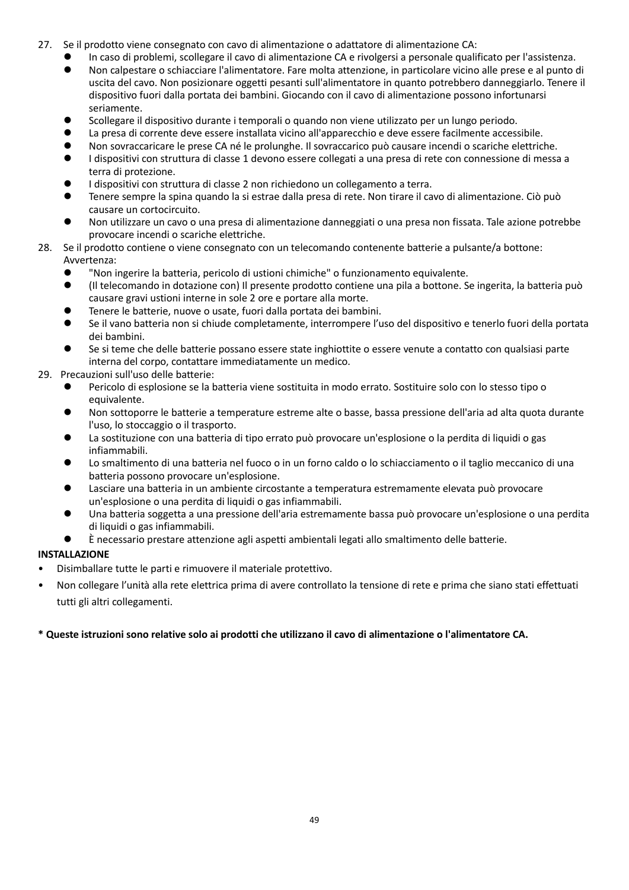27. Se il prodotto viene consegnato con cavo di alimentazione o adattatore di alimentazione CA:
    - In caso di problemi, scollegare il cavo di alimentazione CA e rivolgersi a personale qualificato per l'assistenza.
    - Non calpestare o schiacciare l'alimentatore. Fare molta attenzione, in particolare vicino alle prese e al punto di uscita del cavo. Non posizionare oggetti pesanti sull'alimentatore in quanto potrebbero danneggiarlo. Tenere il dispositivo fuori dalla portata dei bambini. Giocando con il cavo di alimentazione possono infortunarsi seriamente.
    - Scollegare il dispositivo durante i temporali o quando non viene utilizzato per un lungo periodo.
    - La presa di corrente deve essere installata vicino all'apparecchio e deve essere facilmente accessibile.
    - Non sovraccaricare le prese CA né le prolunghe. Il sovraccarico può causare incendi o scariche elettriche.
    - I dispositivi con struttura di classe 1 devono essere collegati a una presa di rete con connessione di messa a terra di protezione.
    - I dispositivi con struttura di classe 2 non richiedono un collegamento a terra.
    - Tenere sempre la spina quando la si estrae dalla presa di rete. Non tirare il cavo di alimentazione. Ciò può causare un cortocircuito.
    - Non utilizzare un cavo o una presa di alimentazione danneggiati o una presa non fissata. Tale azione potrebbe provocare incendi o scariche elettriche.
28. Se il prodotto contiene o viene consegnato con un telecomando contenente batterie a pulsante/a bottone:
    Avvertenza:
    - "Non ingerire la batteria, pericolo di ustioni chimiche" o funzionamento equivalente.
    - (Il telecomando in dotazione con) Il presente prodotto contiene una pila a bottone. Se ingerita, la batteria può causare gravi ustioni interne in sole 2 ore e portare alla morte.
    - Tenere le batterie, nuove o usate, fuori dalla portata dei bambini.
    - Se il vano batteria non si chiude completamente, interrompere l'uso del dispositivo e tenerlo fuori della portata dei bambini.
    - Se si teme che delle batterie possano essere state inghiottite o essere venute a contatto con qualsiasi parte interna del corpo, contattare immediatamente un medico.
29. Precauzioni sull'uso delle batterie:
    - Pericolo di esplosione se la batteria viene sostituita in modo errato. Sostituire solo con lo stesso tipo o equivalente.
    - Non sottoporre le batterie a temperature estreme alte o basse, bassa pressione dell'aria ad alta quota durante l'uso, lo stoccaggio o il trasporto.
    - La sostituzione con una batteria di tipo errato può provocare un'esplosione o la perdita di liquidi o gas infiammabili.
    - Lo smaltimento di una batteria nel fuoco o in un forno caldo o lo schiacciamento o il taglio meccanico di una batteria possono provocare un'esplosione.
    - Lasciare una batteria in un ambiente circostante a temperatura estremamente elevata può provocare un'esplosione o una perdita di liquidi o gas infiammabili.
    - Una batteria soggetta a una pressione dell'aria estremamente bassa può provocare un'esplosione o una perdita di liquidi o gas infiammabili.
    - È necessario prestare attenzione agli aspetti ambientali legati allo smaltimento delle batterie.

**INSTALLAZIONE**

- Disimballare tutte le parti e rimuovere il materiale protettivo.
- Non collegare l'unità alla rete elettrica prima di avere controllato la tensione di rete e prima che siano stati effettuati tutti gli altri collegamenti.

**\* Queste istruzioni sono relative solo ai prodotti che utilizzano il cavo di alimentazione o l'alimentatore CA.**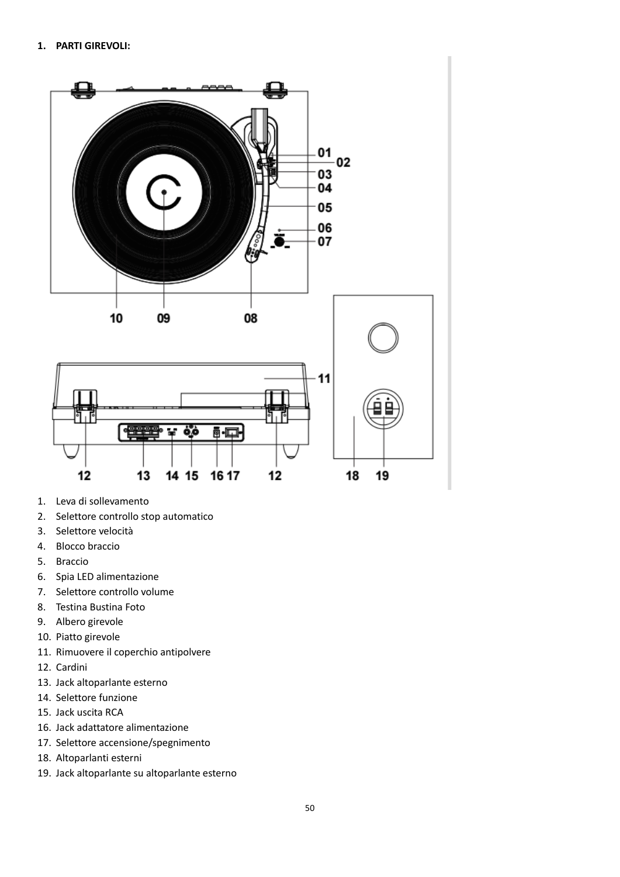**1. PARTI GIREVOLI:**

1. Leva di sollevamento
2. Selettore controllo stop automatico
3. Selettore velocità
4. Blocco braccio
5. Braccio
6. Spia LED alimentazione
7. Selettore controllo volume
8. Testina Bustina Foto
9. Albero girevole
10. Piatto girevole
11. Rimuovere il coperchio antipolvere
12. Cardini
13. Jack altoparlante esterno
14. Selettore funzione
15. Jack uscita RCA
16. Jack adattatore alimentazione
17. Selettore accensione/spegnimento
18. Altoparlanti esterni
19. Jack altoparlante su altoparlante esterno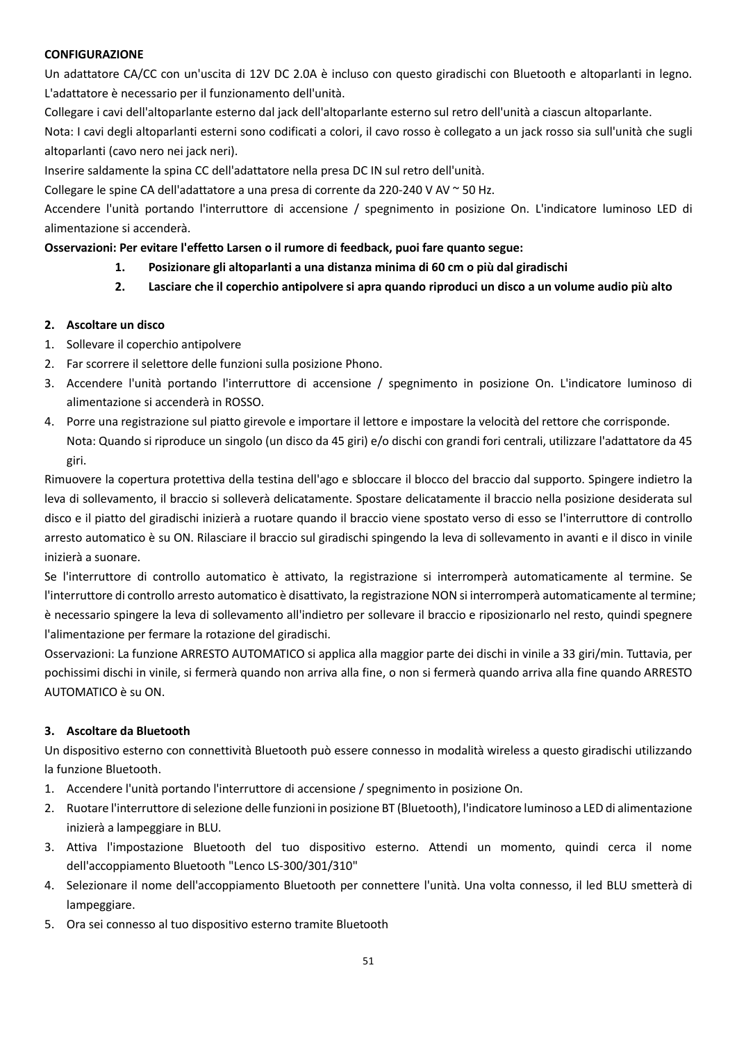**CONFIGURAZIONE**

Un adattatore CA/CC con un'uscita di 12V DC 2.0A è incluso con questo giradischi con Bluetooth e altoparlanti in legno. L'adattatore è necessario per il funzionamento dell'unità.

Collegare i cavi dell'altoparlante esterno dal jack dell'altoparlante esterno sul retro dell'unità a ciascun altoparlante.

Nota: I cavi degli altoparlanti esterni sono codificati a colori, il cavo rosso è collegato a un jack rosso sia sull'unità che sugli altoparlanti (cavo nero nei jack neri).

Inserire saldamente la spina CC dell'adattatore nella presa DC IN sul retro dell'unità.

Collegare le spine CA dell'adattatore a una presa di corrente da 220-240 V AV ~ 50 Hz.

Accendere l'unità portando l'interruttore di accensione / spegnimento in posizione On. L'indicatore luminoso LED di alimentazione si accenderà.

**Osservazioni: Per evitare l'effetto Larsen o il rumore di feedback, puoi fare quanto segue:**

1. **Posizionare gli altoparlanti a una distanza minima di 60 cm o più dal giradischi**
2. **Lasciare che il coperchio antipolvere si apra quando riproduci un disco a un volume audio più alto**

**2. Ascoltare un disco**

1. Sollevare il coperchio antipolvere
2. Far scorrere il selettore delle funzioni sulla posizione Phono.
3. Accendere l'unità portando l'interruttore di accensione / spegnimento in posizione On. L'indicatore luminoso di alimentazione si accenderà in ROSSO.
4. Porre una registrazione sul piatto girevole e importare il lettore e impostare la velocità del rettore che corrisponde.
   Nota: Quando si riproduce un singolo (un disco da 45 giri) e/o dischi con grandi fori centrali, utilizzare l'adattatore da 45 giri.

Rimuovere la copertura protettiva della testina dell'ago e sbloccare il blocco del braccio dal supporto. Spingere indietro la leva di sollevamento, il braccio si solleverà delicatamente. Spostare delicatamente il braccio nella posizione desiderata sul disco e il piatto del giradischi inizierà a ruotare quando il braccio viene spostato verso di esso se l'interruttore di controllo arresto automatico è su ON. Rilasciare il braccio sul giradischi spingendo la leva di sollevamento in avanti e il disco in vinile inizierà a suonare.

Se l'interruttore di controllo automatico è attivato, la registrazione si interromperà automaticamente al termine. Se l'interruttore di controllo arresto automatico è disattivato, la registrazione NON si interromperà automaticamente al termine; è necessario spingere la leva di sollevamento all'indietro per sollevare il braccio e riposizionarlo nel resto, quindi spegnere l'alimentazione per fermare la rotazione del giradischi.

Osservazioni: La funzione ARRESTO AUTOMATICO si applica alla maggior parte dei dischi in vinile a 33 giri/min. Tuttavia, per pochissimi dischi in vinile, si fermerà quando non arriva alla fine, o non si fermerà quando arriva alla fine quando ARRESTO AUTOMATICO è su ON.

**3. Ascoltare da Bluetooth**

Un dispositivo esterno con connettività Bluetooth può essere connesso in modalità wireless a questo giradischi utilizzando la funzione Bluetooth.

1. Accendere l'unità portando l'interruttore di accensione / spegnimento in posizione On.
2. Ruotare l'interruttore di selezione delle funzioni in posizione BT (Bluetooth), l'indicatore luminoso a LED di alimentazione inizierà a lampeggiare in BLU.
3. Attiva l'impostazione Bluetooth del tuo dispositivo esterno. Attendi un momento, quindi cerca il nome dell'accoppiamento Bluetooth "Lenco LS-300/301/310"
4. Selezionare il nome dell'accoppiamento Bluetooth per connettere l'unità. Una volta connesso, il led BLU smetterà di lampeggiare.
5. Ora sei connesso al tuo dispositivo esterno tramite Bluetooth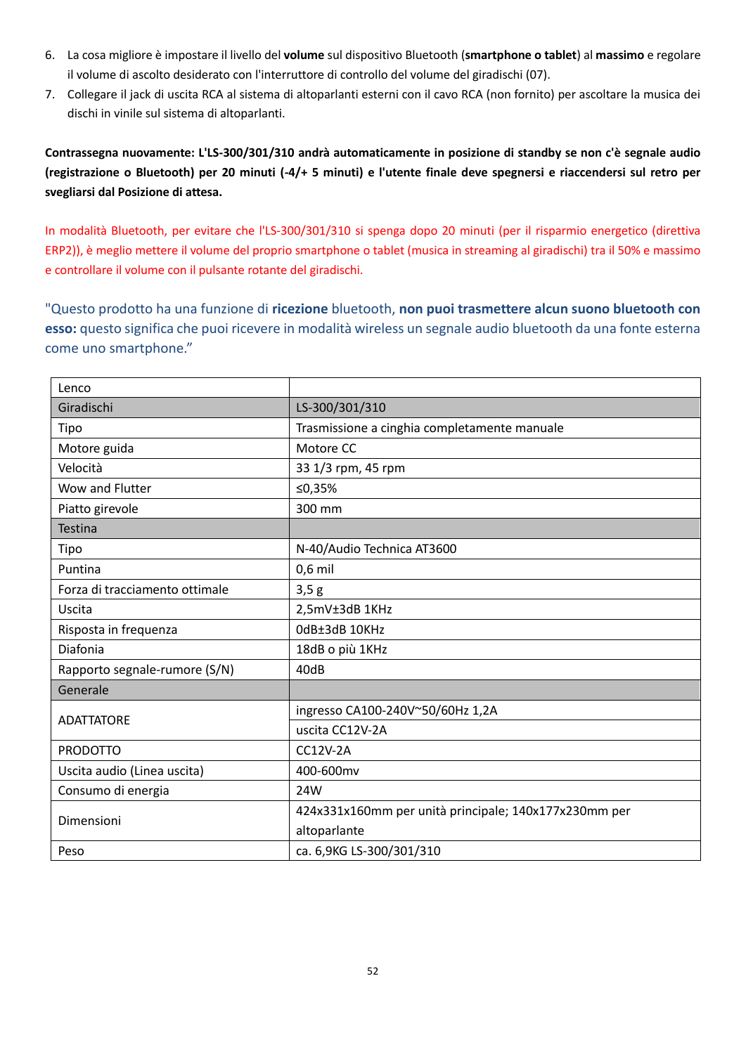6. La cosa migliore è impostare il livello del **volume** sul dispositivo Bluetooth (**smartphone o tablet**) al **massimo** e regolare il volume di ascolto desiderato con l'interruttore di controllo del volume del giradischi (07).
7. Collegare il jack di uscita RCA al sistema di altoparlanti esterni con il cavo RCA (non fornito) per ascoltare la musica dei dischi in vinile sul sistema di altoparlanti.

**Contrassegna nuovamente: L'LS-300/301/310 andrà automaticamente in posizione di standby se non c'è segnale audio (registrazione o Bluetooth) per 20 minuti (-4/+ 5 minuti) e l'utente finale deve spegnersi e riaccendersi sul retro per svegliarsi dal Posizione di attesa.**

In modalità Bluetooth, per evitare che l'LS-300/301/310 si spenga dopo 20 minuti (per il risparmio energetico (direttiva ERP2)), è meglio mettere il volume del proprio smartphone o tablet (musica in streaming al giradischi) tra il 50% e massimo e controllare il volume con il pulsante rotante del giradischi.

"Questo prodotto ha una funzione di **ricezione** bluetooth, **non puoi trasmettere alcun suono bluetooth con esso:** questo significa che puoi ricevere in modalità wireless un segnale audio bluetooth da una fonte esterna come uno smartphone."

| Lenco | |
|---|---|
| Giradischi | LS-300/301/310 |
| Tipo | Trasmissione a cinghia completamente manuale |
| Motore guida | Motore CC |
| Velocità | 33 1/3 rpm, 45 rpm |
| Wow and Flutter | ≤0,35% |
| Piatto girevole | 300 mm |
| Testina | |
| Tipo | N-40/Audio Technica AT3600 |
| Puntina | 0,6 mil |
| Forza di tracciamento ottimale | 3,5 g |
| Uscita | 2,5mV±3dB 1KHz |
| Risposta in frequenza | 0dB±3dB 10KHz |
| Diafonia | 18dB o più 1KHz |
| Rapporto segnale-rumore (S/N) | 40dB |
| Generale | |
| ADATTATORE | ingresso CA100-240V~50/60Hz 1,2A |
| | uscita CC12V-2A |
| PRODOTTO | CC12V-2A |
| Uscita audio (Linea uscita) | 400-600mv |
| Consumo di energia | 24W |
| Dimensioni | 424x331x160mm per unità principale; 140x177x230mm per altoparlante |
| Peso | ca. 6,9KG LS-300/301/310 |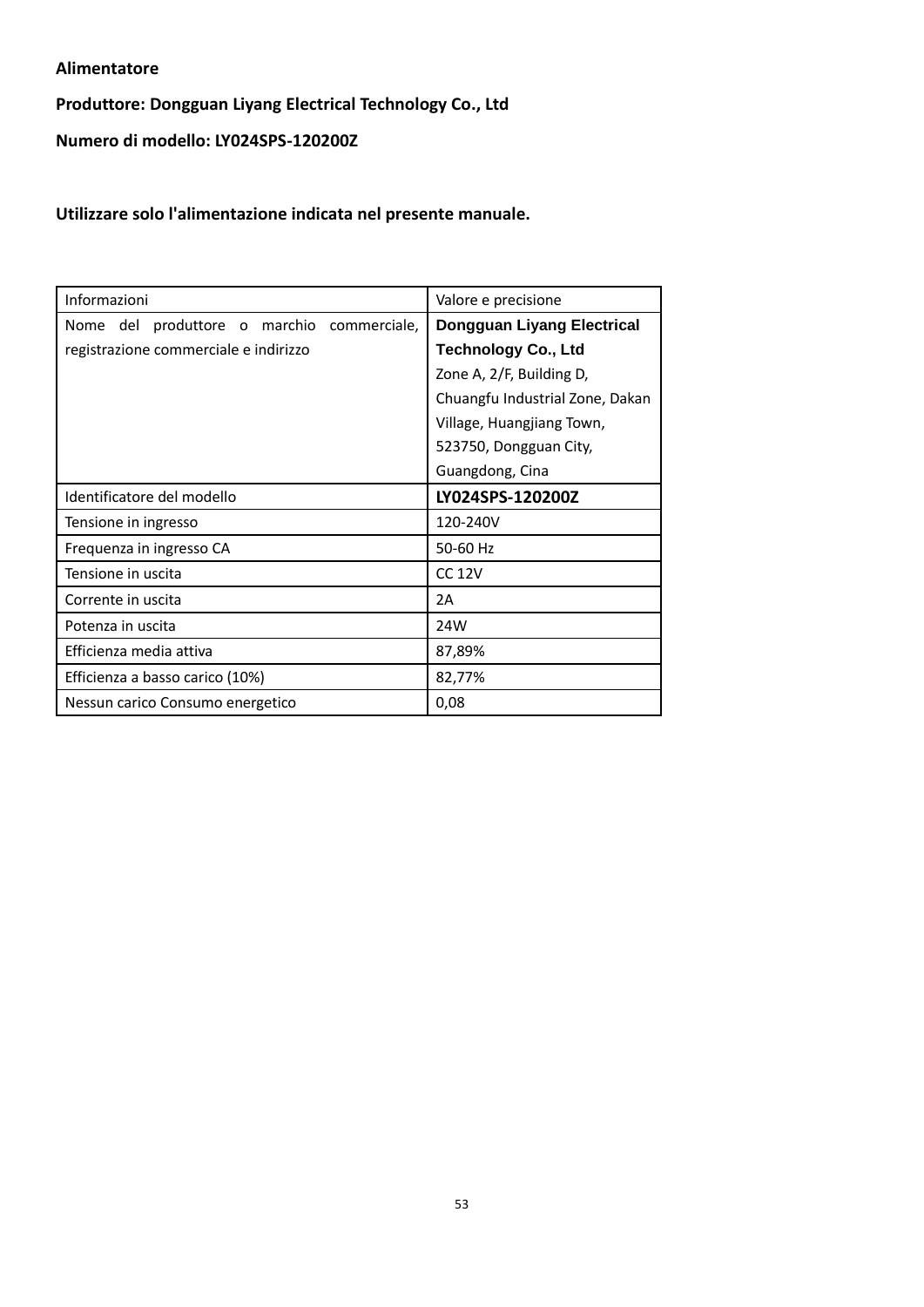**Alimentatore**

**Produttore: Dongguan Liyang Electrical Technology Co., Ltd**

**Numero di modello: LY024SPS-120200Z**

**Utilizzare solo l'alimentazione indicata nel presente manuale.**

| Informazioni | Valore e precisione |
|---|---|
| Nome del produttore o marchio commerciale, registrazione commerciale e indirizzo | **Dongguan Liyang Electrical Technology Co., Ltd** Zone A, 2/F, Building D, Chuangfu Industrial Zone, Dakan Village, Huangjiang Town, 523750, Dongguan City, Guangdong, Cina |
| Identificatore del modello | **LY024SPS-120200Z** |
| Tensione in ingresso | 120-240V |
| Frequenza in ingresso CA | 50-60 Hz |
| Tensione in uscita | CC 12V |
| Corrente in uscita | 2A |
| Potenza in uscita | 24W |
| Efficienza media attiva | 87,89% |
| Efficienza a basso carico (10%) | 82,77% |
| Nessun carico Consumo energetico | 0,08 |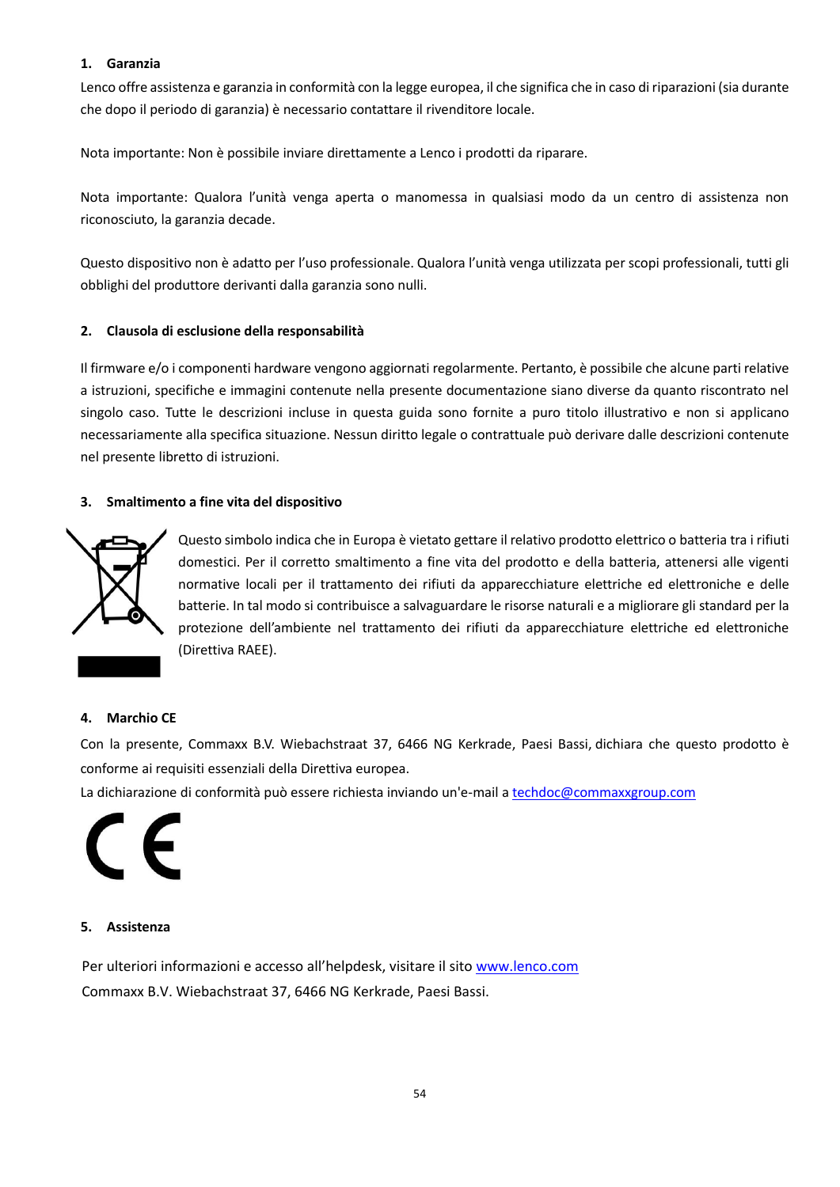## 1. Garanzia

Lenco offre assistenza e garanzia in conformità con la legge europea, il che significa che in caso di riparazioni (sia durante che dopo il periodo di garanzia) è necessario contattare il rivenditore locale.

Nota importante: Non è possibile inviare direttamente a Lenco i prodotti da riparare.

Nota importante: Qualora l'unità venga aperta o manomessa in qualsiasi modo da un centro di assistenza non riconosciuto, la garanzia decade.

Questo dispositivo non è adatto per l'uso professionale. Qualora l'unità venga utilizzata per scopi professionali, tutti gli obblighi del produttore derivanti dalla garanzia sono nulli.

## 2. Clausola di esclusione della responsabilità

Il firmware e/o i componenti hardware vengono aggiornati regolarmente. Pertanto, è possibile che alcune parti relative a istruzioni, specifiche e immagini contenute nella presente documentazione siano diverse da quanto riscontrato nel singolo caso. Tutte le descrizioni incluse in questa guida sono fornite a puro titolo illustrativo e non si applicano necessariamente alla specifica situazione. Nessun diritto legale o contrattuale può derivare dalle descrizioni contenute nel presente libretto di istruzioni.

## 3. Smaltimento a fine vita del dispositivo

Questo simbolo indica che in Europa è vietato gettare il relativo prodotto elettrico o batteria tra i rifiuti domestici. Per il corretto smaltimento a fine vita del prodotto e della batteria, attenersi alle vigenti normative locali per il trattamento dei rifiuti da apparecchiature elettriche ed elettroniche e delle batterie. In tal modo si contribuisce a salvaguardare le risorse naturali e a migliorare gli standard per la protezione dell'ambiente nel trattamento dei rifiuti da apparecchiature elettriche ed elettroniche (Direttiva RAEE).

## 4. Marchio CE

Con la presente, Commaxx B.V. Wiebachstraat 37, 6466 NG Kerkrade, Paesi Bassi, dichiara che questo prodotto è conforme ai requisiti essenziali della Direttiva europea.

La dichiarazione di conformità può essere richiesta inviando un'e-mail a techdoc@commaxxgroup.com

## 5. Assistenza

Per ulteriori informazioni e accesso all'helpdesk, visitare il sito www.lenco.com

Commaxx B.V. Wiebachstraat 37, 6466 NG Kerkrade, Paesi Bassi.